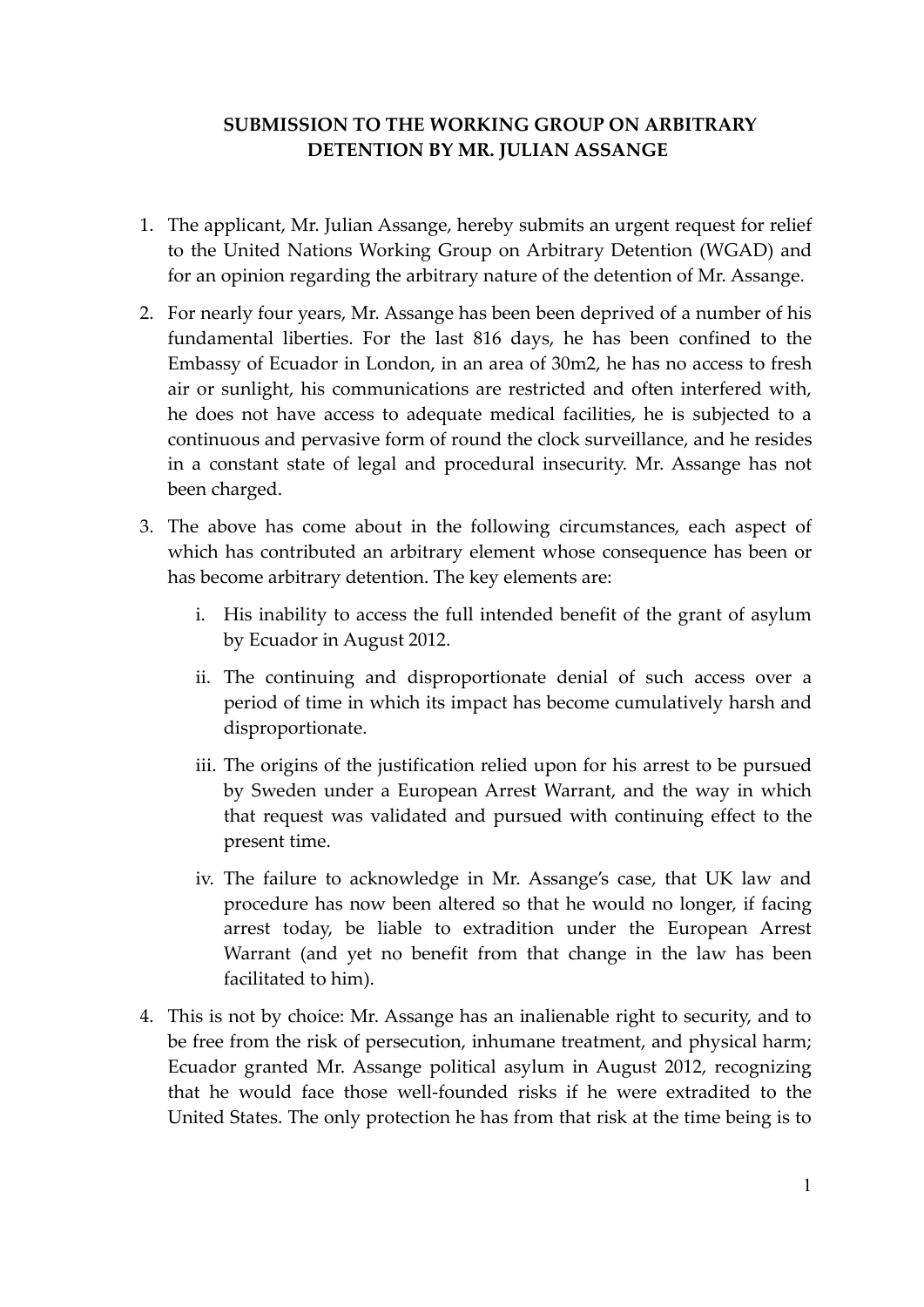# SUBMISSION TO THE WORKING GROUP ON ARBITRARY DETENTION BY MR. JULIAN ASSANGE

1. The applicant, Mr. Julian Assange, hereby submits an urgent request for relief to the United Nations Working Group on Arbitrary Detention (WGAD) and for an opinion regarding the arbitrary nature of the detention of Mr. Assange.

2. For nearly four years, Mr. Assange has been been deprived of a number of his fundamental liberties. For the last 816 days, he has been confined to the Embassy of Ecuador in London, in an area of 30m2, he has no access to fresh air or sunlight, his communications are restricted and often interfered with, he does not have access to adequate medical facilities, he is subjected to a continuous and pervasive form of round the clock surveillance, and he resides in a constant state of legal and procedural insecurity. Mr. Assange has not been charged.

3. The above has come about in the following circumstances, each aspect of which has contributed an arbitrary element whose consequence has been or has become arbitrary detention. The key elements are:

   i. His inability to access the full intended benefit of the grant of asylum by Ecuador in August 2012.

   ii. The continuing and disproportionate denial of such access over a period of time in which its impact has become cumulatively harsh and disproportionate.

   iii. The origins of the justification relied upon for his arrest to be pursued by Sweden under a European Arrest Warrant, and the way in which that request was validated and pursued with continuing effect to the present time.

   iv. The failure to acknowledge in Mr. Assange's case, that UK law and procedure has now been altered so that he would no longer, if facing arrest today, be liable to extradition under the European Arrest Warrant (and yet no benefit from that change in the law has been facilitated to him).

4. This is not by choice: Mr. Assange has an inalienable right to security, and to be free from the risk of persecution, inhumane treatment, and physical harm; Ecuador granted Mr. Assange political asylum in August 2012, recognizing that he would face those well-founded risks if he were extradited to the United States. The only protection he has from that risk at the time being is to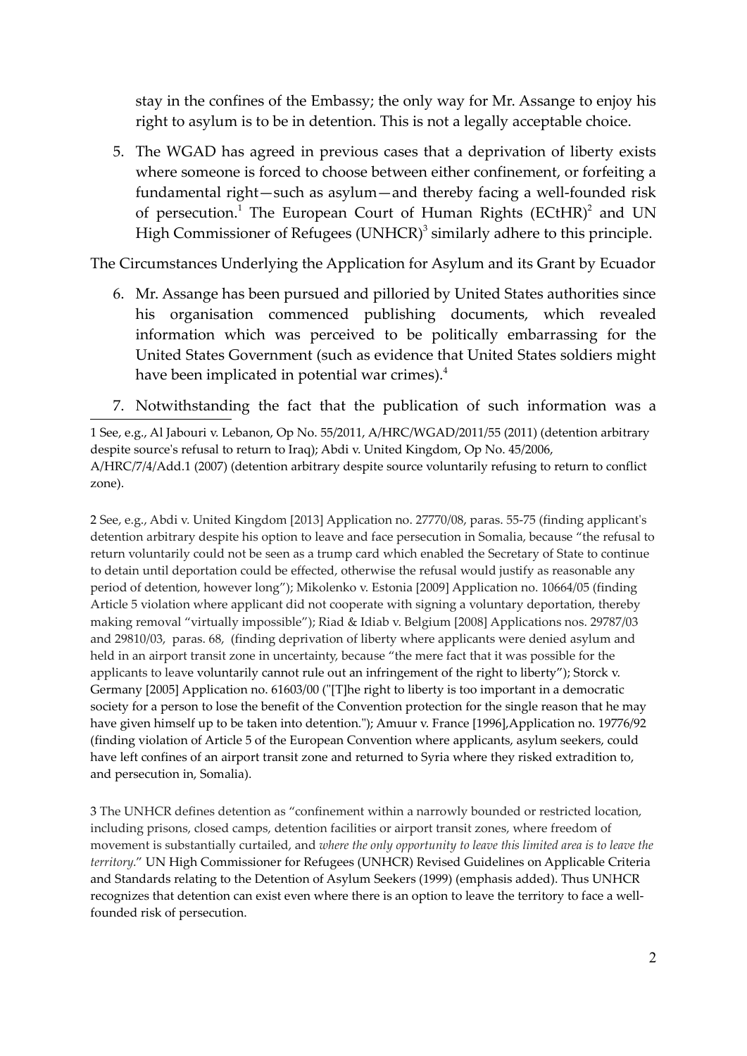stay in the confines of the Embassy; the only way for Mr. Assange to enjoy his right to asylum is to be in detention. This is not a legally acceptable choice.

5. The WGAD has agreed in previous cases that a deprivation of liberty exists where someone is forced to choose between either confinement, or forfeiting a fundamental right—such as asylum—and thereby facing a well-founded risk of persecution.[1] The European Court of Human Rights (ECtHR)[2] and UN High Commissioner of Refugees (UNHCR)[3] similarly adhere to this principle.

The Circumstances Underlying the Application for Asylum and its Grant by Ecuador

6. Mr. Assange has been pursued and pilloried by United States authorities since his organisation commenced publishing documents, which revealed information which was perceived to be politically embarrassing for the United States Government (such as evidence that United States soldiers might have been implicated in potential war crimes).[4]

7. Notwithstanding the fact that the publication of such information was a

---

1 See, e.g., Al Jabouri v. Lebanon, Op No. 55/2011, A/HRC/WGAD/2011/55 (2011) (detention arbitrary despite source's refusal to return to Iraq); Abdi v. United Kingdom, Op No. 45/2006, A/HRC/7/4/Add.1 (2007) (detention arbitrary despite source voluntarily refusing to return to conflict zone).

2 See, e.g., Abdi v. United Kingdom [2013] Application no. 27770/08, paras. 55-75 (finding applicant's detention arbitrary despite his option to leave and face persecution in Somalia, because "the refusal to return voluntarily could not be seen as a trump card which enabled the Secretary of State to continue to detain until deportation could be effected, otherwise the refusal would justify as reasonable any period of detention, however long"); Mikolenko v. Estonia [2009] Application no. 10664/05 (finding Article 5 violation where applicant did not cooperate with signing a voluntary deportation, thereby making removal "virtually impossible"); Riad & Idiab v. Belgium [2008] Applications nos. 29787/03 and 29810/03, paras. 68, (finding deprivation of liberty where applicants were denied asylum and held in an airport transit zone in uncertainty, because "the mere fact that it was possible for the applicants to leave voluntarily cannot rule out an infringement of the right to liberty"); Storck v. Germany [2005] Application no. 61603/00 ("[T]he right to liberty is too important in a democratic society for a person to lose the benefit of the Convention protection for the single reason that he may have given himself up to be taken into detention."); Amuur v. France [1996],Application no. 19776/92 (finding violation of Article 5 of the European Convention where applicants, asylum seekers, could have left confines of an airport transit zone and returned to Syria where they risked extradition to, and persecution in, Somalia).

3 The UNHCR defines detention as "confinement within a narrowly bounded or restricted location, including prisons, closed camps, detention facilities or airport transit zones, where freedom of movement is substantially curtailed, and *where the only opportunity to leave this limited area is to leave the territory*." UN High Commissioner for Refugees (UNHCR) Revised Guidelines on Applicable Criteria and Standards relating to the Detention of Asylum Seekers (1999) (emphasis added). Thus UNHCR recognizes that detention can exist even where there is an option to leave the territory to face a well-founded risk of persecution.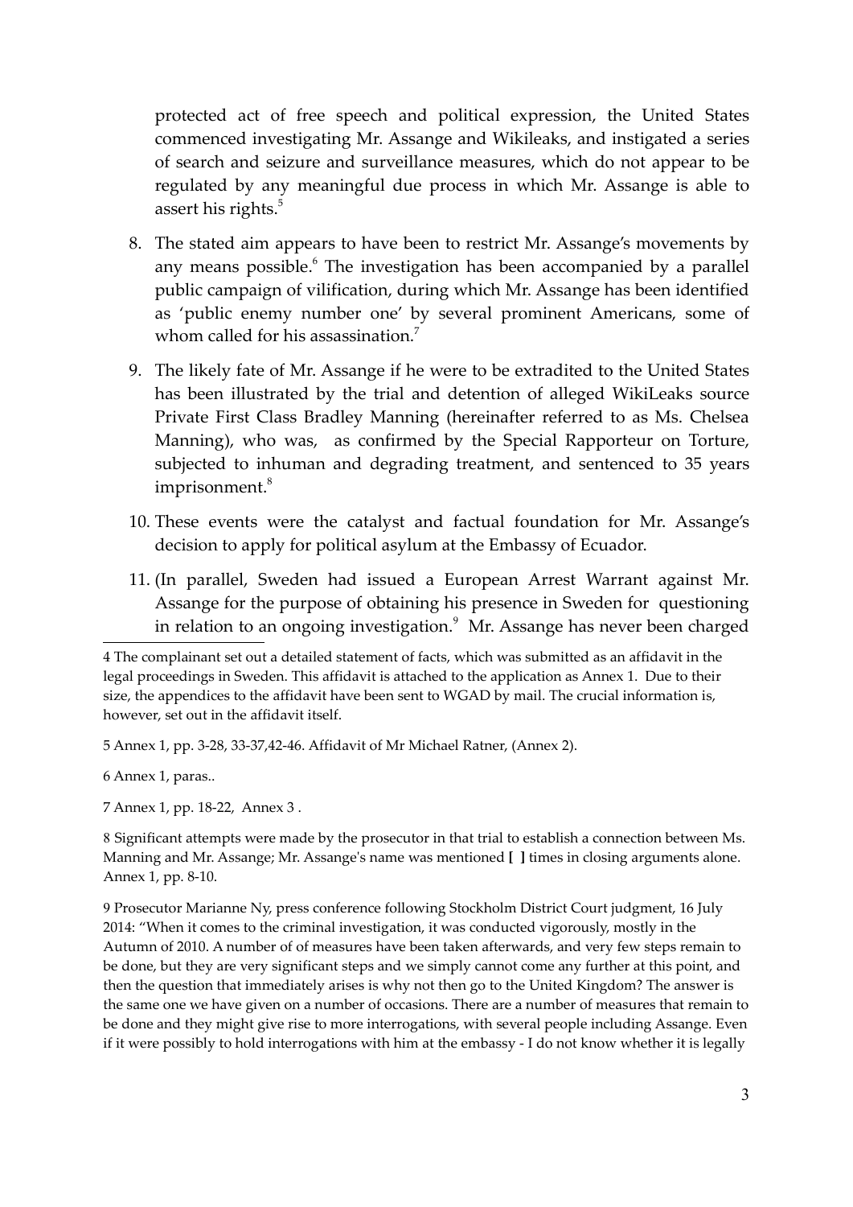protected act of free speech and political expression, the United States commenced investigating Mr. Assange and Wikileaks, and instigated a series of search and seizure and surveillance measures, which do not appear to be regulated by any meaningful due process in which Mr. Assange is able to assert his rights.[5]

8. The stated aim appears to have been to restrict Mr. Assange's movements by any means possible.[6] The investigation has been accompanied by a parallel public campaign of vilification, during which Mr. Assange has been identified as 'public enemy number one' by several prominent Americans, some of whom called for his assassination.[7]

9. The likely fate of Mr. Assange if he were to be extradited to the United States has been illustrated by the trial and detention of alleged WikiLeaks source Private First Class Bradley Manning (hereinafter referred to as Ms. Chelsea Manning), who was, as confirmed by the Special Rapporteur on Torture, subjected to inhuman and degrading treatment, and sentenced to 35 years imprisonment.[8]

10. These events were the catalyst and factual foundation for Mr. Assange's decision to apply for political asylum at the Embassy of Ecuador.

11. (In parallel, Sweden had issued a European Arrest Warrant against Mr. Assange for the purpose of obtaining his presence in Sweden for questioning in relation to an ongoing investigation.[9] Mr. Assange has never been charged

---

4 The complainant set out a detailed statement of facts, which was submitted as an affidavit in the legal proceedings in Sweden. This affidavit is attached to the application as Annex 1. Due to their size, the appendices to the affidavit have been sent to WGAD by mail. The crucial information is, however, set out in the affidavit itself.

5 Annex 1, pp. 3-28, 33-37,42-46. Affidavit of Mr Michael Ratner, (Annex 2).

6 Annex 1, paras..

7 Annex 1, pp. 18-22, Annex 3 .

8 Significant attempts were made by the prosecutor in that trial to establish a connection between Ms. Manning and Mr. Assange; Mr. Assange's name was mentioned **[ ]** times in closing arguments alone. Annex 1, pp. 8-10.

9 Prosecutor Marianne Ny, press conference following Stockholm District Court judgment, 16 July 2014: "When it comes to the criminal investigation, it was conducted vigorously, mostly in the Autumn of 2010. A number of of measures have been taken afterwards, and very few steps remain to be done, but they are very significant steps and we simply cannot come any further at this point, and then the question that immediately arises is why not then go to the United Kingdom? The answer is the same one we have given on a number of occasions. There are a number of measures that remain to be done and they might give rise to more interrogations, with several people including Assange. Even if it were possibly to hold interrogations with him at the embassy - I do not know whether it is legally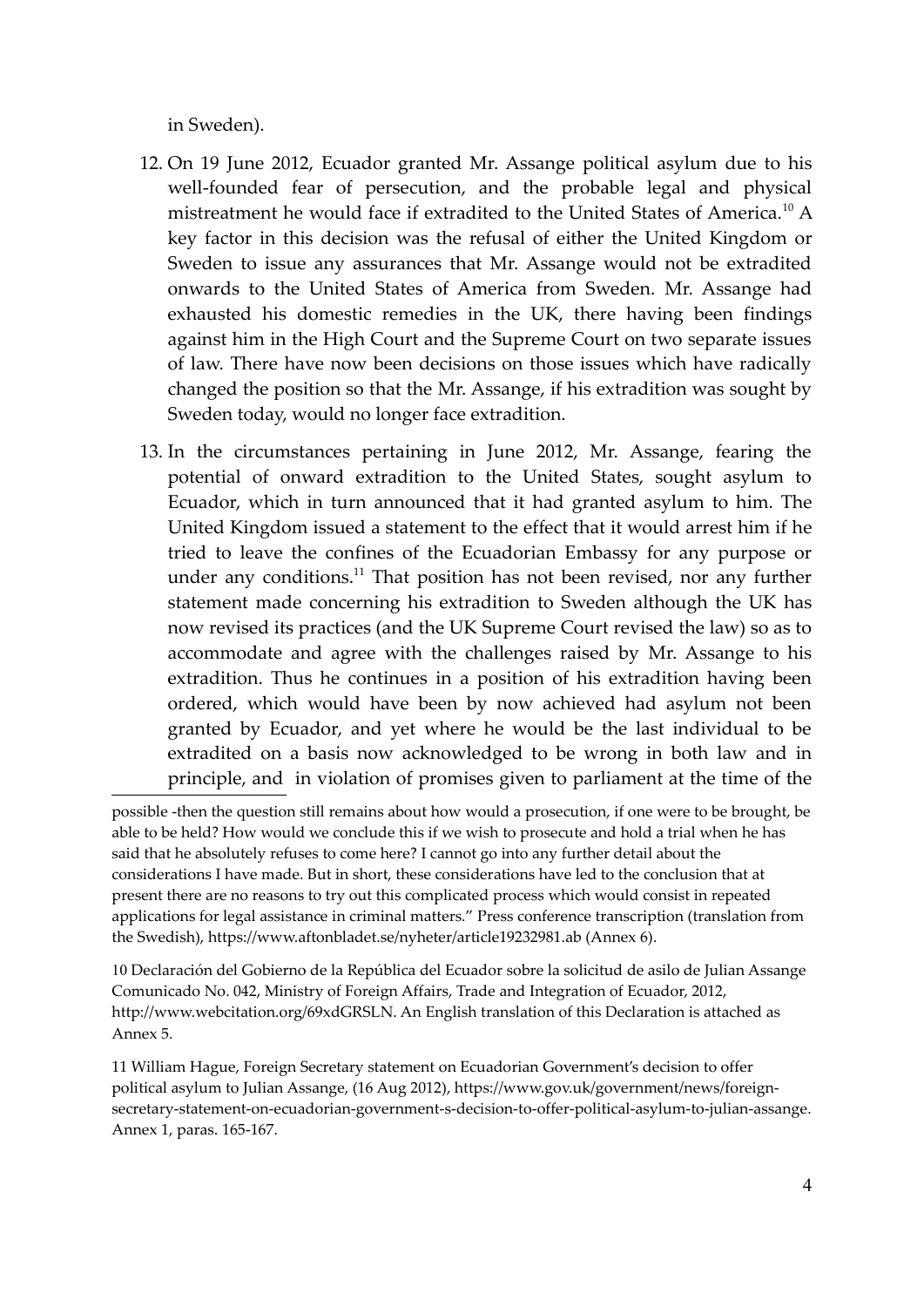in Sweden).

12. On 19 June 2012, Ecuador granted Mr. Assange political asylum due to his well-founded fear of persecution, and the probable legal and physical mistreatment he would face if extradited to the United States of America.[10] A key factor in this decision was the refusal of either the United Kingdom or Sweden to issue any assurances that Mr. Assange would not be extradited onwards to the United States of America from Sweden. Mr. Assange had exhausted his domestic remedies in the UK, there having been findings against him in the High Court and the Supreme Court on two separate issues of law. There have now been decisions on those issues which have radically changed the position so that the Mr. Assange, if his extradition was sought by Sweden today, would no longer face extradition.

13. In the circumstances pertaining in June 2012, Mr. Assange, fearing the potential of onward extradition to the United States, sought asylum to Ecuador, which in turn announced that it had granted asylum to him. The United Kingdom issued a statement to the effect that it would arrest him if he tried to leave the confines of the Ecuadorian Embassy for any purpose or under any conditions.[11] That position has not been revised, nor any further statement made concerning his extradition to Sweden although the UK has now revised its practices (and the UK Supreme Court revised the law) so as to accommodate and agree with the challenges raised by Mr. Assange to his extradition. Thus he continues in a position of his extradition having been ordered, which would have been by now achieved had asylum not been granted by Ecuador, and yet where he would be the last individual to be extradited on a basis now acknowledged to be wrong in both law and in principle, and in violation of promises given to parliament at the time of the

---

possible -then the question still remains about how would a prosecution, if one were to be brought, be able to be held? How would we conclude this if we wish to prosecute and hold a trial when he has said that he absolutely refuses to come here? I cannot go into any further detail about the considerations I have made. But in short, these considerations have led to the conclusion that at present there are no reasons to try out this complicated process which would consist in repeated applications for legal assistance in criminal matters." Press conference transcription (translation from the Swedish), https://www.aftonbladet.se/nyheter/article19232981.ab (Annex 6).

10 Declaración del Gobierno de la República del Ecuador sobre la solicitud de asilo de Julian Assange Comunicado No. 042, Ministry of Foreign Affairs, Trade and Integration of Ecuador, 2012, http://www.webcitation.org/69xdGRSLN. An English translation of this Declaration is attached as Annex 5.

11 William Hague, Foreign Secretary statement on Ecuadorian Government's decision to offer political asylum to Julian Assange, (16 Aug 2012), https://www.gov.uk/government/news/foreign-secretary-statement-on-ecuadorian-government-s-decision-to-offer-political-asylum-to-julian-assange. Annex 1, paras. 165-167.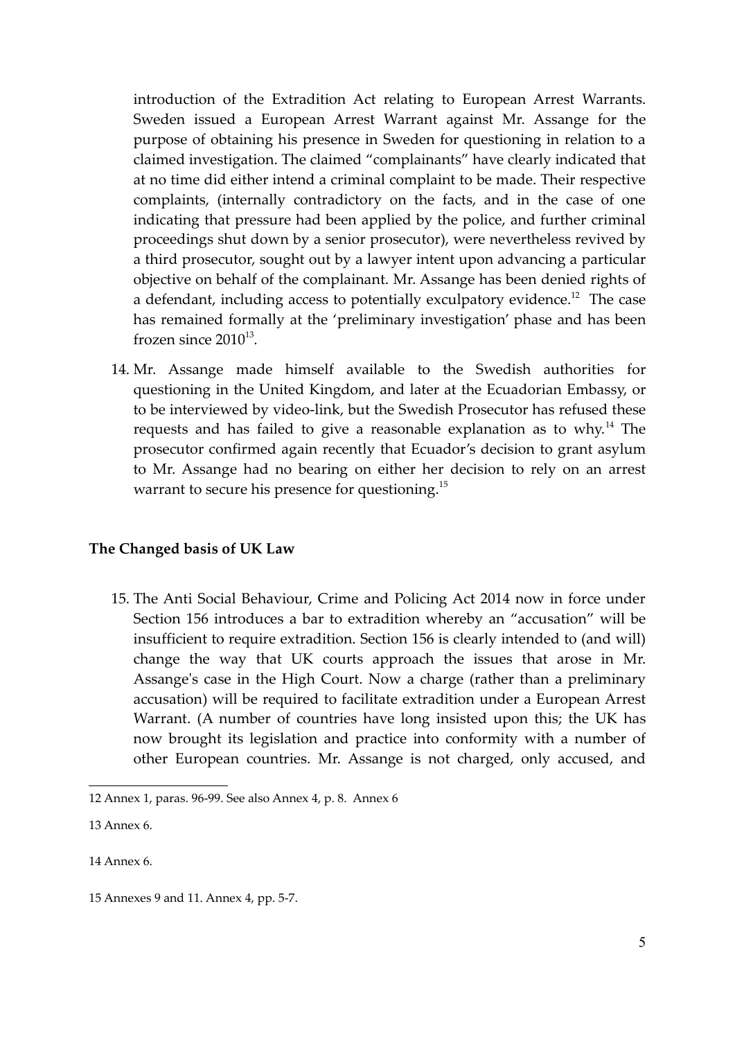introduction of the Extradition Act relating to European Arrest Warrants. Sweden issued a European Arrest Warrant against Mr. Assange for the purpose of obtaining his presence in Sweden for questioning in relation to a claimed investigation. The claimed "complainants" have clearly indicated that at no time did either intend a criminal complaint to be made. Their respective complaints, (internally contradictory on the facts, and in the case of one indicating that pressure had been applied by the police, and further criminal proceedings shut down by a senior prosecutor), were nevertheless revived by a third prosecutor, sought out by a lawyer intent upon advancing a particular objective on behalf of the complainant. Mr. Assange has been denied rights of a defendant, including access to potentially exculpatory evidence.[12] The case has remained formally at the 'preliminary investigation' phase and has been frozen since 2010[13].

14. Mr. Assange made himself available to the Swedish authorities for questioning in the United Kingdom, and later at the Ecuadorian Embassy, or to be interviewed by video-link, but the Swedish Prosecutor has refused these requests and has failed to give a reasonable explanation as to why.[14] The prosecutor confirmed again recently that Ecuador's decision to grant asylum to Mr. Assange had no bearing on either her decision to rely on an arrest warrant to secure his presence for questioning.[15]

## The Changed basis of UK Law

15. The Anti Social Behaviour, Crime and Policing Act 2014 now in force under Section 156 introduces a bar to extradition whereby an "accusation" will be insufficient to require extradition. Section 156 is clearly intended to (and will) change the way that UK courts approach the issues that arose in Mr. Assange's case in the High Court. Now a charge (rather than a preliminary accusation) will be required to facilitate extradition under a European Arrest Warrant. (A number of countries have long insisted upon this; the UK has now brought its legislation and practice into conformity with a number of other European countries. Mr. Assange is not charged, only accused, and

---

12 Annex 1, paras. 96-99. See also Annex 4, p. 8. Annex 6

13 Annex 6.

14 Annex 6.

15 Annexes 9 and 11. Annex 4, pp. 5-7.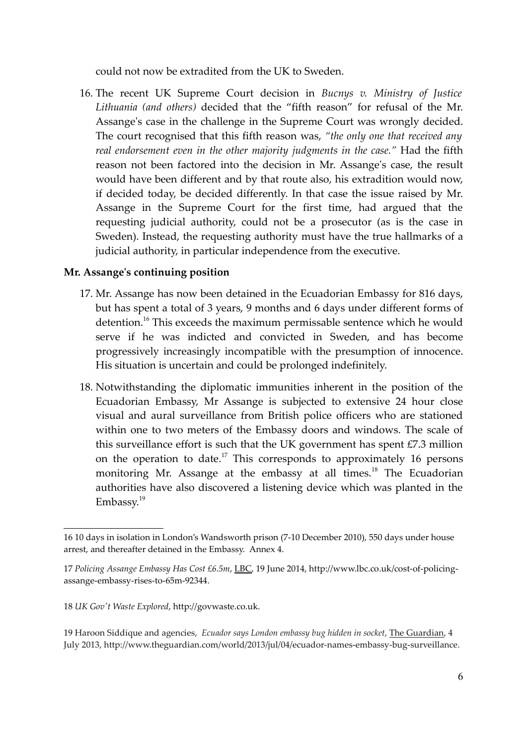could not now be extradited from the UK to Sweden.

16. The recent UK Supreme Court decision in *Bucnys v. Ministry of Justice Lithuania (and others)* decided that the "fifth reason" for refusal of the Mr. Assange's case in the challenge in the Supreme Court was wrongly decided. The court recognised that this fifth reason was, *"the only one that received any real endorsement even in the other majority judgments in the case."* Had the fifth reason not been factored into the decision in Mr. Assange's case, the result would have been different and by that route also, his extradition would now, if decided today, be decided differently. In that case the issue raised by Mr. Assange in the Supreme Court for the first time, had argued that the requesting judicial authority, could not be a prosecutor (as is the case in Sweden). Instead, the requesting authority must have the true hallmarks of a judicial authority, in particular independence from the executive.

**Mr. Assange's continuing position**

17. Mr. Assange has now been detained in the Ecuadorian Embassy for 816 days, but has spent a total of 3 years, 9 months and 6 days under different forms of detention.[16] This exceeds the maximum permissable sentence which he would serve if he was indicted and convicted in Sweden, and has become progressively increasingly incompatible with the presumption of innocence. His situation is uncertain and could be prolonged indefinitely.

18. Notwithstanding the diplomatic immunities inherent in the position of the Ecuadorian Embassy, Mr Assange is subjected to extensive 24 hour close visual and aural surveillance from British police officers who are stationed within one to two meters of the Embassy doors and windows. The scale of this surveillance effort is such that the UK government has spent £7.3 million on the operation to date.[17] This corresponds to approximately 16 persons monitoring Mr. Assange at the embassy at all times.[18] The Ecuadorian authorities have also discovered a listening device which was planted in the Embassy.[19]

---

16 10 days in isolation in London's Wandsworth prison (7-10 December 2010), 550 days under house arrest, and thereafter detained in the Embassy. Annex 4.

17 *Policing Assange Embassy Has Cost £6.5m*, LBC, 19 June 2014, http://www.lbc.co.uk/cost-of-policing-assange-embassy-rises-to-65m-92344.

18 *UK Gov't Waste Explored*, http://govwaste.co.uk.

19 Haroon Siddique and agencies, *Ecuador says London embassy bug hidden in socket*, The Guardian, 4 July 2013, http://www.theguardian.com/world/2013/jul/04/ecuador-names-embassy-bug-surveillance.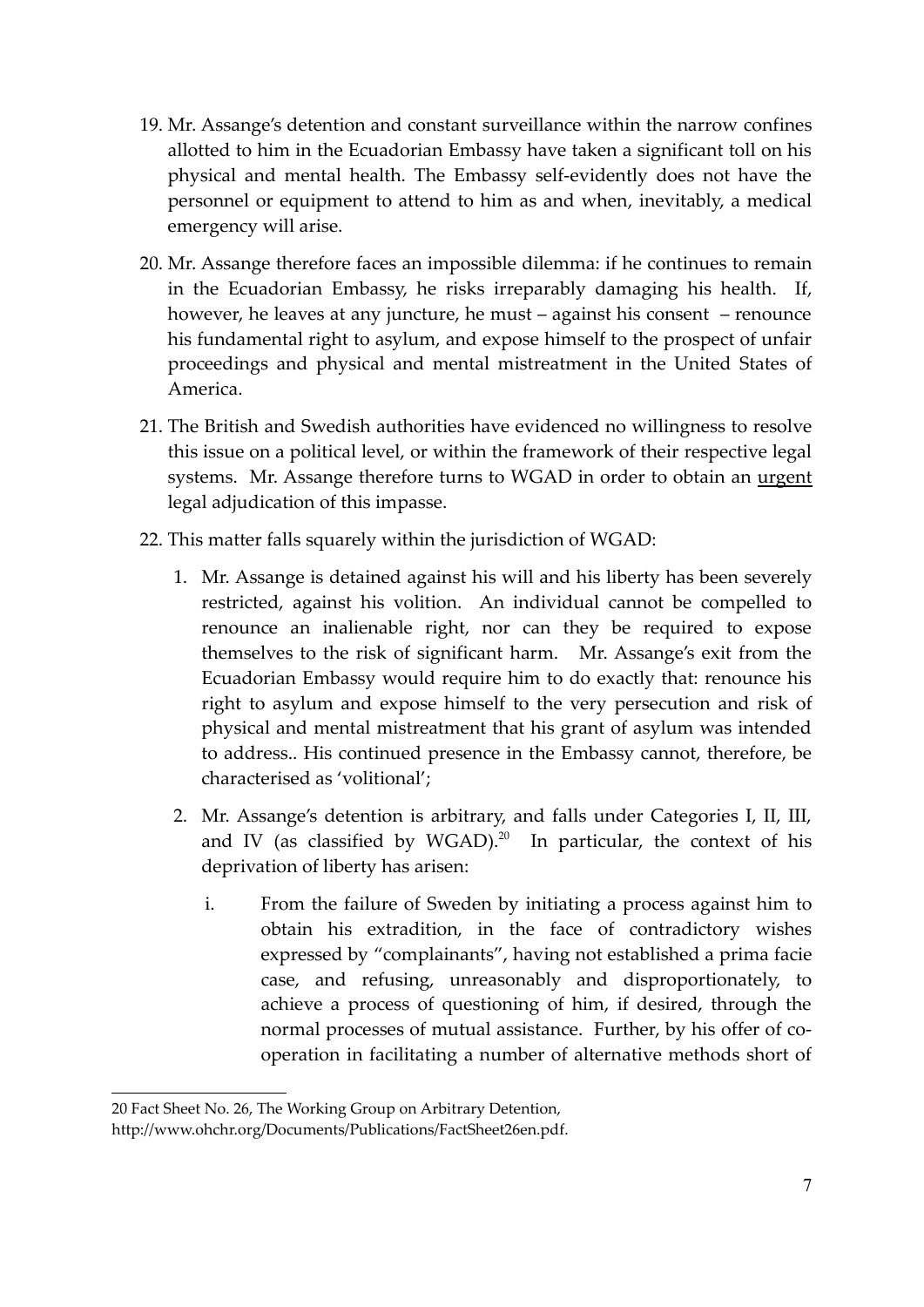19. Mr. Assange's detention and constant surveillance within the narrow confines allotted to him in the Ecuadorian Embassy have taken a significant toll on his physical and mental health. The Embassy self-evidently does not have the personnel or equipment to attend to him as and when, inevitably, a medical emergency will arise.

20. Mr. Assange therefore faces an impossible dilemma: if he continues to remain in the Ecuadorian Embassy, he risks irreparably damaging his health. If, however, he leaves at any juncture, he must – against his consent – renounce his fundamental right to asylum, and expose himself to the prospect of unfair proceedings and physical and mental mistreatment in the United States of America.

21. The British and Swedish authorities have evidenced no willingness to resolve this issue on a political level, or within the framework of their respective legal systems. Mr. Assange therefore turns to WGAD in order to obtain an <u>urgent</u> legal adjudication of this impasse.

22. This matter falls squarely within the jurisdiction of WGAD:

    1. Mr. Assange is detained against his will and his liberty has been severely restricted, against his volition. An individual cannot be compelled to renounce an inalienable right, nor can they be required to expose themselves to the risk of significant harm. Mr. Assange's exit from the Ecuadorian Embassy would require him to do exactly that: renounce his right to asylum and expose himself to the very persecution and risk of physical and mental mistreatment that his grant of asylum was intended to address.. His continued presence in the Embassy cannot, therefore, be characterised as 'volitional';

    2. Mr. Assange's detention is arbitrary, and falls under Categories I, II, III, and IV (as classified by WGAD).[20] In particular, the context of his deprivation of liberty has arisen:

        i. From the failure of Sweden by initiating a process against him to obtain his extradition, in the face of contradictory wishes expressed by "complainants", having not established a prima facie case, and refusing, unreasonably and disproportionately, to achieve a process of questioning of him, if desired, through the normal processes of mutual assistance. Further, by his offer of co-operation in facilitating a number of alternative methods short of

---

20 Fact Sheet No. 26, The Working Group on Arbitrary Detention, http://www.ohchr.org/Documents/Publications/FactSheet26en.pdf.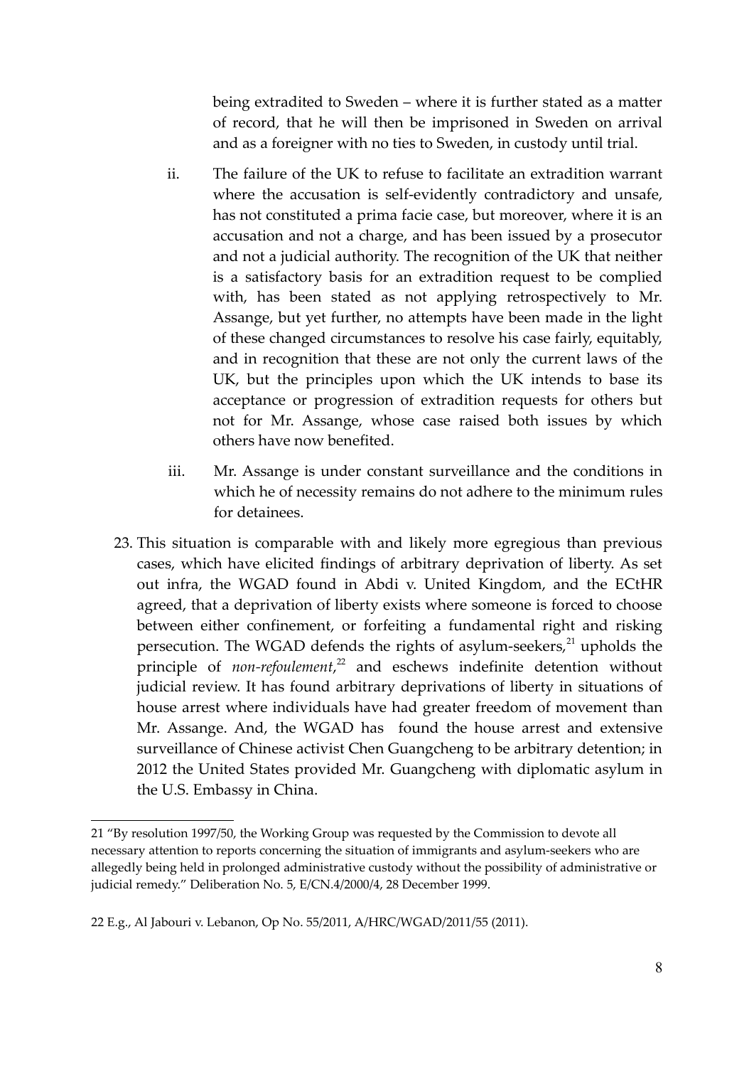being extradited to Sweden – where it is further stated as a matter of record, that he will then be imprisoned in Sweden on arrival and as a foreigner with no ties to Sweden, in custody until trial.

ii. The failure of the UK to refuse to facilitate an extradition warrant where the accusation is self-evidently contradictory and unsafe, has not constituted a prima facie case, but moreover, where it is an accusation and not a charge, and has been issued by a prosecutor and not a judicial authority. The recognition of the UK that neither is a satisfactory basis for an extradition request to be complied with, has been stated as not applying retrospectively to Mr. Assange, but yet further, no attempts have been made in the light of these changed circumstances to resolve his case fairly, equitably, and in recognition that these are not only the current laws of the UK, but the principles upon which the UK intends to base its acceptance or progression of extradition requests for others but not for Mr. Assange, whose case raised both issues by which others have now benefited.

iii. Mr. Assange is under constant surveillance and the conditions in which he of necessity remains do not adhere to the minimum rules for detainees.

23. This situation is comparable with and likely more egregious than previous cases, which have elicited findings of arbitrary deprivation of liberty. As set out infra, the WGAD found in Abdi v. United Kingdom, and the ECtHR agreed, that a deprivation of liberty exists where someone is forced to choose between either confinement, or forfeiting a fundamental right and risking persecution. The WGAD defends the rights of asylum-seekers,[21] upholds the principle of *non-refoulement*,[22] and eschews indefinite detention without judicial review. It has found arbitrary deprivations of liberty in situations of house arrest where individuals have had greater freedom of movement than Mr. Assange. And, the WGAD has found the house arrest and extensive surveillance of Chinese activist Chen Guangcheng to be arbitrary detention; in 2012 the United States provided Mr. Guangcheng with diplomatic asylum in the U.S. Embassy in China.

---

21 "By resolution 1997/50, the Working Group was requested by the Commission to devote all necessary attention to reports concerning the situation of immigrants and asylum-seekers who are allegedly being held in prolonged administrative custody without the possibility of administrative or judicial remedy." Deliberation No. 5, E/CN.4/2000/4, 28 December 1999.

22 E.g., Al Jabouri v. Lebanon, Op No. 55/2011, A/HRC/WGAD/2011/55 (2011).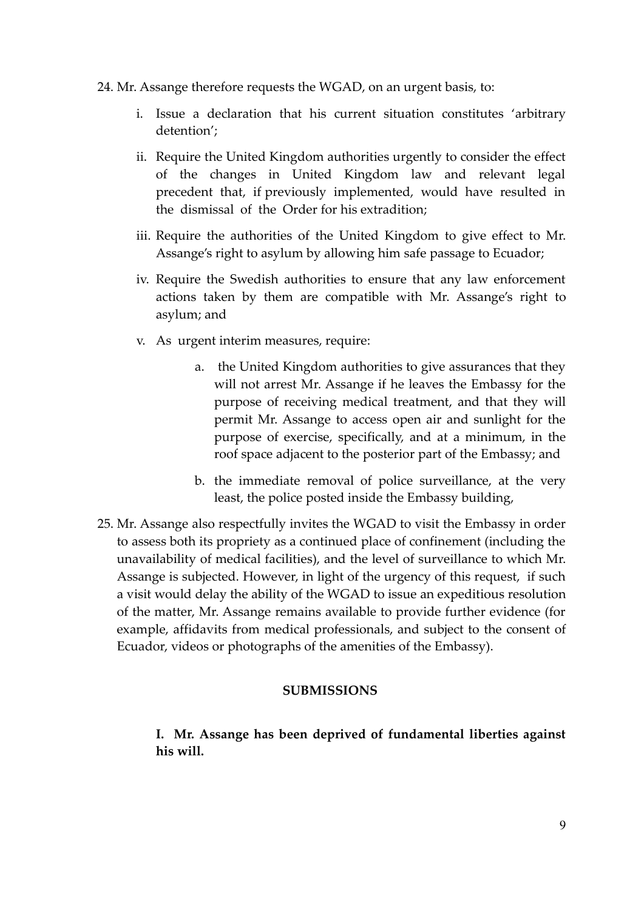24. Mr. Assange therefore requests the WGAD, on an urgent basis, to:

    i. Issue a declaration that his current situation constitutes 'arbitrary detention';

    ii. Require the United Kingdom authorities urgently to consider the effect of the changes in United Kingdom law and relevant legal precedent that, if previously implemented, would have resulted in the dismissal of the Order for his extradition;

    iii. Require the authorities of the United Kingdom to give effect to Mr. Assange's right to asylum by allowing him safe passage to Ecuador;

    iv. Require the Swedish authorities to ensure that any law enforcement actions taken by them are compatible with Mr. Assange's right to asylum; and

    v. As urgent interim measures, require:

        a. the United Kingdom authorities to give assurances that they will not arrest Mr. Assange if he leaves the Embassy for the purpose of receiving medical treatment, and that they will permit Mr. Assange to access open air and sunlight for the purpose of exercise, specifically, and at a minimum, in the roof space adjacent to the posterior part of the Embassy; and

        b. the immediate removal of police surveillance, at the very least, the police posted inside the Embassy building,

25. Mr. Assange also respectfully invites the WGAD to visit the Embassy in order to assess both its propriety as a continued place of confinement (including the unavailability of medical facilities), and the level of surveillance to which Mr. Assange is subjected. However, in light of the urgency of this request, if such a visit would delay the ability of the WGAD to issue an expeditious resolution of the matter, Mr. Assange remains available to provide further evidence (for example, affidavits from medical professionals, and subject to the consent of Ecuador, videos or photographs of the amenities of the Embassy).

## SUBMISSIONS

### I. Mr. Assange has been deprived of fundamental liberties against his will.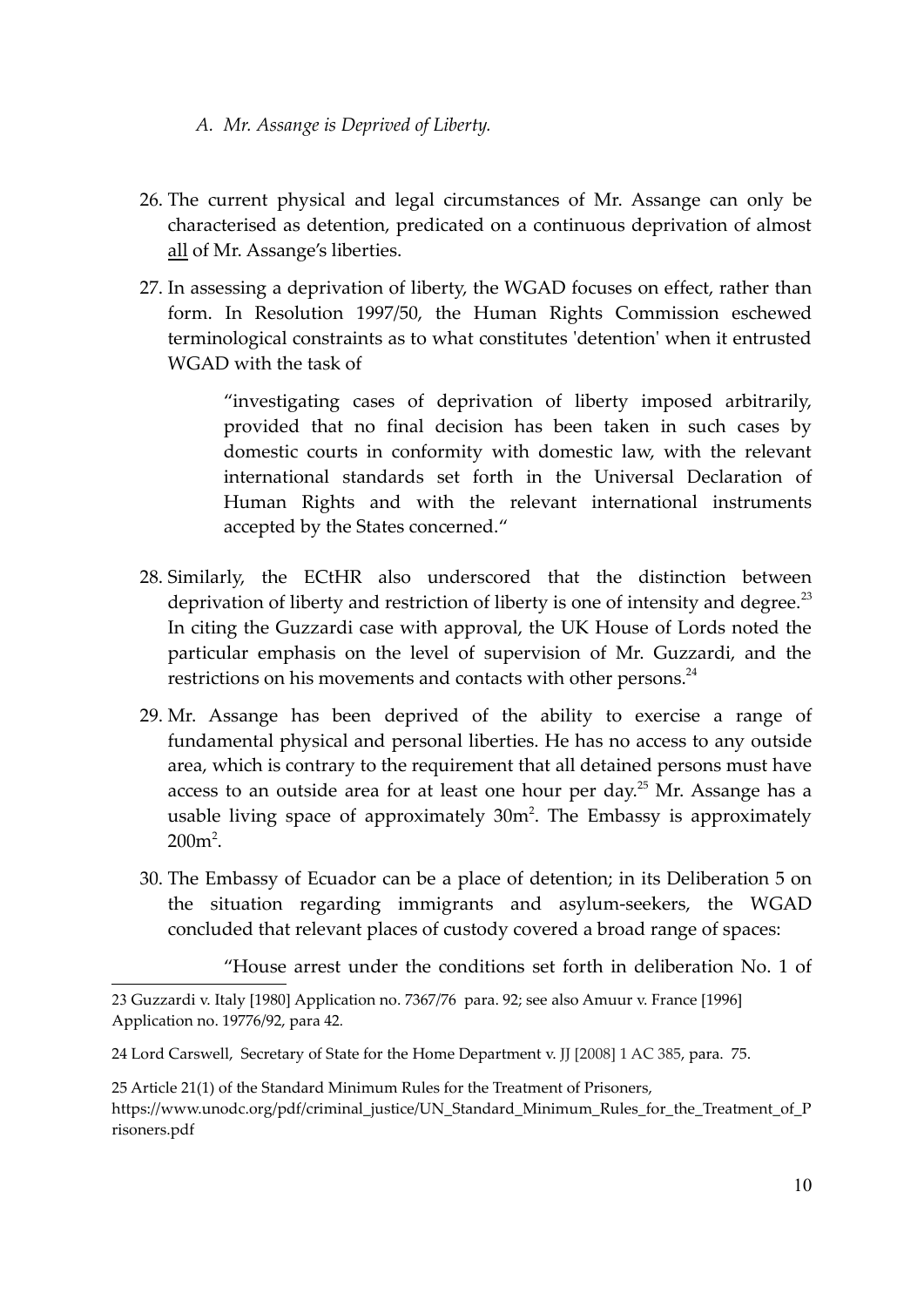*A. Mr. Assange is Deprived of Liberty.*

26. The current physical and legal circumstances of Mr. Assange can only be characterised as detention, predicated on a continuous deprivation of almost <u>all</u> of Mr. Assange's liberties.

27. In assessing a deprivation of liberty, the WGAD focuses on effect, rather than form. In Resolution 1997/50, the Human Rights Commission eschewed terminological constraints as to what constitutes 'detention' when it entrusted WGAD with the task of

   > "investigating cases of deprivation of liberty imposed arbitrarily, provided that no final decision has been taken in such cases by domestic courts in conformity with domestic law, with the relevant international standards set forth in the Universal Declaration of Human Rights and with the relevant international instruments accepted by the States concerned."

28. Similarly, the ECtHR also underscored that the distinction between deprivation of liberty and restriction of liberty is one of intensity and degree.[23] In citing the Guzzardi case with approval, the UK House of Lords noted the particular emphasis on the level of supervision of Mr. Guzzardi, and the restrictions on his movements and contacts with other persons.[24]

29. Mr. Assange has been deprived of the ability to exercise a range of fundamental physical and personal liberties. He has no access to any outside area, which is contrary to the requirement that all detained persons must have access to an outside area for at least one hour per day.[25] Mr. Assange has a usable living space of approximately $30m^2$. The Embassy is approximately $200m^2$.

30. The Embassy of Ecuador can be a place of detention; in its Deliberation 5 on the situation regarding immigrants and asylum-seekers, the WGAD concluded that relevant places of custody covered a broad range of spaces:

   > "House arrest under the conditions set forth in deliberation No. 1 of

---

23 Guzzardi v. Italy [1980] Application no. 7367/76 para. 92; see also Amuur v. France [1996] Application no. 19776/92, para 42.

24 Lord Carswell, Secretary of State for the Home Department v. JJ [2008] 1 AC 385, para. 75.

25 Article 21(1) of the Standard Minimum Rules for the Treatment of Prisoners, https://www.unodc.org/pdf/criminal_justice/UN_Standard_Minimum_Rules_for_the_Treatment_of_Prisoners.pdf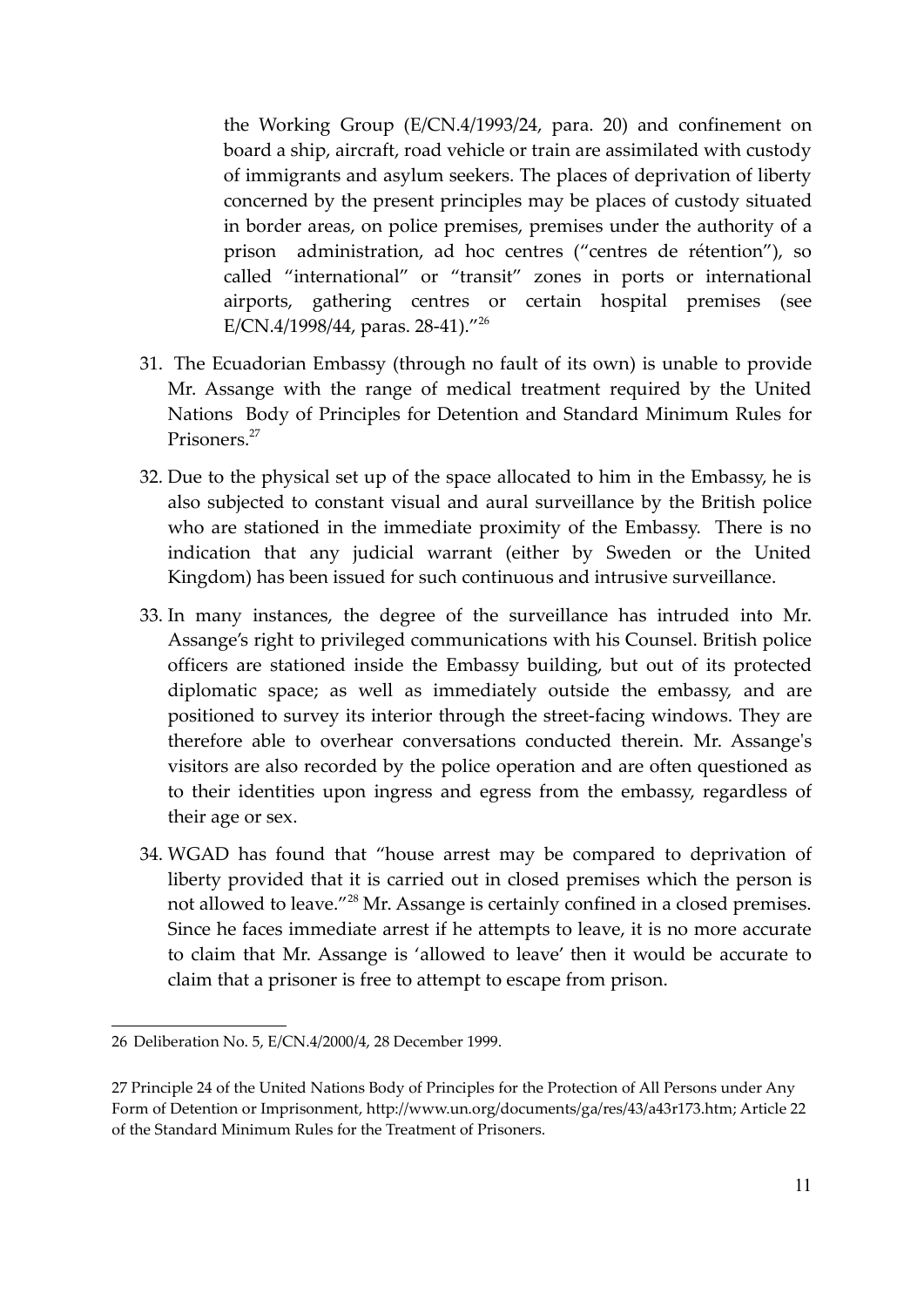the Working Group (E/CN.4/1993/24, para. 20) and confinement on board a ship, aircraft, road vehicle or train are assimilated with custody of immigrants and asylum seekers. The places of deprivation of liberty concerned by the present principles may be places of custody situated in border areas, on police premises, premises under the authority of a prison administration, ad hoc centres ("centres de rétention"), so called "international" or "transit" zones in ports or international airports, gathering centres or certain hospital premises (see E/CN.4/1998/44, paras. 28-41)."[26]

31. The Ecuadorian Embassy (through no fault of its own) is unable to provide Mr. Assange with the range of medical treatment required by the United Nations Body of Principles for Detention and Standard Minimum Rules for Prisoners.[27]

32. Due to the physical set up of the space allocated to him in the Embassy, he is also subjected to constant visual and aural surveillance by the British police who are stationed in the immediate proximity of the Embassy. There is no indication that any judicial warrant (either by Sweden or the United Kingdom) has been issued for such continuous and intrusive surveillance.

33. In many instances, the degree of the surveillance has intruded into Mr. Assange's right to privileged communications with his Counsel. British police officers are stationed inside the Embassy building, but out of its protected diplomatic space; as well as immediately outside the embassy, and are positioned to survey its interior through the street-facing windows. They are therefore able to overhear conversations conducted therein. Mr. Assange's visitors are also recorded by the police operation and are often questioned as to their identities upon ingress and egress from the embassy, regardless of their age or sex.

34. WGAD has found that "house arrest may be compared to deprivation of liberty provided that it is carried out in closed premises which the person is not allowed to leave."[28] Mr. Assange is certainly confined in a closed premises. Since he faces immediate arrest if he attempts to leave, it is no more accurate to claim that Mr. Assange is 'allowed to leave' then it would be accurate to claim that a prisoner is free to attempt to escape from prison.

---

26 Deliberation No. 5, E/CN.4/2000/4, 28 December 1999.

27 Principle 24 of the United Nations Body of Principles for the Protection of All Persons under Any Form of Detention or Imprisonment, http://www.un.org/documents/ga/res/43/a43r173.htm; Article 22 of the Standard Minimum Rules for the Treatment of Prisoners.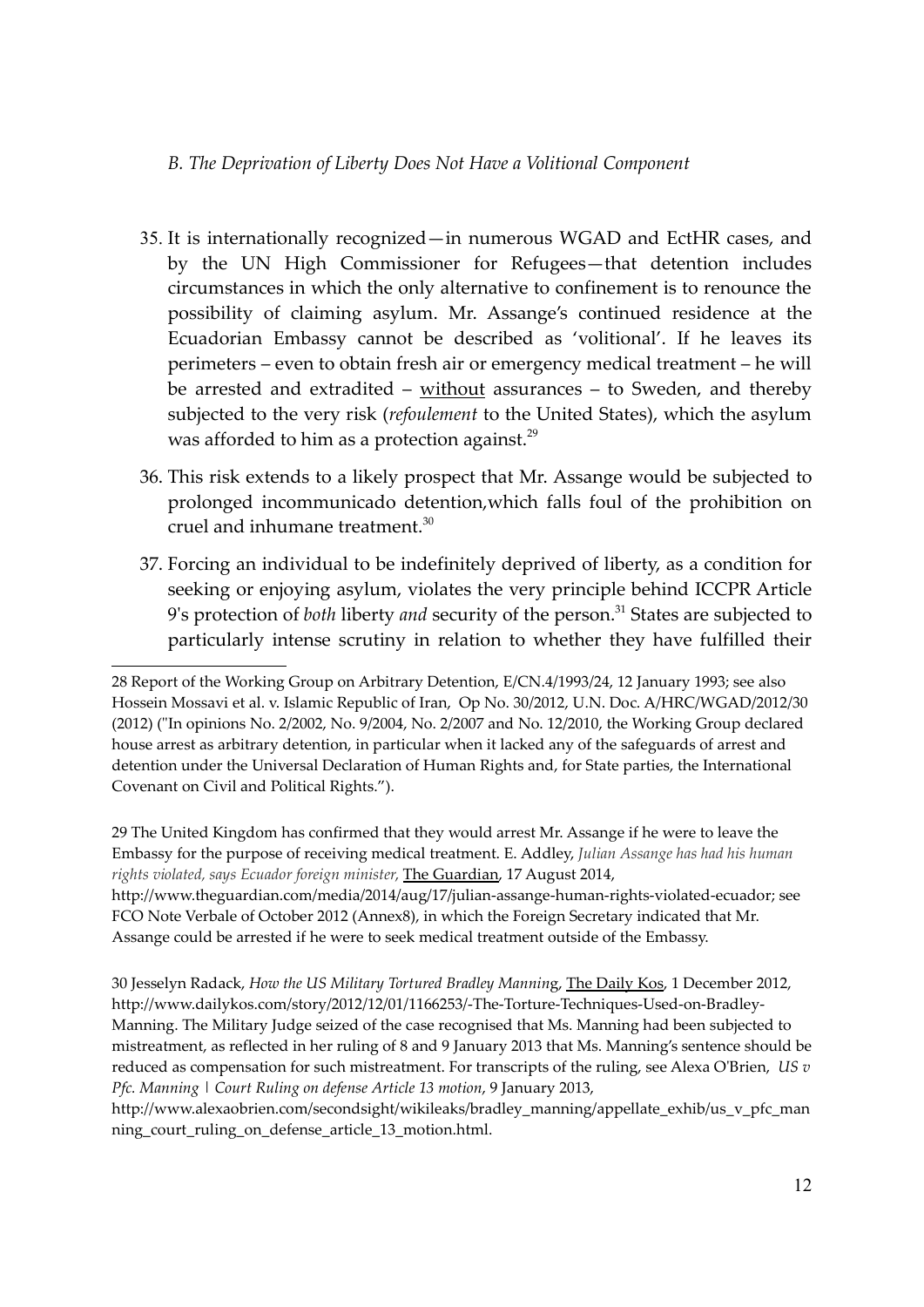*B. The Deprivation of Liberty Does Not Have a Volitional Component*

35. It is internationally recognized—in numerous WGAD and EctHR cases, and by the UN High Commissioner for Refugees—that detention includes circumstances in which the only alternative to confinement is to renounce the possibility of claiming asylum. Mr. Assange's continued residence at the Ecuadorian Embassy cannot be described as 'volitional'. If he leaves its perimeters – even to obtain fresh air or emergency medical treatment – he will be arrested and extradited – <u>without</u> assurances – to Sweden, and thereby subjected to the very risk (*refoulement* to the United States), which the asylum was afforded to him as a protection against.[29]

36. This risk extends to a likely prospect that Mr. Assange would be subjected to prolonged incommunicado detention,which falls foul of the prohibition on cruel and inhumane treatment.[30]

37. Forcing an individual to be indefinitely deprived of liberty, as a condition for seeking or enjoying asylum, violates the very principle behind ICCPR Article 9's protection of *both* liberty *and* security of the person.[31] States are subjected to particularly intense scrutiny in relation to whether they have fulfilled their

---

28 Report of the Working Group on Arbitrary Detention, E/CN.4/1993/24, 12 January 1993; see also Hossein Mossavi et al. v. Islamic Republic of Iran, Op No. 30/2012, U.N. Doc. A/HRC/WGAD/2012/30 (2012) ("In opinions No. 2/2002, No. 9/2004, No. 2/2007 and No. 12/2010, the Working Group declared house arrest as arbitrary detention, in particular when it lacked any of the safeguards of arrest and detention under the Universal Declaration of Human Rights and, for State parties, the International Covenant on Civil and Political Rights.").

29 The United Kingdom has confirmed that they would arrest Mr. Assange if he were to leave the Embassy for the purpose of receiving medical treatment. E. Addley, *Julian Assange has had his human rights violated, says Ecuador foreign minister*, <u>The Guardian</u>, 17 August 2014, http://www.theguardian.com/media/2014/aug/17/julian-assange-human-rights-violated-ecuador; see FCO Note Verbale of October 2012 (Annex8), in which the Foreign Secretary indicated that Mr. Assange could be arrested if he were to seek medical treatment outside of the Embassy.

30 Jesselyn Radack, *How the US Military Tortured Bradley Manning*, <u>The Daily Kos</u>, 1 December 2012, http://www.dailykos.com/story/2012/12/01/1166253/-The-Torture-Techniques-Used-on-Bradley-Manning. The Military Judge seized of the case recognised that Ms. Manning had been subjected to mistreatment, as reflected in her ruling of 8 and 9 January 2013 that Ms. Manning's sentence should be reduced as compensation for such mistreatment. For transcripts of the ruling, see Alexa O'Brien, *US v Pfc. Manning | Court Ruling on defense Article 13 motion*, 9 January 2013, http://www.alexaobrien.com/secondsight/wikileaks/bradley_manning/appellate_exhib/us_v_pfc_manning_court_ruling_on_defense_article_13_motion.html.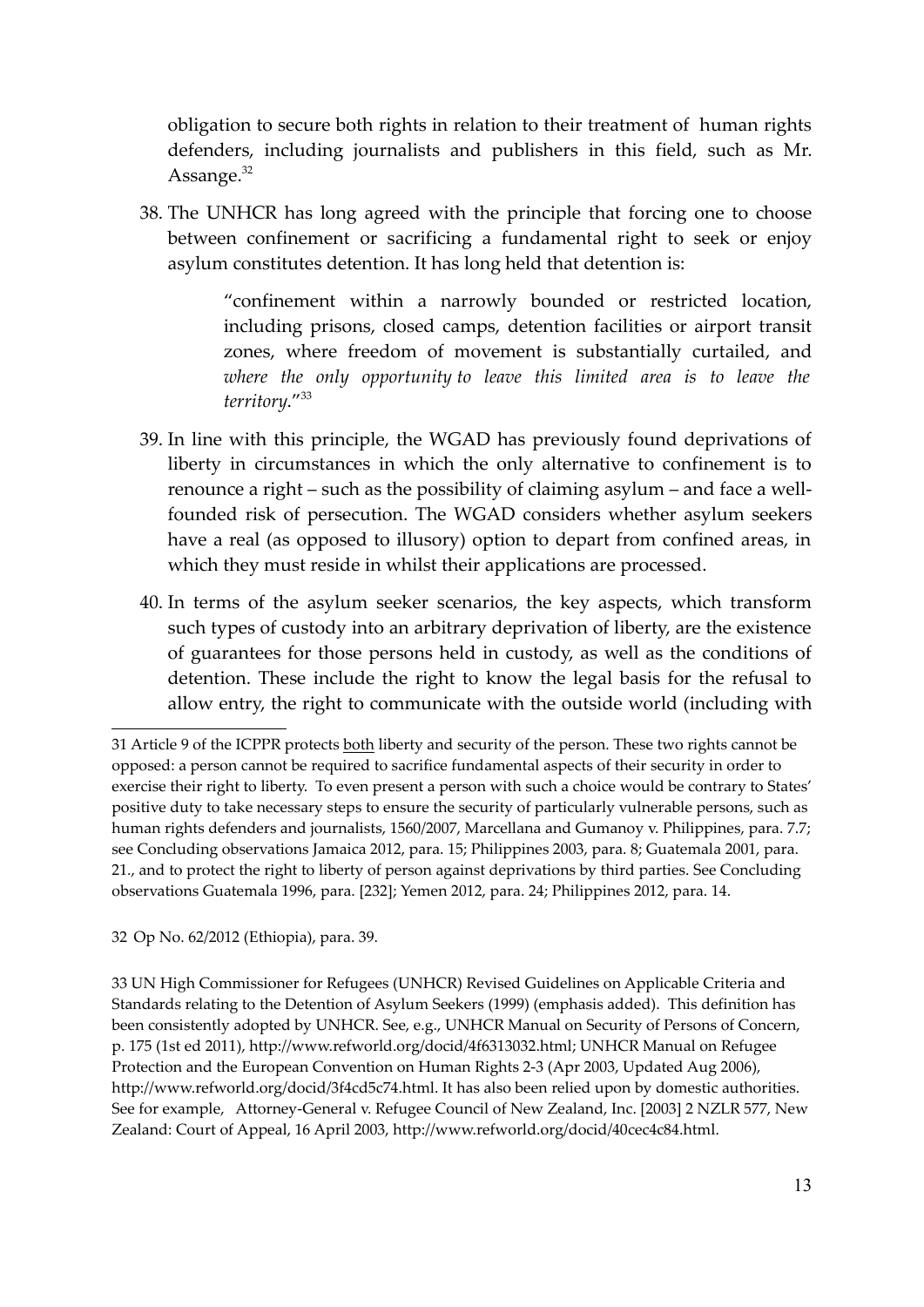obligation to secure both rights in relation to their treatment of human rights defenders, including journalists and publishers in this field, such as Mr. Assange.[32]

38. The UNHCR has long agreed with the principle that forcing one to choose between confinement or sacrificing a fundamental right to seek or enjoy asylum constitutes detention. It has long held that detention is:

> "confinement within a narrowly bounded or restricted location, including prisons, closed camps, detention facilities or airport transit zones, where freedom of movement is substantially curtailed, and *where the only opportunity to leave this limited area is to leave the territory*."[33]

39. In line with this principle, the WGAD has previously found deprivations of liberty in circumstances in which the only alternative to confinement is to renounce a right – such as the possibility of claiming asylum – and face a well-founded risk of persecution. The WGAD considers whether asylum seekers have a real (as opposed to illusory) option to depart from confined areas, in which they must reside in whilst their applications are processed.

40. In terms of the asylum seeker scenarios, the key aspects, which transform such types of custody into an arbitrary deprivation of liberty, are the existence of guarantees for those persons held in custody, as well as the conditions of detention. These include the right to know the legal basis for the refusal to allow entry, the right to communicate with the outside world (including with

---

31 Article 9 of the ICPPR protects <u>both</u> liberty and security of the person. These two rights cannot be opposed: a person cannot be required to sacrifice fundamental aspects of their security in order to exercise their right to liberty. To even present a person with such a choice would be contrary to States' positive duty to take necessary steps to ensure the security of particularly vulnerable persons, such as human rights defenders and journalists, 1560/2007, Marcellana and Gumanoy v. Philippines, para. 7.7; see Concluding observations Jamaica 2012, para. 15; Philippines 2003, para. 8; Guatemala 2001, para. 21., and to protect the right to liberty of person against deprivations by third parties. See Concluding observations Guatemala 1996, para. [232]; Yemen 2012, para. 24; Philippines 2012, para. 14.

32 Op No. 62/2012 (Ethiopia), para. 39.

33 UN High Commissioner for Refugees (UNHCR) Revised Guidelines on Applicable Criteria and Standards relating to the Detention of Asylum Seekers (1999) (emphasis added). This definition has been consistently adopted by UNHCR. See, e.g., UNHCR Manual on Security of Persons of Concern, p. 175 (1st ed 2011), http://www.refworld.org/docid/4f6313032.html; UNHCR Manual on Refugee Protection and the European Convention on Human Rights 2-3 (Apr 2003, Updated Aug 2006), http://www.refworld.org/docid/3f4cd5c74.html. It has also been relied upon by domestic authorities. See for example, Attorney-General v. Refugee Council of New Zealand, Inc. [2003] 2 NZLR 577, New Zealand: Court of Appeal, 16 April 2003, http://www.refworld.org/docid/40cec4c84.html.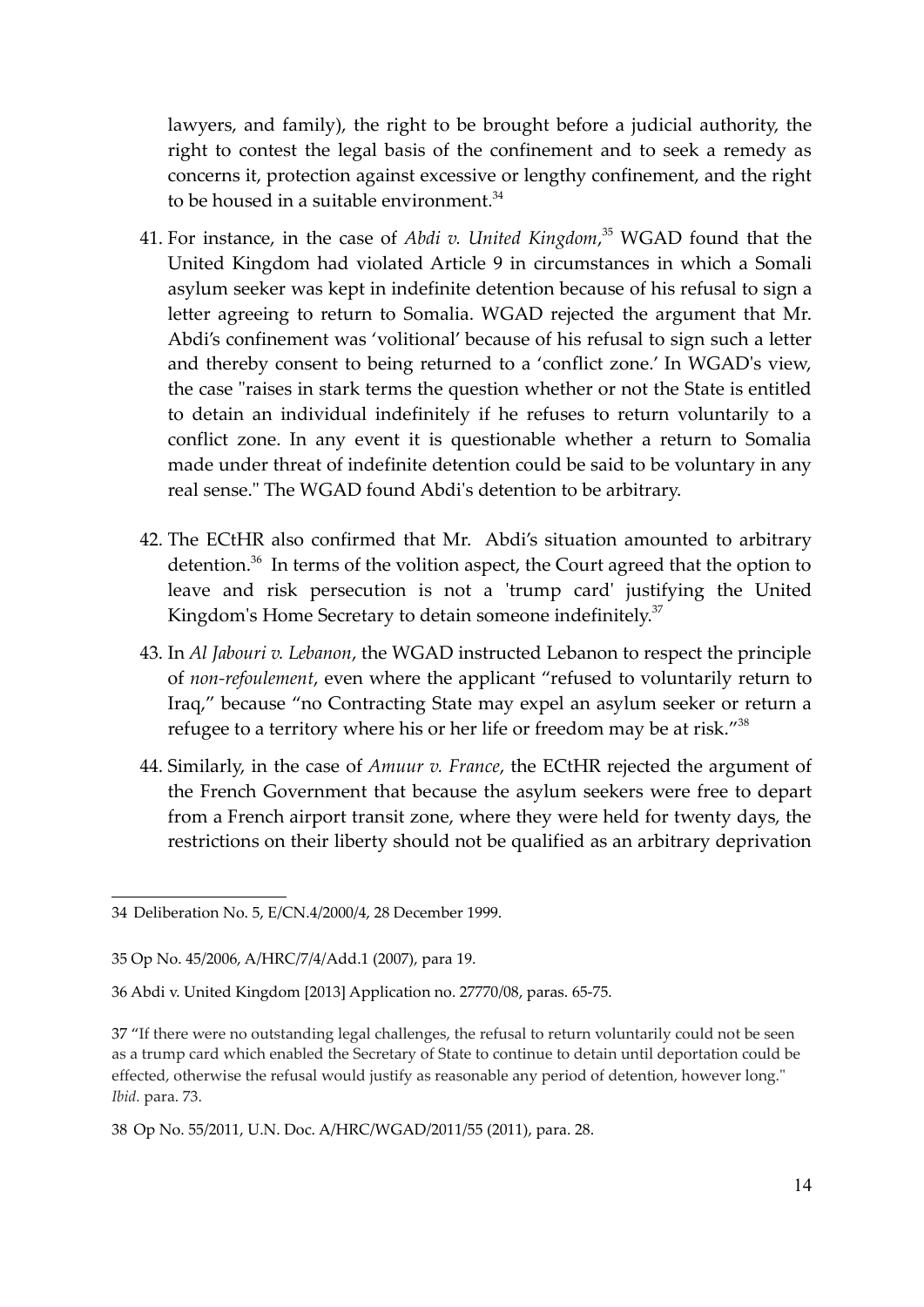lawyers, and family), the right to be brought before a judicial authority, the right to contest the legal basis of the confinement and to seek a remedy as concerns it, protection against excessive or lengthy confinement, and the right to be housed in a suitable environment.[34]

41. For instance, in the case of *Abdi v. United Kingdom*,[35] WGAD found that the United Kingdom had violated Article 9 in circumstances in which a Somali asylum seeker was kept in indefinite detention because of his refusal to sign a letter agreeing to return to Somalia. WGAD rejected the argument that Mr. Abdi's confinement was 'volitional' because of his refusal to sign such a letter and thereby consent to being returned to a 'conflict zone.' In WGAD's view, the case "raises in stark terms the question whether or not the State is entitled to detain an individual indefinitely if he refuses to return voluntarily to a conflict zone. In any event it is questionable whether a return to Somalia made under threat of indefinite detention could be said to be voluntary in any real sense." The WGAD found Abdi's detention to be arbitrary.

42. The ECtHR also confirmed that Mr. Abdi's situation amounted to arbitrary detention.[36] In terms of the volition aspect, the Court agreed that the option to leave and risk persecution is not a 'trump card' justifying the United Kingdom's Home Secretary to detain someone indefinitely.[37]

43. In *Al Jabouri v. Lebanon*, the WGAD instructed Lebanon to respect the principle of *non-refoulement*, even where the applicant "refused to voluntarily return to Iraq," because "no Contracting State may expel an asylum seeker or return a refugee to a territory where his or her life or freedom may be at risk."[38]

44. Similarly, in the case of *Amuur v. France*, the ECtHR rejected the argument of the French Government that because the asylum seekers were free to depart from a French airport transit zone, where they were held for twenty days, the restrictions on their liberty should not be qualified as an arbitrary deprivation

---

34 Deliberation No. 5, E/CN.4/2000/4, 28 December 1999.

35 Op No. 45/2006, A/HRC/7/4/Add.1 (2007), para 19.

36 Abdi v. United Kingdom [2013] Application no. 27770/08, paras. 65-75.

37 "If there were no outstanding legal challenges, the refusal to return voluntarily could not be seen as a trump card which enabled the Secretary of State to continue to detain until deportation could be effected, otherwise the refusal would justify as reasonable any period of detention, however long." *Ibid.* para. 73.

38 Op No. 55/2011, U.N. Doc. A/HRC/WGAD/2011/55 (2011), para. 28.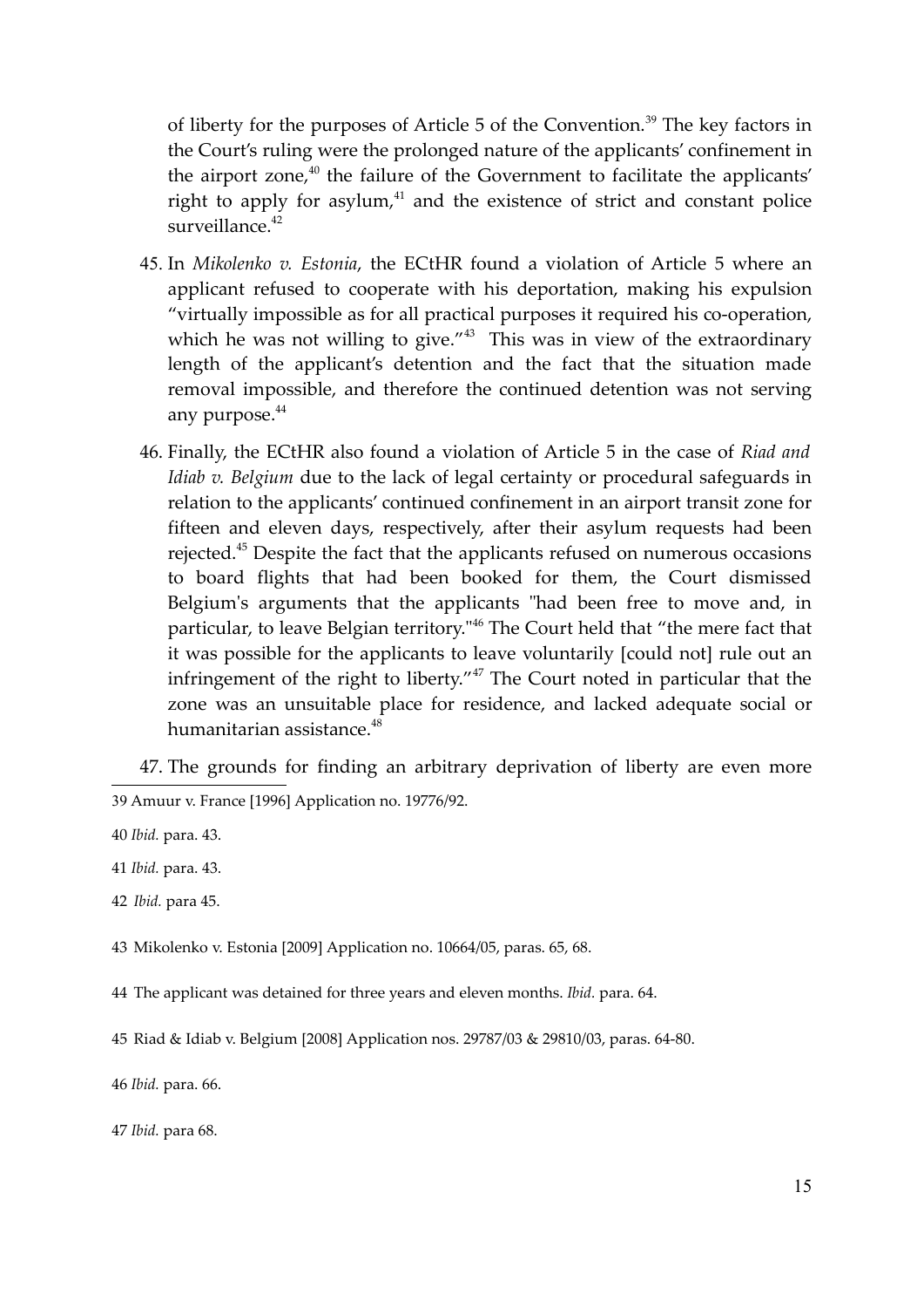of liberty for the purposes of Article 5 of the Convention.[39] The key factors in the Court's ruling were the prolonged nature of the applicants' confinement in the airport zone,[40] the failure of the Government to facilitate the applicants' right to apply for asylum,[41] and the existence of strict and constant police surveillance.[42]

45. In *Mikolenko v. Estonia*, the ECtHR found a violation of Article 5 where an applicant refused to cooperate with his deportation, making his expulsion "virtually impossible as for all practical purposes it required his co-operation, which he was not willing to give."[43] This was in view of the extraordinary length of the applicant's detention and the fact that the situation made removal impossible, and therefore the continued detention was not serving any purpose.[44]

46. Finally, the ECtHR also found a violation of Article 5 in the case of *Riad and Idiab v. Belgium* due to the lack of legal certainty or procedural safeguards in relation to the applicants' continued confinement in an airport transit zone for fifteen and eleven days, respectively, after their asylum requests had been rejected.[45] Despite the fact that the applicants refused on numerous occasions to board flights that had been booked for them, the Court dismissed Belgium's arguments that the applicants "had been free to move and, in particular, to leave Belgian territory."[46] The Court held that "the mere fact that it was possible for the applicants to leave voluntarily [could not] rule out an infringement of the right to liberty."[47] The Court noted in particular that the zone was an unsuitable place for residence, and lacked adequate social or humanitarian assistance.[48]

47. The grounds for finding an arbitrary deprivation of liberty are even more

---

39 Amuur v. France [1996] Application no. 19776/92.

40 *Ibid.* para. 43.

41 *Ibid.* para. 43.

42 *Ibid.* para 45.

43 Mikolenko v. Estonia [2009] Application no. 10664/05, paras. 65, 68.

44 The applicant was detained for three years and eleven months. *Ibid.* para. 64.

45 Riad & Idiab v. Belgium [2008] Application nos. 29787/03 & 29810/03, paras. 64-80.

46 *Ibid.* para. 66.

47 *Ibid.* para 68.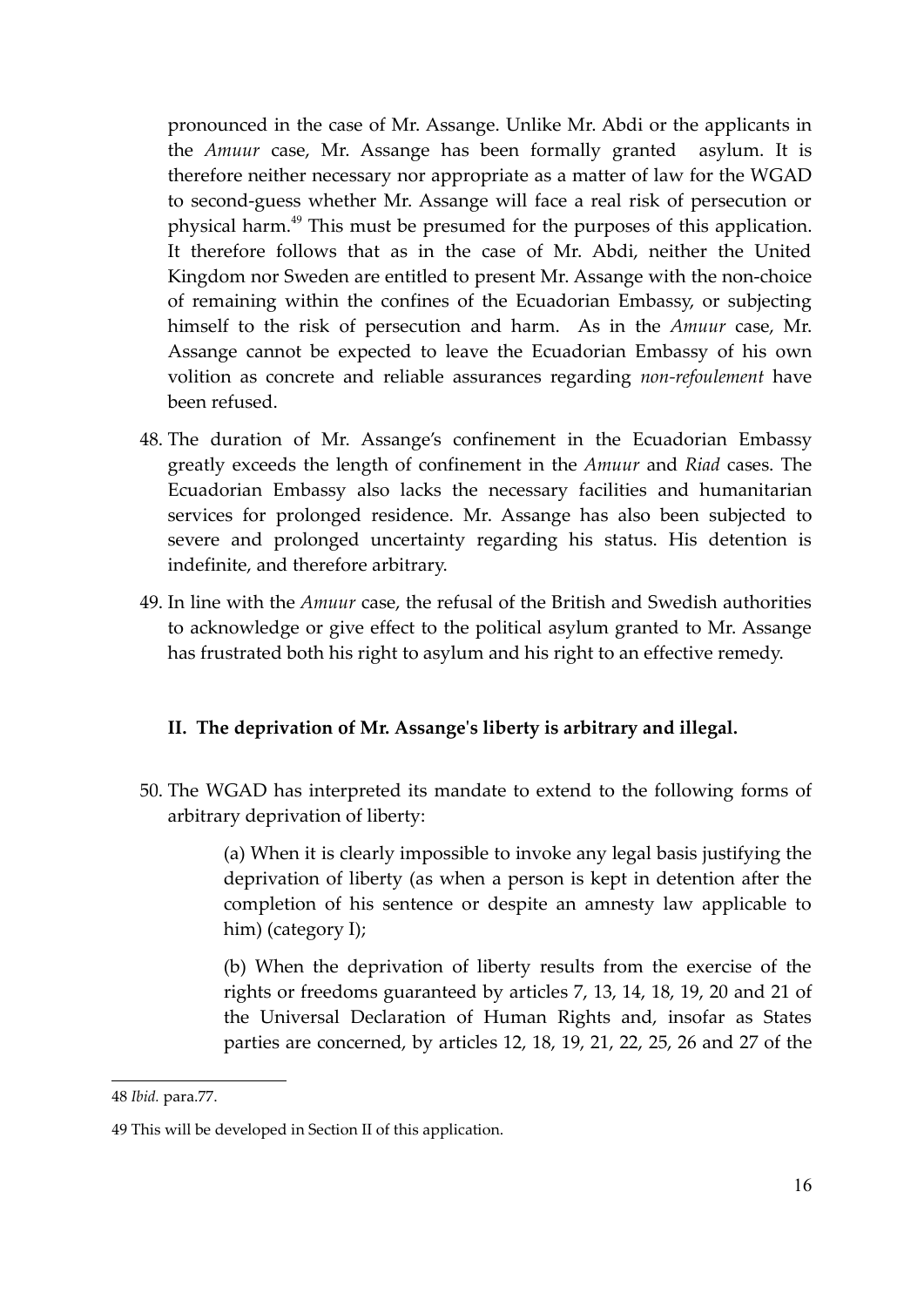pronounced in the case of Mr. Assange. Unlike Mr. Abdi or the applicants in the *Amuur* case, Mr. Assange has been formally granted asylum. It is therefore neither necessary nor appropriate as a matter of law for the WGAD to second-guess whether Mr. Assange will face a real risk of persecution or physical harm.[49] This must be presumed for the purposes of this application. It therefore follows that as in the case of Mr. Abdi, neither the United Kingdom nor Sweden are entitled to present Mr. Assange with the non-choice of remaining within the confines of the Ecuadorian Embassy, or subjecting himself to the risk of persecution and harm. As in the *Amuur* case, Mr. Assange cannot be expected to leave the Ecuadorian Embassy of his own volition as concrete and reliable assurances regarding *non-refoulement* have been refused.

48. The duration of Mr. Assange's confinement in the Ecuadorian Embassy greatly exceeds the length of confinement in the *Amuur* and *Riad* cases. The Ecuadorian Embassy also lacks the necessary facilities and humanitarian services for prolonged residence. Mr. Assange has also been subjected to severe and prolonged uncertainty regarding his status. His detention is indefinite, and therefore arbitrary.

49. In line with the *Amuur* case, the refusal of the British and Swedish authorities to acknowledge or give effect to the political asylum granted to Mr. Assange has frustrated both his right to asylum and his right to an effective remedy.

### II. The deprivation of Mr. Assange's liberty is arbitrary and illegal.

50. The WGAD has interpreted its mandate to extend to the following forms of arbitrary deprivation of liberty:

> (a) When it is clearly impossible to invoke any legal basis justifying the deprivation of liberty (as when a person is kept in detention after the completion of his sentence or despite an amnesty law applicable to him) (category I);
>
> (b) When the deprivation of liberty results from the exercise of the rights or freedoms guaranteed by articles 7, 13, 14, 18, 19, 20 and 21 of the Universal Declaration of Human Rights and, insofar as States parties are concerned, by articles 12, 18, 19, 21, 22, 25, 26 and 27 of the

---

48 *Ibid.* para.77.

49 This will be developed in Section II of this application.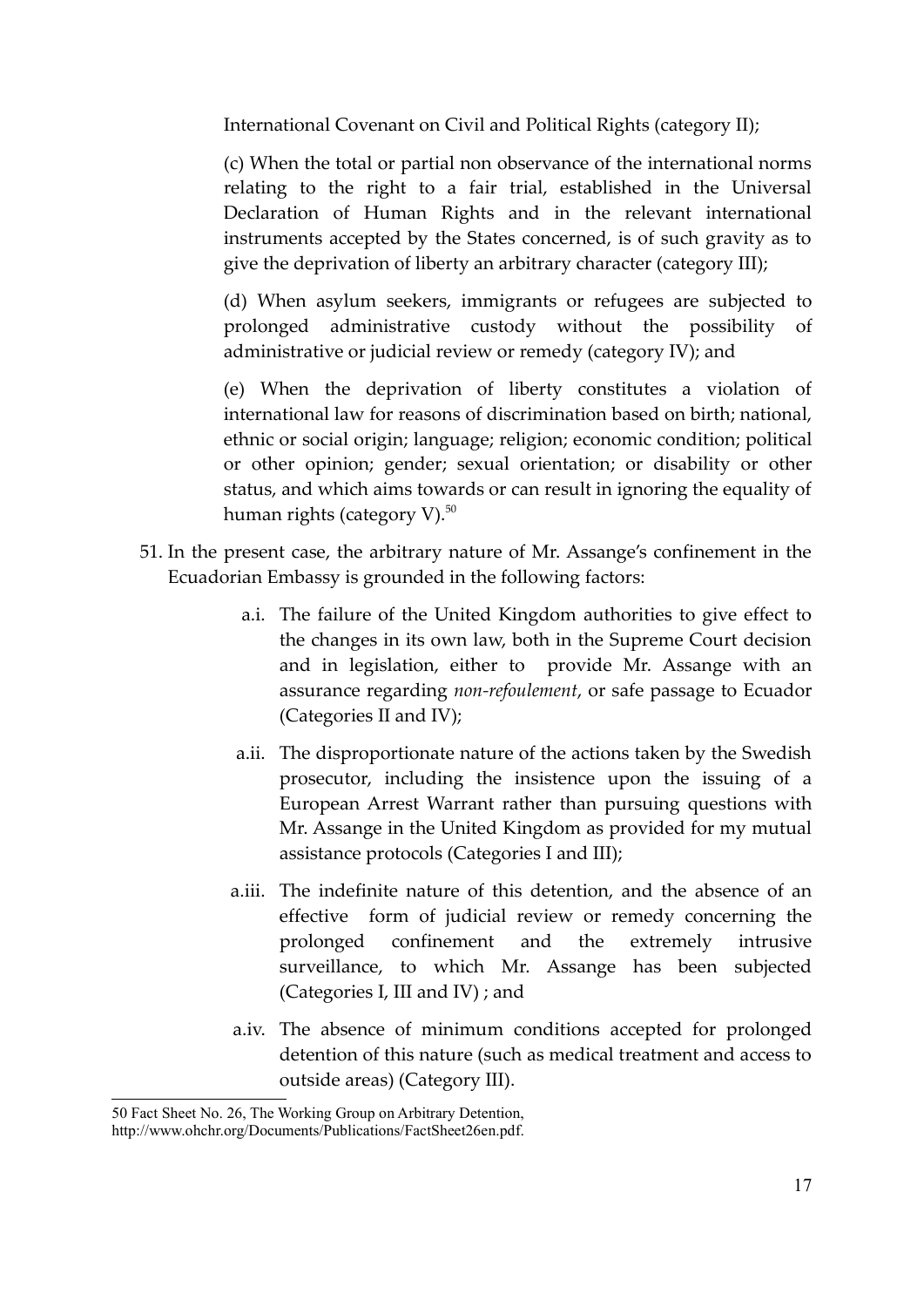International Covenant on Civil and Political Rights (category II);

(c) When the total or partial non observance of the international norms relating to the right to a fair trial, established in the Universal Declaration of Human Rights and in the relevant international instruments accepted by the States concerned, is of such gravity as to give the deprivation of liberty an arbitrary character (category III);

(d) When asylum seekers, immigrants or refugees are subjected to prolonged administrative custody without the possibility of administrative or judicial review or remedy (category IV); and

(e) When the deprivation of liberty constitutes a violation of international law for reasons of discrimination based on birth; national, ethnic or social origin; language; religion; economic condition; political or other opinion; gender; sexual orientation; or disability or other status, and which aims towards or can result in ignoring the equality of human rights (category V).[50]

51. In the present case, the arbitrary nature of Mr. Assange's confinement in the Ecuadorian Embassy is grounded in the following factors:

    a.i. The failure of the United Kingdom authorities to give effect to the changes in its own law, both in the Supreme Court decision and in legislation, either to provide Mr. Assange with an assurance regarding *non-refoulement*, or safe passage to Ecuador (Categories II and IV);

    a.ii. The disproportionate nature of the actions taken by the Swedish prosecutor, including the insistence upon the issuing of a European Arrest Warrant rather than pursuing questions with Mr. Assange in the United Kingdom as provided for my mutual assistance protocols (Categories I and III);

    a.iii. The indefinite nature of this detention, and the absence of an effective form of judicial review or remedy concerning the prolonged confinement and the extremely intrusive surveillance, to which Mr. Assange has been subjected (Categories I, III and IV) ; and

    a.iv. The absence of minimum conditions accepted for prolonged detention of this nature (such as medical treatment and access to outside areas) (Category III).

---

50 Fact Sheet No. 26, The Working Group on Arbitrary Detention, http://www.ohchr.org/Documents/Publications/FactSheet26en.pdf.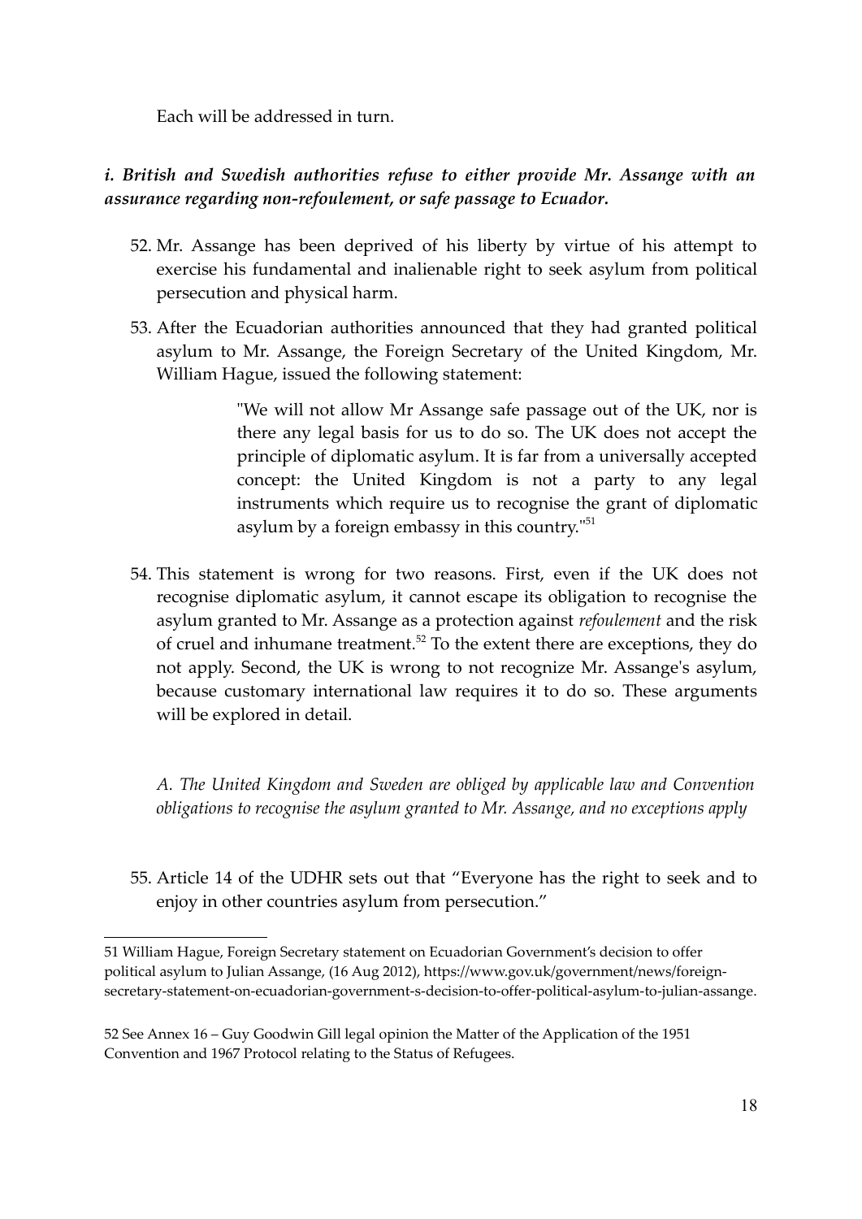Each will be addressed in turn.

***i. British and Swedish authorities refuse to either provide Mr. Assange with an assurance regarding non-refoulement, or safe passage to Ecuador.***

52. Mr. Assange has been deprived of his liberty by virtue of his attempt to exercise his fundamental and inalienable right to seek asylum from political persecution and physical harm.

53. After the Ecuadorian authorities announced that they had granted political asylum to Mr. Assange, the Foreign Secretary of the United Kingdom, Mr. William Hague, issued the following statement:

> "We will not allow Mr Assange safe passage out of the UK, nor is there any legal basis for us to do so. The UK does not accept the principle of diplomatic asylum. It is far from a universally accepted concept: the United Kingdom is not a party to any legal instruments which require us to recognise the grant of diplomatic asylum by a foreign embassy in this country."[51]

54. This statement is wrong for two reasons. First, even if the UK does not recognise diplomatic asylum, it cannot escape its obligation to recognise the asylum granted to Mr. Assange as a protection against *refoulement* and the risk of cruel and inhumane treatment.[52] To the extent there are exceptions, they do not apply. Second, the UK is wrong to not recognize Mr. Assange's asylum, because customary international law requires it to do so. These arguments will be explored in detail.

*A. The United Kingdom and Sweden are obliged by applicable law and Convention obligations to recognise the asylum granted to Mr. Assange, and no exceptions apply*

55. Article 14 of the UDHR sets out that "Everyone has the right to seek and to enjoy in other countries asylum from persecution."

---

51 William Hague, Foreign Secretary statement on Ecuadorian Government's decision to offer political asylum to Julian Assange, (16 Aug 2012), https://www.gov.uk/government/news/foreign-secretary-statement-on-ecuadorian-government-s-decision-to-offer-political-asylum-to-julian-assange.

52 See Annex 16 – Guy Goodwin Gill legal opinion the Matter of the Application of the 1951 Convention and 1967 Protocol relating to the Status of Refugees.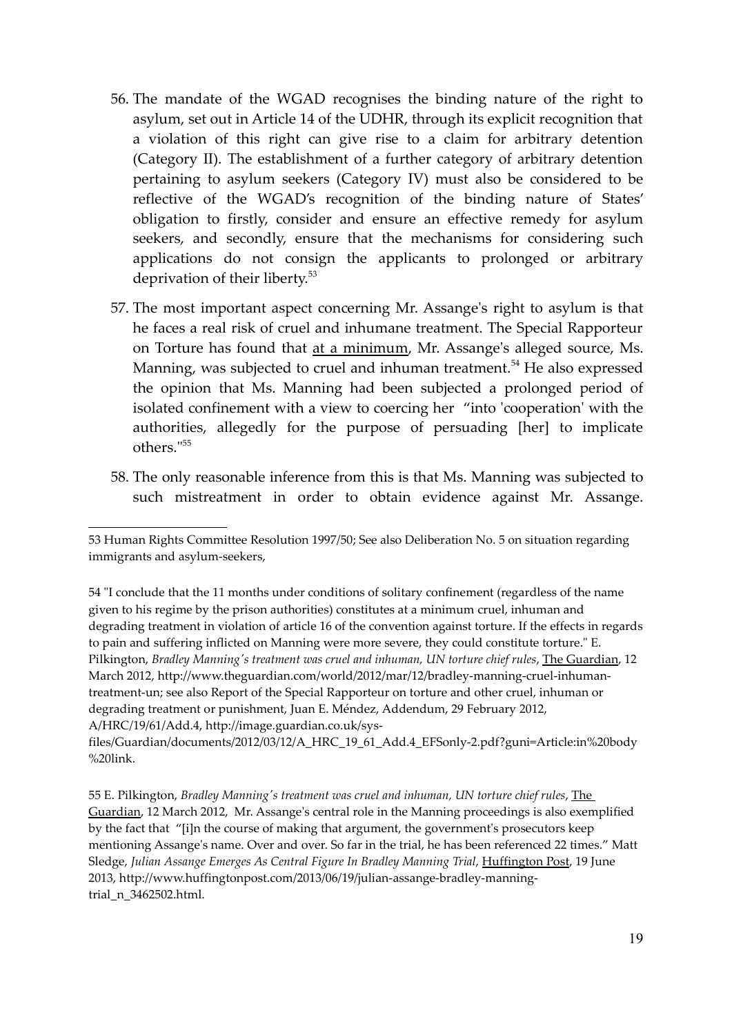56. The mandate of the WGAD recognises the binding nature of the right to asylum, set out in Article 14 of the UDHR, through its explicit recognition that a violation of this right can give rise to a claim for arbitrary detention (Category II). The establishment of a further category of arbitrary detention pertaining to asylum seekers (Category IV) must also be considered to be reflective of the WGAD's recognition of the binding nature of States' obligation to firstly, consider and ensure an effective remedy for asylum seekers, and secondly, ensure that the mechanisms for considering such applications do not consign the applicants to prolonged or arbitrary deprivation of their liberty.[53]

57. The most important aspect concerning Mr. Assange's right to asylum is that he faces a real risk of cruel and inhumane treatment. The Special Rapporteur on Torture has found that at a minimum, Mr. Assange's alleged source, Ms. Manning, was subjected to cruel and inhuman treatment.[54] He also expressed the opinion that Ms. Manning had been subjected a prolonged period of isolated confinement with a view to coercing her "into 'cooperation' with the authorities, allegedly for the purpose of persuading [her] to implicate others."[55]

58. The only reasonable inference from this is that Ms. Manning was subjected to such mistreatment in order to obtain evidence against Mr. Assange.

---

53 Human Rights Committee Resolution 1997/50; See also Deliberation No. 5 on situation regarding immigrants and asylum-seekers,

54 "I conclude that the 11 months under conditions of solitary confinement (regardless of the name given to his regime by the prison authorities) constitutes at a minimum cruel, inhuman and degrading treatment in violation of article 16 of the convention against torture. If the effects in regards to pain and suffering inflicted on Manning were more severe, they could constitute torture." E. Pilkington, *Bradley Manning's treatment was cruel and inhuman, UN torture chief rules*, The Guardian, 12 March 2012, http://www.theguardian.com/world/2012/mar/12/bradley-manning-cruel-inhuman-treatment-un; see also Report of the Special Rapporteur on torture and other cruel, inhuman or degrading treatment or punishment, Juan E. Méndez, Addendum, 29 February 2012, A/HRC/19/61/Add.4, http://image.guardian.co.uk/sys-files/Guardian/documents/2012/03/12/A_HRC_19_61_Add.4_EFSonly-2.pdf?guni=Article:in%20body%20link.

55 E. Pilkington, *Bradley Manning's treatment was cruel and inhuman, UN torture chief rules*, The Guardian, 12 March 2012, Mr. Assange's central role in the Manning proceedings is also exemplified by the fact that "[i]n the course of making that argument, the government's prosecutors keep mentioning Assange's name. Over and over. So far in the trial, he has been referenced 22 times." Matt Sledge, *Julian Assange Emerges As Central Figure In Bradley Manning Trial*, Huffington Post, 19 June 2013, http://www.huffingtonpost.com/2013/06/19/julian-assange-bradley-manning-trial_n_3462502.html.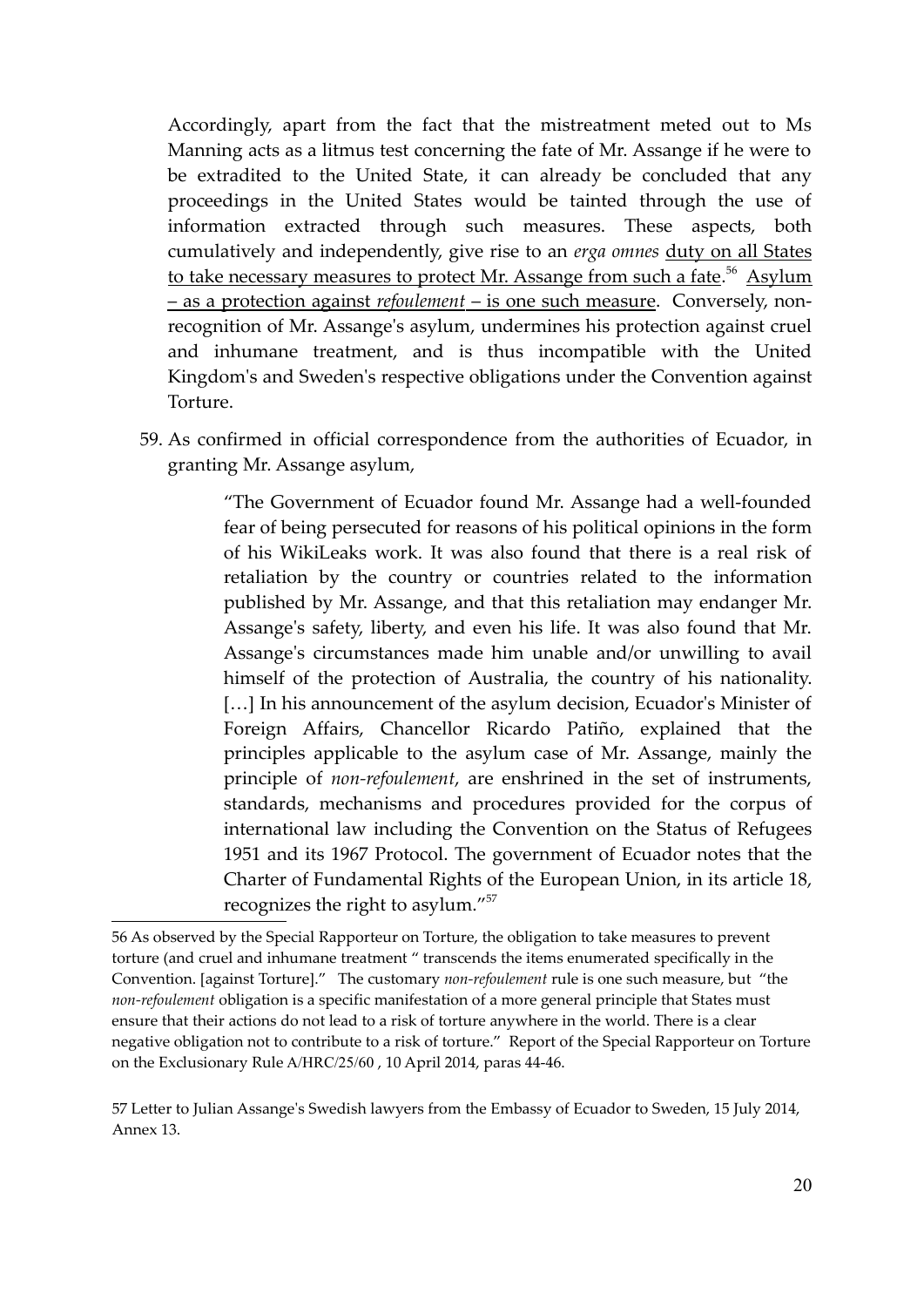Accordingly, apart from the fact that the mistreatment meted out to Ms Manning acts as a litmus test concerning the fate of Mr. Assange if he were to be extradited to the United State, it can already be concluded that any proceedings in the United States would be tainted through the use of information extracted through such measures. These aspects, both cumulatively and independently, give rise to an *erga omnes* <u>duty on all States to take necessary measures to protect Mr. Assange from such a fate</u>.[56] <u>Asylum – as a protection against *refoulement* – is one such measure</u>. Conversely, non-recognition of Mr. Assange's asylum, undermines his protection against cruel and inhumane treatment, and is thus incompatible with the United Kingdom's and Sweden's respective obligations under the Convention against Torture.

59. As confirmed in official correspondence from the authorities of Ecuador, in granting Mr. Assange asylum,

> "The Government of Ecuador found Mr. Assange had a well-founded fear of being persecuted for reasons of his political opinions in the form of his WikiLeaks work. It was also found that there is a real risk of retaliation by the country or countries related to the information published by Mr. Assange, and that this retaliation may endanger Mr. Assange's safety, liberty, and even his life. It was also found that Mr. Assange's circumstances made him unable and/or unwilling to avail himself of the protection of Australia, the country of his nationality. […] In his announcement of the asylum decision, Ecuador's Minister of Foreign Affairs, Chancellor Ricardo Patiño, explained that the principles applicable to the asylum case of Mr. Assange, mainly the principle of *non-refoulement*, are enshrined in the set of instruments, standards, mechanisms and procedures provided for the corpus of international law including the Convention on the Status of Refugees 1951 and its 1967 Protocol. The government of Ecuador notes that the Charter of Fundamental Rights of the European Union, in its article 18, recognizes the right to asylum."[57]

---

56 As observed by the Special Rapporteur on Torture, the obligation to take measures to prevent torture (and cruel and inhumane treatment " transcends the items enumerated specifically in the Convention. [against Torture]." The customary *non-refoulement* rule is one such measure, but "the *non-refoulement* obligation is a specific manifestation of a more general principle that States must ensure that their actions do not lead to a risk of torture anywhere in the world. There is a clear negative obligation not to contribute to a risk of torture." Report of the Special Rapporteur on Torture on the Exclusionary Rule A/HRC/25/60 , 10 April 2014, paras 44-46.

57 Letter to Julian Assange's Swedish lawyers from the Embassy of Ecuador to Sweden, 15 July 2014, Annex 13.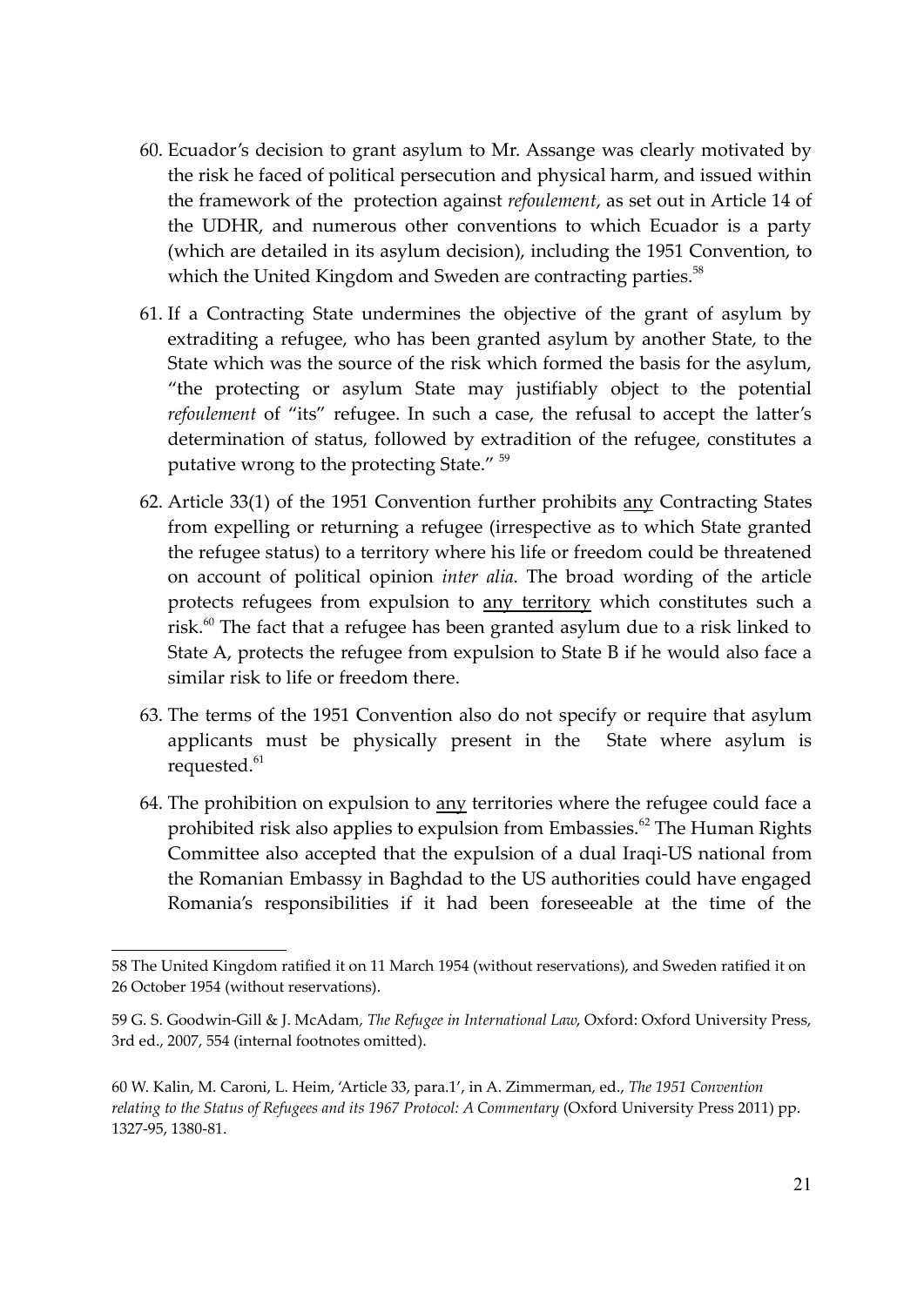60. Ecuador's decision to grant asylum to Mr. Assange was clearly motivated by the risk he faced of political persecution and physical harm, and issued within the framework of the protection against *refoulement*, as set out in Article 14 of the UDHR, and numerous other conventions to which Ecuador is a party (which are detailed in its asylum decision), including the 1951 Convention, to which the United Kingdom and Sweden are contracting parties.[58]

61. If a Contracting State undermines the objective of the grant of asylum by extraditing a refugee, who has been granted asylum by another State, to the State which was the source of the risk which formed the basis for the asylum, "the protecting or asylum State may justifiably object to the potential *refoulement* of "its" refugee. In such a case, the refusal to accept the latter's determination of status, followed by extradition of the refugee, constitutes a putative wrong to the protecting State." [59]

62. Article 33(1) of the 1951 Convention further prohibits <u>any</u> Contracting States from expelling or returning a refugee (irrespective as to which State granted the refugee status) to a territory where his life or freedom could be threatened on account of political opinion *inter alia*. The broad wording of the article protects refugees from expulsion to <u>any territory</u> which constitutes such a risk.[60] The fact that a refugee has been granted asylum due to a risk linked to State A, protects the refugee from expulsion to State B if he would also face a similar risk to life or freedom there.

63. The terms of the 1951 Convention also do not specify or require that asylum applicants must be physically present in the State where asylum is requested.[61]

64. The prohibition on expulsion to <u>any</u> territories where the refugee could face a prohibited risk also applies to expulsion from Embassies.[62] The Human Rights Committee also accepted that the expulsion of a dual Iraqi-US national from the Romanian Embassy in Baghdad to the US authorities could have engaged Romania's responsibilities if it had been foreseeable at the time of the

---

58 The United Kingdom ratified it on 11 March 1954 (without reservations), and Sweden ratified it on 26 October 1954 (without reservations).

59 G. S. Goodwin-Gill & J. McAdam, *The Refugee in International Law*, Oxford: Oxford University Press, 3rd ed., 2007, 554 (internal footnotes omitted).

60 W. Kalin, M. Caroni, L. Heim, 'Article 33, para.1', in A. Zimmerman, ed., *The 1951 Convention relating to the Status of Refugees and its 1967 Protocol: A Commentary* (Oxford University Press 2011) pp. 1327-95, 1380-81.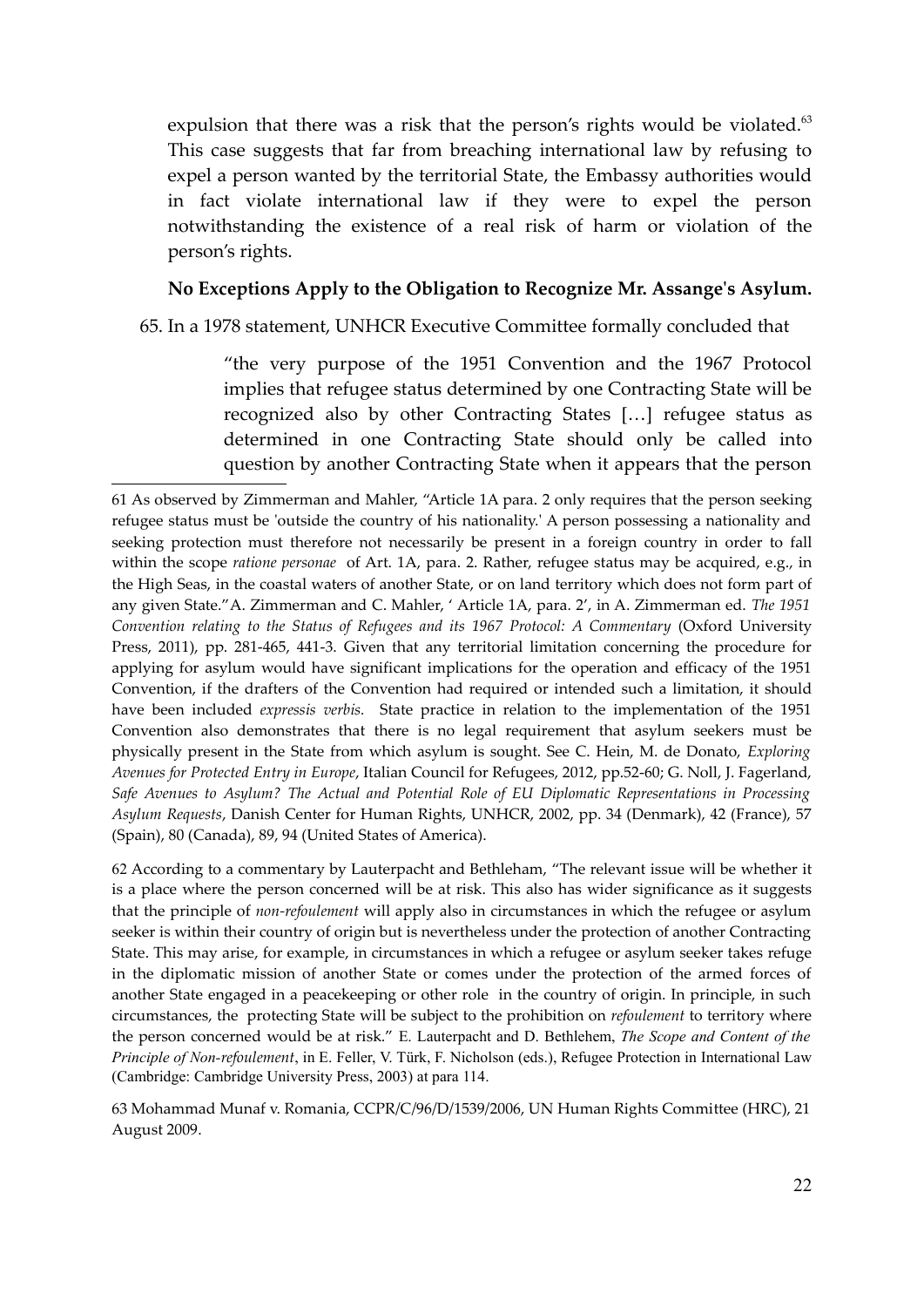expulsion that there was a risk that the person's rights would be violated.[63] This case suggests that far from breaching international law by refusing to expel a person wanted by the territorial State, the Embassy authorities would in fact violate international law if they were to expel the person notwithstanding the existence of a real risk of harm or violation of the person's rights.

**No Exceptions Apply to the Obligation to Recognize Mr. Assange's Asylum.**

65. In a 1978 statement, UNHCR Executive Committee formally concluded that

> "the very purpose of the 1951 Convention and the 1967 Protocol implies that refugee status determined by one Contracting State will be recognized also by other Contracting States […] refugee status as determined in one Contracting State should only be called into question by another Contracting State when it appears that the person

---

61 As observed by Zimmerman and Mahler, "Article 1A para. 2 only requires that the person seeking refugee status must be 'outside the country of his nationality.' A person possessing a nationality and seeking protection must therefore not necessarily be present in a foreign country in order to fall within the scope *ratione personae* of Art. 1A, para. 2. Rather, refugee status may be acquired, e.g., in the High Seas, in the coastal waters of another State, or on land territory which does not form part of any given State."A. Zimmerman and C. Mahler, ' Article 1A, para. 2', in A. Zimmerman ed. *The 1951 Convention relating to the Status of Refugees and its 1967 Protocol: A Commentary* (Oxford University Press, 2011), pp. 281-465, 441-3. Given that any territorial limitation concerning the procedure for applying for asylum would have significant implications for the operation and efficacy of the 1951 Convention, if the drafters of the Convention had required or intended such a limitation, it should have been included *expressis verbis.* State practice in relation to the implementation of the 1951 Convention also demonstrates that there is no legal requirement that asylum seekers must be physically present in the State from which asylum is sought. See C. Hein, M. de Donato, *Exploring Avenues for Protected Entry in Europe*, Italian Council for Refugees, 2012, pp.52-60; G. Noll, J. Fagerland, *Safe Avenues to Asylum? The Actual and Potential Role of EU Diplomatic Representations in Processing Asylum Requests*, Danish Center for Human Rights, UNHCR, 2002, pp. 34 (Denmark), 42 (France), 57 (Spain), 80 (Canada), 89, 94 (United States of America).

62 According to a commentary by Lauterpacht and Bethleham, "The relevant issue will be whether it is a place where the person concerned will be at risk. This also has wider significance as it suggests that the principle of *non-refoulement* will apply also in circumstances in which the refugee or asylum seeker is within their country of origin but is nevertheless under the protection of another Contracting State. This may arise, for example, in circumstances in which a refugee or asylum seeker takes refuge in the diplomatic mission of another State or comes under the protection of the armed forces of another State engaged in a peacekeeping or other role in the country of origin. In principle, in such circumstances, the protecting State will be subject to the prohibition on *refoulement* to territory where the person concerned would be at risk." E. Lauterpacht and D. Bethlehem, *The Scope and Content of the Principle of Non-refoulement*, in E. Feller, V. Türk, F. Nicholson (eds.), Refugee Protection in International Law (Cambridge: Cambridge University Press, 2003) at para 114.

63 Mohammad Munaf v. Romania, CCPR/C/96/D/1539/2006, UN Human Rights Committee (HRC), 21 August 2009.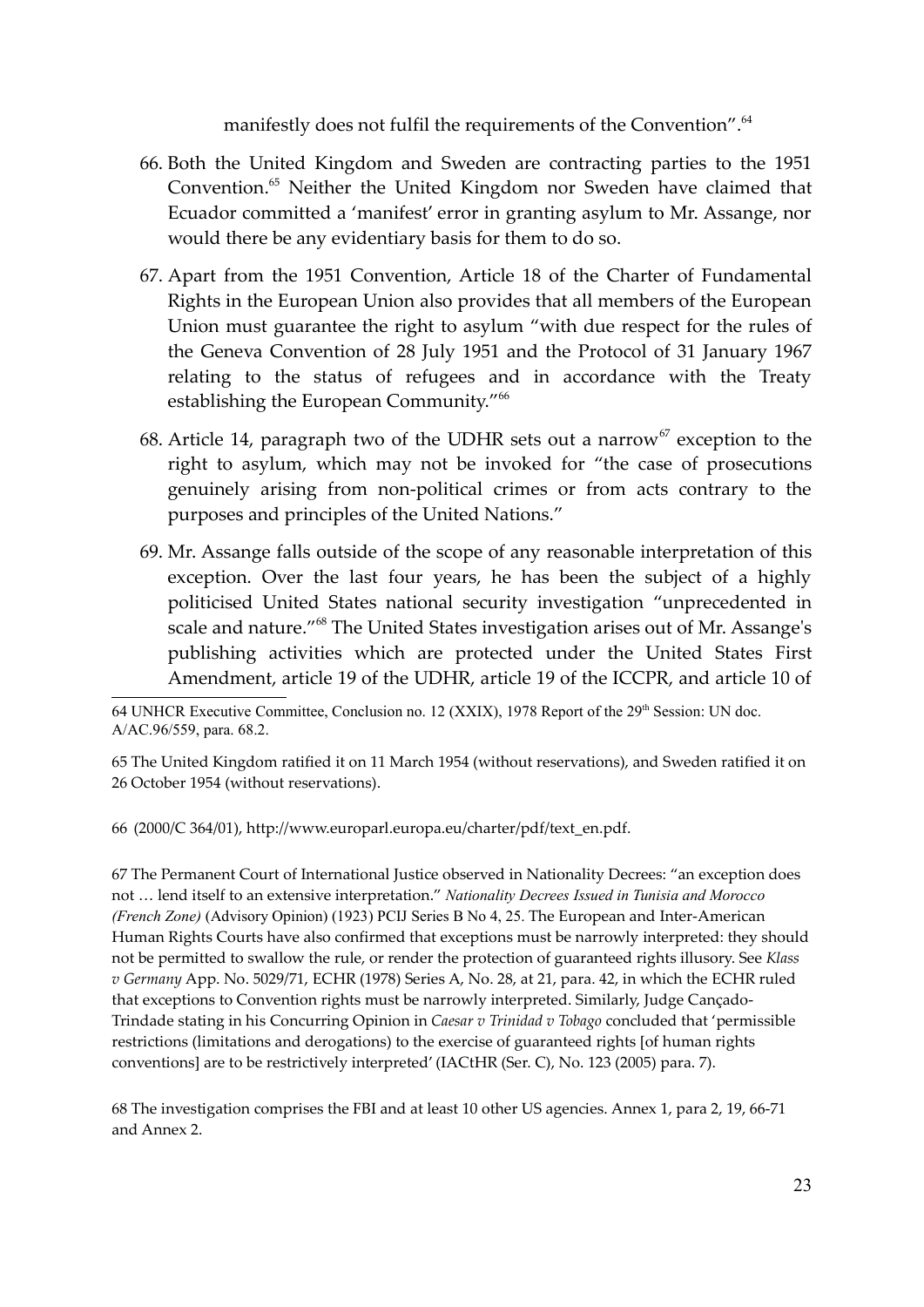manifestly does not fulfil the requirements of the Convention”.[64]

66. Both the United Kingdom and Sweden are contracting parties to the 1951 Convention.[65] Neither the United Kingdom nor Sweden have claimed that Ecuador committed a ‘manifest’ error in granting asylum to Mr. Assange, nor would there be any evidentiary basis for them to do so.

67. Apart from the 1951 Convention, Article 18 of the Charter of Fundamental Rights in the European Union also provides that all members of the European Union must guarantee the right to asylum “with due respect for the rules of the Geneva Convention of 28 July 1951 and the Protocol of 31 January 1967 relating to the status of refugees and in accordance with the Treaty establishing the European Community.”[66]

68. Article 14, paragraph two of the UDHR sets out a narrow[67] exception to the right to asylum, which may not be invoked for “the case of prosecutions genuinely arising from non-political crimes or from acts contrary to the purposes and principles of the United Nations.”

69. Mr. Assange falls outside of the scope of any reasonable interpretation of this exception. Over the last four years, he has been the subject of a highly politicised United States national security investigation “unprecedented in scale and nature.”[68] The United States investigation arises out of Mr. Assange's publishing activities which are protected under the United States First Amendment, article 19 of the UDHR, article 19 of the ICCPR, and article 10 of

---

64 UNHCR Executive Committee, Conclusion no. 12 (XXIX), 1978 Report of the 29th Session: UN doc. A/AC.96/559, para. 68.2.

65 The United Kingdom ratified it on 11 March 1954 (without reservations), and Sweden ratified it on 26 October 1954 (without reservations).

66 (2000/C 364/01), http://www.europarl.europa.eu/charter/pdf/text_en.pdf.

67 The Permanent Court of International Justice observed in Nationality Decrees: “an exception does not … lend itself to an extensive interpretation.” *Nationality Decrees Issued in Tunisia and Morocco (French Zone)* (Advisory Opinion) (1923) PCIJ Series B No 4, 25. The European and Inter-American Human Rights Courts have also confirmed that exceptions must be narrowly interpreted: they should not be permitted to swallow the rule, or render the protection of guaranteed rights illusory. See *Klass v Germany* App. No. 5029/71, ECHR (1978) Series A, No. 28, at 21, para. 42, in which the ECHR ruled that exceptions to Convention rights must be narrowly interpreted. Similarly, Judge Cançado-Trindade stating in his Concurring Opinion in *Caesar v Trinidad v Tobago* concluded that ‘permissible restrictions (limitations and derogations) to the exercise of guaranteed rights [of human rights conventions] are to be restrictively interpreted’ (IACtHR (Ser. C), No. 123 (2005) para. 7).

68 The investigation comprises the FBI and at least 10 other US agencies. Annex 1, para 2, 19, 66-71 and Annex 2.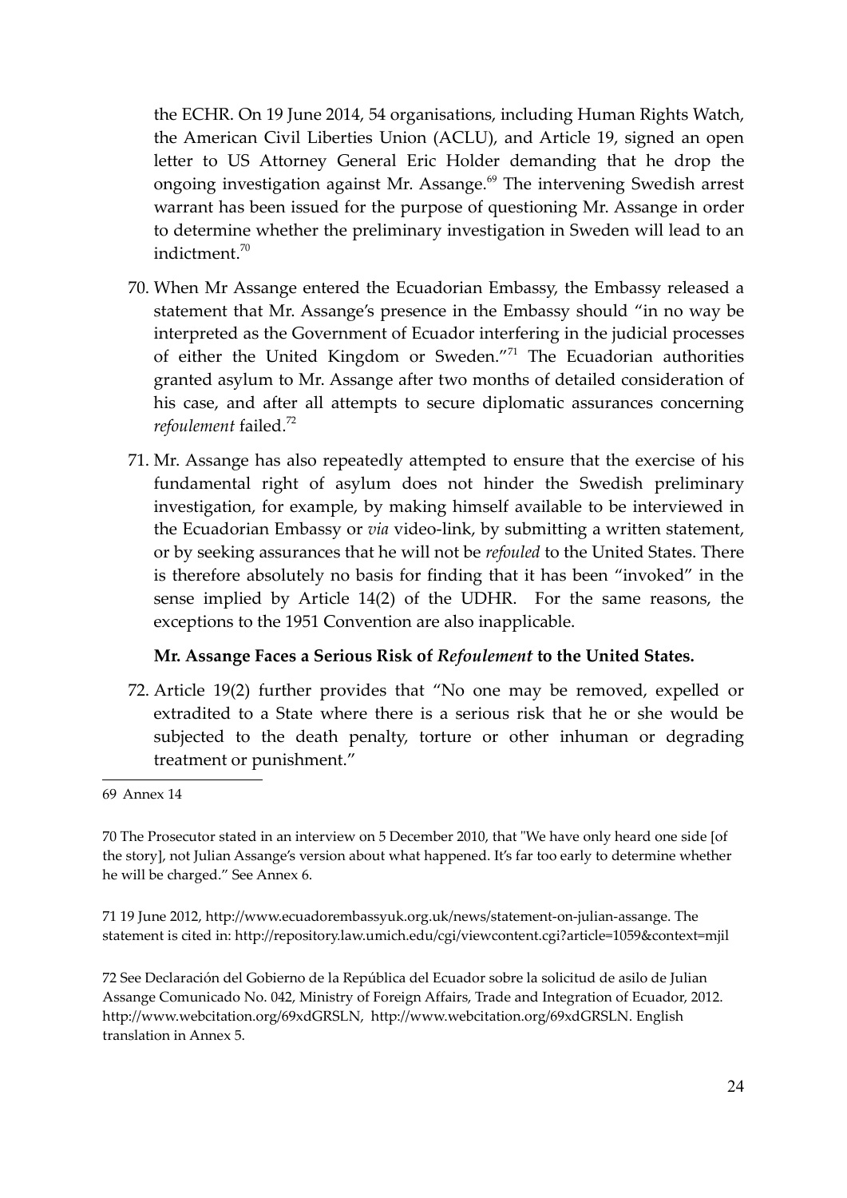the ECHR. On 19 June 2014, 54 organisations, including Human Rights Watch, the American Civil Liberties Union (ACLU), and Article 19, signed an open letter to US Attorney General Eric Holder demanding that he drop the ongoing investigation against Mr. Assange.[69] The intervening Swedish arrest warrant has been issued for the purpose of questioning Mr. Assange in order to determine whether the preliminary investigation in Sweden will lead to an indictment.[70]

70. When Mr Assange entered the Ecuadorian Embassy, the Embassy released a statement that Mr. Assange's presence in the Embassy should "in no way be interpreted as the Government of Ecuador interfering in the judicial processes of either the United Kingdom or Sweden."[71] The Ecuadorian authorities granted asylum to Mr. Assange after two months of detailed consideration of his case, and after all attempts to secure diplomatic assurances concerning *refoulement* failed.[72]

71. Mr. Assange has also repeatedly attempted to ensure that the exercise of his fundamental right of asylum does not hinder the Swedish preliminary investigation, for example, by making himself available to be interviewed in the Ecuadorian Embassy or *via* video-link, by submitting a written statement, or by seeking assurances that he will not be *refouled* to the United States. There is therefore absolutely no basis for finding that it has been "invoked" in the sense implied by Article 14(2) of the UDHR. For the same reasons, the exceptions to the 1951 Convention are also inapplicable.

**Mr. Assange Faces a Serious Risk of *Refoulement* to the United States.**

72. Article 19(2) further provides that "No one may be removed, expelled or extradited to a State where there is a serious risk that he or she would be subjected to the death penalty, torture or other inhuman or degrading treatment or punishment."

---

69 Annex 14

70 The Prosecutor stated in an interview on 5 December 2010, that "We have only heard one side [of the story], not Julian Assange's version about what happened. It's far too early to determine whether he will be charged." See Annex 6.

71 19 June 2012, http://www.ecuadorembassyuk.org.uk/news/statement-on-julian-assange. The statement is cited in: http://repository.law.umich.edu/cgi/viewcontent.cgi?article=1059&context=mjil

72 See Declaración del Gobierno de la República del Ecuador sobre la solicitud de asilo de Julian Assange Comunicado No. 042, Ministry of Foreign Affairs, Trade and Integration of Ecuador, 2012. http://www.webcitation.org/69xdGRSLN, http://www.webcitation.org/69xdGRSLN. English translation in Annex 5.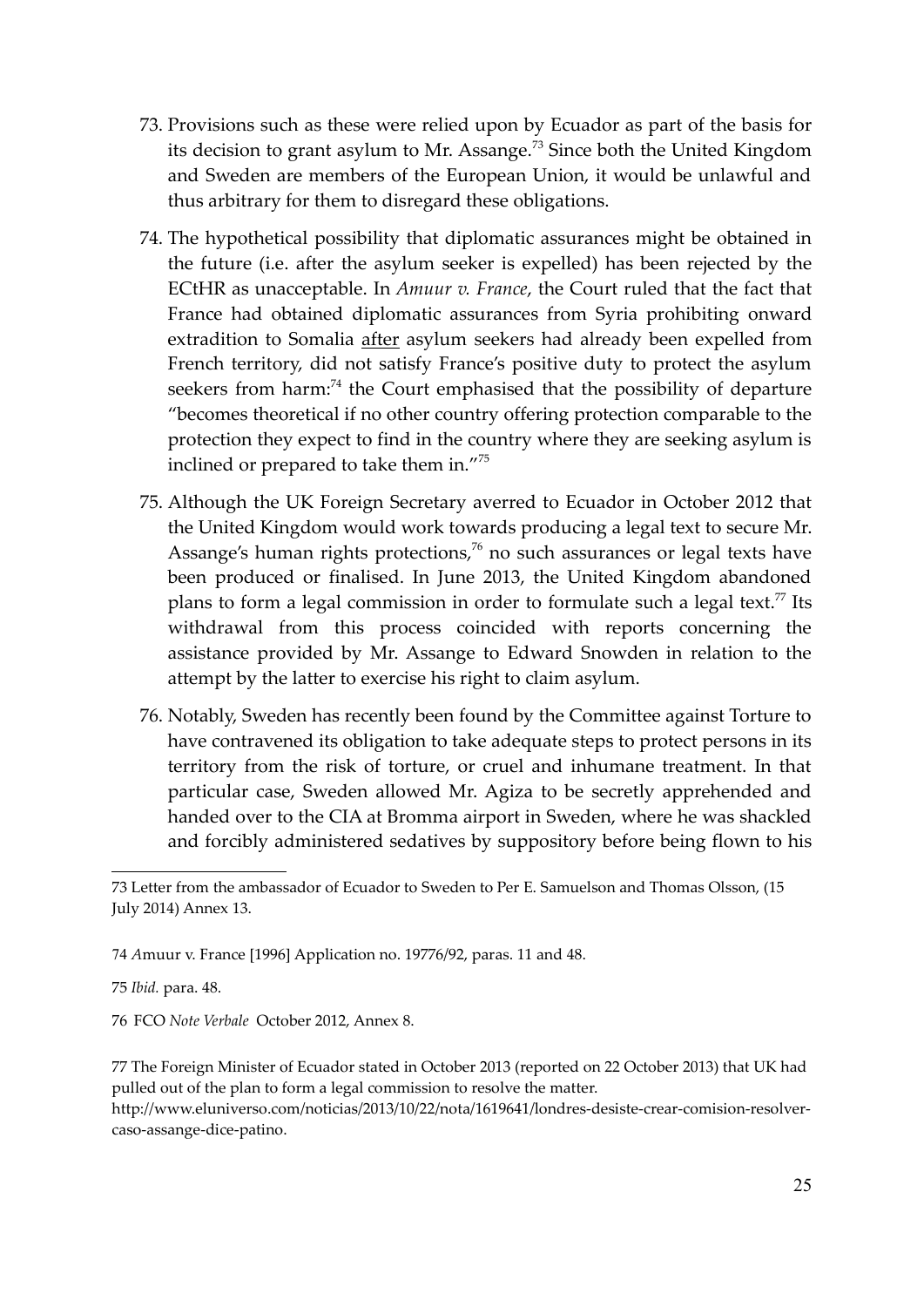73. Provisions such as these were relied upon by Ecuador as part of the basis for its decision to grant asylum to Mr. Assange.[73] Since both the United Kingdom and Sweden are members of the European Union, it would be unlawful and thus arbitrary for them to disregard these obligations.

74. The hypothetical possibility that diplomatic assurances might be obtained in the future (i.e. after the asylum seeker is expelled) has been rejected by the ECtHR as unacceptable. In *Amuur v. France*, the Court ruled that the fact that France had obtained diplomatic assurances from Syria prohibiting onward extradition to Somalia <u>after</u> asylum seekers had already been expelled from French territory, did not satisfy France's positive duty to protect the asylum seekers from harm:[74] the Court emphasised that the possibility of departure "becomes theoretical if no other country offering protection comparable to the protection they expect to find in the country where they are seeking asylum is inclined or prepared to take them in."[75]

75. Although the UK Foreign Secretary averred to Ecuador in October 2012 that the United Kingdom would work towards producing a legal text to secure Mr. Assange's human rights protections,[76] no such assurances or legal texts have been produced or finalised. In June 2013, the United Kingdom abandoned plans to form a legal commission in order to formulate such a legal text.[77] Its withdrawal from this process coincided with reports concerning the assistance provided by Mr. Assange to Edward Snowden in relation to the attempt by the latter to exercise his right to claim asylum.

76. Notably, Sweden has recently been found by the Committee against Torture to have contravened its obligation to take adequate steps to protect persons in its territory from the risk of torture, or cruel and inhumane treatment. In that particular case, Sweden allowed Mr. Agiza to be secretly apprehended and handed over to the CIA at Bromma airport in Sweden, where he was shackled and forcibly administered sedatives by suppository before being flown to his

---

73 Letter from the ambassador of Ecuador to Sweden to Per E. Samuelson and Thomas Olsson, (15 July 2014) Annex 13.

74 *A*muur v. France [1996] Application no. 19776/92, paras. 11 and 48.

75 *Ibid.* para. 48.

76 FCO *Note Verbale* October 2012, Annex 8.

77 The Foreign Minister of Ecuador stated in October 2013 (reported on 22 October 2013) that UK had pulled out of the plan to form a legal commission to resolve the matter. http://www.eluniverso.com/noticias/2013/10/22/nota/1619641/londres-desiste-crear-comision-resolver-caso-assange-dice-patino.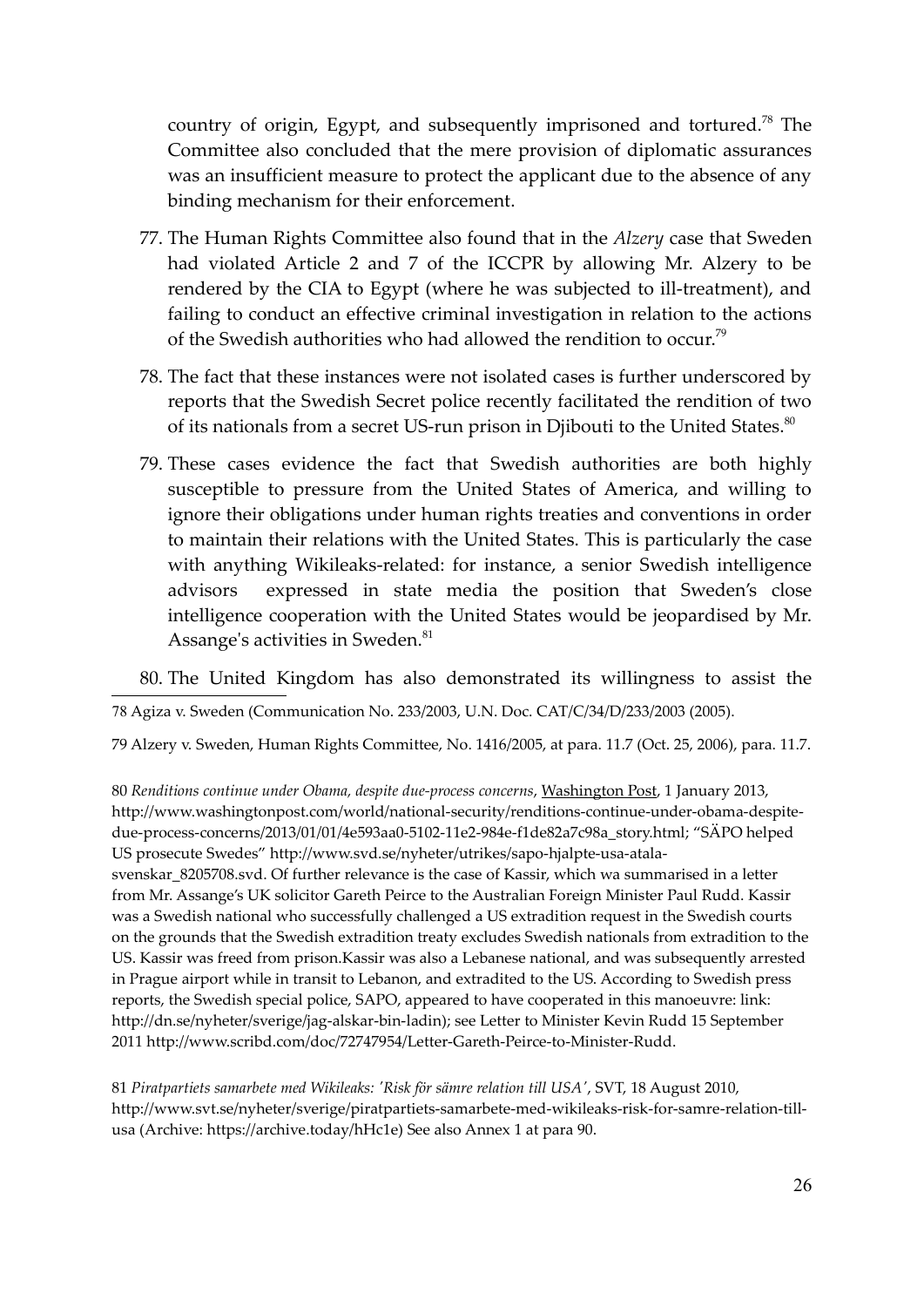country of origin, Egypt, and subsequently imprisoned and tortured.[78] The Committee also concluded that the mere provision of diplomatic assurances was an insufficient measure to protect the applicant due to the absence of any binding mechanism for their enforcement.

77. The Human Rights Committee also found that in the *Alzery* case that Sweden had violated Article 2 and 7 of the ICCPR by allowing Mr. Alzery to be rendered by the CIA to Egypt (where he was subjected to ill-treatment), and failing to conduct an effective criminal investigation in relation to the actions of the Swedish authorities who had allowed the rendition to occur.[79]

78. The fact that these instances were not isolated cases is further underscored by reports that the Swedish Secret police recently facilitated the rendition of two of its nationals from a secret US-run prison in Djibouti to the United States.[80]

79. These cases evidence the fact that Swedish authorities are both highly susceptible to pressure from the United States of America, and willing to ignore their obligations under human rights treaties and conventions in order to maintain their relations with the United States. This is particularly the case with anything Wikileaks-related: for instance, a senior Swedish intelligence advisors expressed in state media the position that Sweden's close intelligence cooperation with the United States would be jeopardised by Mr. Assange's activities in Sweden.[81]

80. The United Kingdom has also demonstrated its willingness to assist the

---

78 Agiza v. Sweden (Communication No. 233/2003, U.N. Doc. CAT/C/34/D/233/2003 (2005).

79 Alzery v. Sweden, Human Rights Committee, No. 1416/2005, at para. 11.7 (Oct. 25, 2006), para. 11.7.

80 *Renditions continue under Obama, despite due-process concerns*, Washington Post, 1 January 2013, http://www.washingtonpost.com/world/national-security/renditions-continue-under-obama-despite-due-process-concerns/2013/01/01/4e593aa0-5102-11e2-984e-f1de82a7c98a_story.html; "SÄPO helped US prosecute Swedes" http://www.svd.se/nyheter/utrikes/sapo-hjalpte-usa-atala-svenskar_8205708.svd. Of further relevance is the case of Kassir, which wa summarised in a letter from Mr. Assange's UK solicitor Gareth Peirce to the Australian Foreign Minister Paul Rudd. Kassir was a Swedish national who successfully challenged a US extradition request in the Swedish courts on the grounds that the Swedish extradition treaty excludes Swedish nationals from extradition to the US. Kassir was freed from prison.Kassir was also a Lebanese national, and was subsequently arrested in Prague airport while in transit to Lebanon, and extradited to the US. According to Swedish press reports, the Swedish special police, SAPO, appeared to have cooperated in this manoeuvre: link: http://dn.se/nyheter/sverige/jag-alskar-bin-ladin); see Letter to Minister Kevin Rudd 15 September 2011 http://www.scribd.com/doc/72747954/Letter-Gareth-Peirce-to-Minister-Rudd.

81 *Piratpartiets samarbete med Wikileaks: 'Risk för sämre relation till USA'*, SVT, 18 August 2010, http://www.svt.se/nyheter/sverige/piratpartiets-samarbete-med-wikileaks-risk-for-samre-relation-till-usa (Archive: https://archive.today/hHc1e) See also Annex 1 at para 90.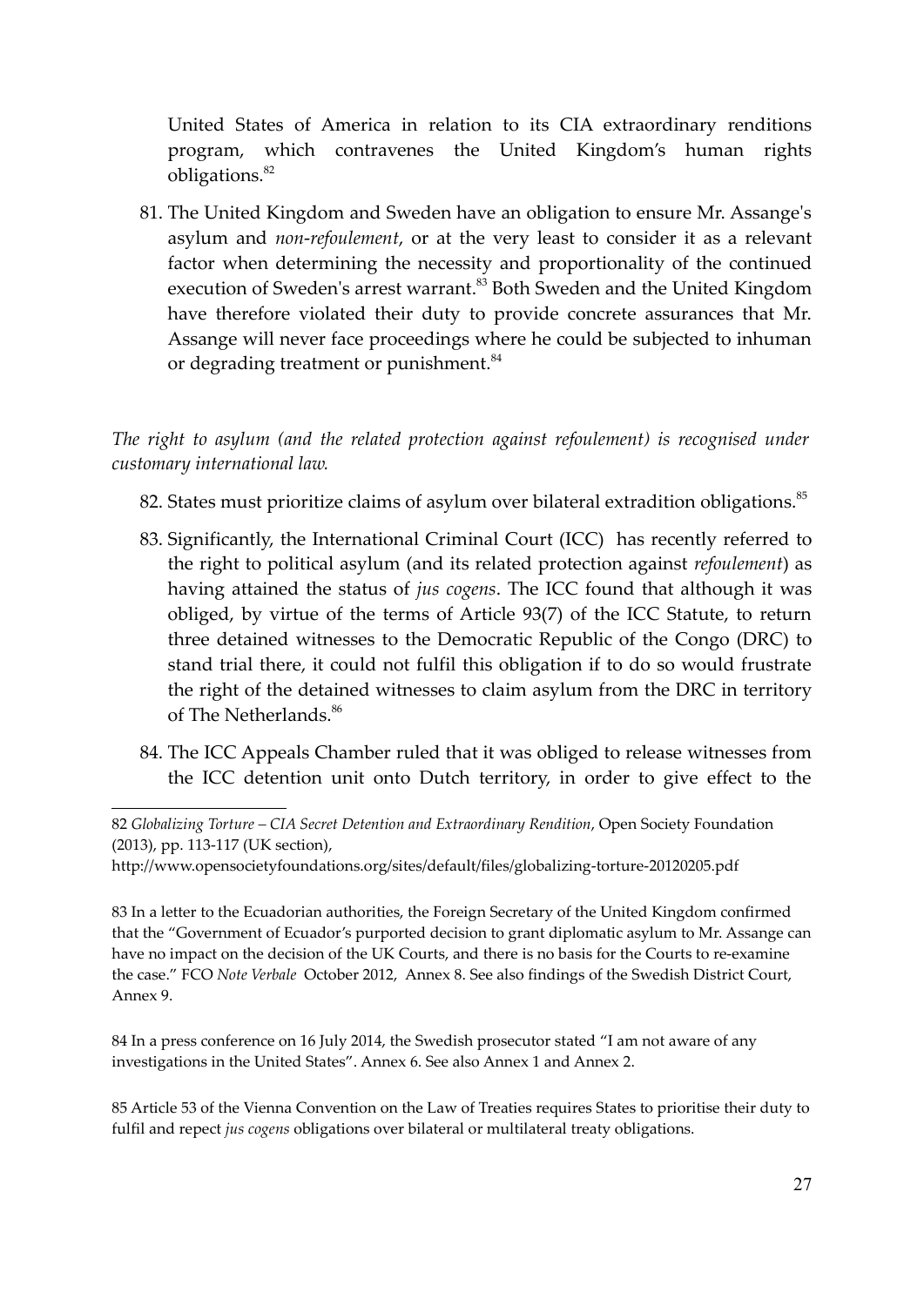United States of America in relation to its CIA extraordinary renditions program, which contravenes the United Kingdom's human rights obligations.[82]

81. The United Kingdom and Sweden have an obligation to ensure Mr. Assange's asylum and *non-refoulement*, or at the very least to consider it as a relevant factor when determining the necessity and proportionality of the continued execution of Sweden's arrest warrant.[83] Both Sweden and the United Kingdom have therefore violated their duty to provide concrete assurances that Mr. Assange will never face proceedings where he could be subjected to inhuman or degrading treatment or punishment.[84]

*The right to asylum (and the related protection against refoulement) is recognised under customary international law.*

82. States must prioritize claims of asylum over bilateral extradition obligations.[85]

83. Significantly, the International Criminal Court (ICC) has recently referred to the right to political asylum (and its related protection against *refoulement*) as having attained the status of *jus cogens*. The ICC found that although it was obliged, by virtue of the terms of Article 93(7) of the ICC Statute, to return three detained witnesses to the Democratic Republic of the Congo (DRC) to stand trial there, it could not fulfil this obligation if to do so would frustrate the right of the detained witnesses to claim asylum from the DRC in territory of The Netherlands.[86]

84. The ICC Appeals Chamber ruled that it was obliged to release witnesses from the ICC detention unit onto Dutch territory, in order to give effect to the

---

82 *Globalizing Torture – CIA Secret Detention and Extraordinary Rendition*, Open Society Foundation (2013), pp. 113-117 (UK section), http://www.opensocietyfoundations.org/sites/default/files/globalizing-torture-20120205.pdf

83 In a letter to the Ecuadorian authorities, the Foreign Secretary of the United Kingdom confirmed that the "Government of Ecuador's purported decision to grant diplomatic asylum to Mr. Assange can have no impact on the decision of the UK Courts, and there is no basis for the Courts to re-examine the case." FCO *Note Verbale* October 2012, Annex 8. See also findings of the Swedish District Court, Annex 9.

84 In a press conference on 16 July 2014, the Swedish prosecutor stated "I am not aware of any investigations in the United States". Annex 6. See also Annex 1 and Annex 2.

85 Article 53 of the Vienna Convention on the Law of Treaties requires States to prioritise their duty to fulfil and repect *jus cogens* obligations over bilateral or multilateral treaty obligations.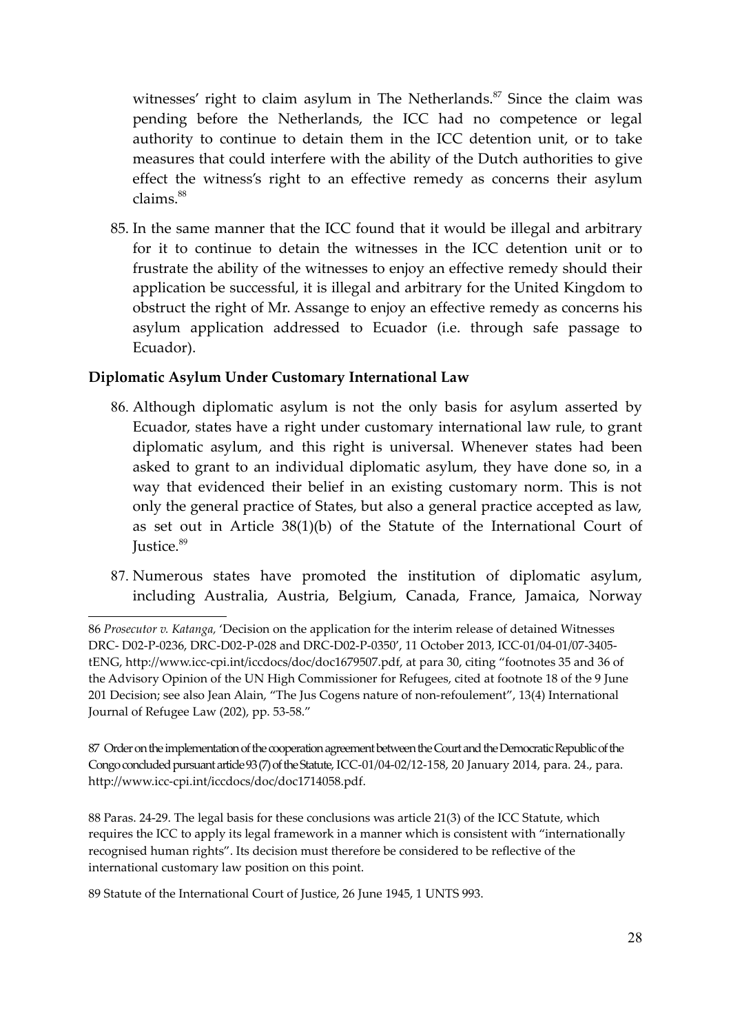witnesses' right to claim asylum in The Netherlands.[87] Since the claim was pending before the Netherlands, the ICC had no competence or legal authority to continue to detain them in the ICC detention unit, or to take measures that could interfere with the ability of the Dutch authorities to give effect the witness's right to an effective remedy as concerns their asylum claims.[88]

85. In the same manner that the ICC found that it would be illegal and arbitrary for it to continue to detain the witnesses in the ICC detention unit or to frustrate the ability of the witnesses to enjoy an effective remedy should their application be successful, it is illegal and arbitrary for the United Kingdom to obstruct the right of Mr. Assange to enjoy an effective remedy as concerns his asylum application addressed to Ecuador (i.e. through safe passage to Ecuador).

**Diplomatic Asylum Under Customary International Law**

86. Although diplomatic asylum is not the only basis for asylum asserted by Ecuador, states have a right under customary international law rule, to grant diplomatic asylum, and this right is universal. Whenever states had been asked to grant to an individual diplomatic asylum, they have done so, in a way that evidenced their belief in an existing customary norm. This is not only the general practice of States, but also a general practice accepted as law, as set out in Article 38(1)(b) of the Statute of the International Court of Justice.[89]

87. Numerous states have promoted the institution of diplomatic asylum, including Australia, Austria, Belgium, Canada, France, Jamaica, Norway

---

86 *Prosecutor v. Katanga,* 'Decision on the application for the interim release of detained Witnesses DRC- D02-P-0236, DRC-D02-P-028 and DRC-D02-P-0350', 11 October 2013, ICC-01/04-01/07-3405-tENG, http://www.icc-cpi.int/iccdocs/doc/doc1679507.pdf, at para 30, citing "footnotes 35 and 36 of the Advisory Opinion of the UN High Commissioner for Refugees, cited at footnote 18 of the 9 June 201 Decision; see also Jean Alain, "The Jus Cogens nature of non-refoulement", 13(4) International Journal of Refugee Law (202), pp. 53-58."

87 Order on the implementation of the cooperation agreement between the Court and the Democratic Republic of the Congo concluded pursuant article 93(7) of the Statute, ICC-01/04-02/12-158, 20 January 2014, para. 24., para. http://www.icc-cpi.int/iccdocs/doc/doc1714058.pdf.

88 Paras. 24-29. The legal basis for these conclusions was article 21(3) of the ICC Statute, which requires the ICC to apply its legal framework in a manner which is consistent with "internationally recognised human rights". Its decision must therefore be considered to be reflective of the international customary law position on this point.

89 Statute of the International Court of Justice, 26 June 1945, 1 UNTS 993.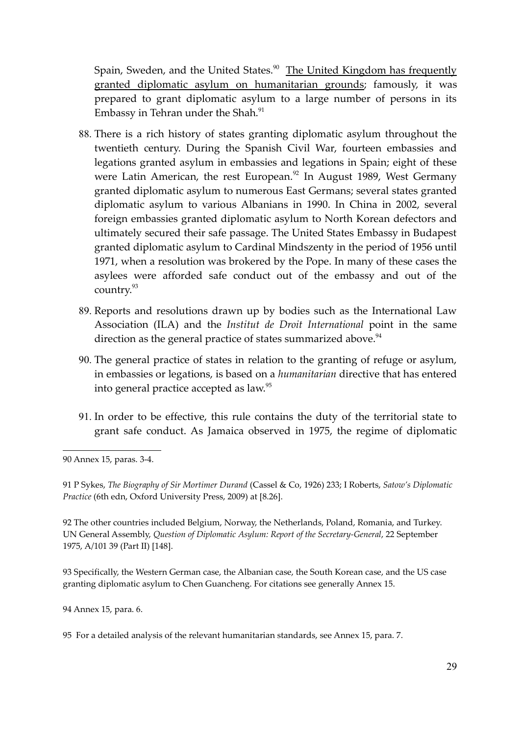Spain, Sweden, and the United States.[90] <u>The United Kingdom has frequently granted diplomatic asylum on humanitarian grounds</u>; famously, it was prepared to grant diplomatic asylum to a large number of persons in its Embassy in Tehran under the Shah.[91]

88. There is a rich history of states granting diplomatic asylum throughout the twentieth century. During the Spanish Civil War, fourteen embassies and legations granted asylum in embassies and legations in Spain; eight of these were Latin American, the rest European.[92] In August 1989, West Germany granted diplomatic asylum to numerous East Germans; several states granted diplomatic asylum to various Albanians in 1990. In China in 2002, several foreign embassies granted diplomatic asylum to North Korean defectors and ultimately secured their safe passage. The United States Embassy in Budapest granted diplomatic asylum to Cardinal Mindszenty in the period of 1956 until 1971, when a resolution was brokered by the Pope. In many of these cases the asylees were afforded safe conduct out of the embassy and out of the country.[93]

89. Reports and resolutions drawn up by bodies such as the International Law Association (ILA) and the *Institut de Droit International* point in the same direction as the general practice of states summarized above.[94]

90. The general practice of states in relation to the granting of refuge or asylum, in embassies or legations, is based on a *humanitarian* directive that has entered into general practice accepted as law.[95]

91. In order to be effective, this rule contains the duty of the territorial state to grant safe conduct. As Jamaica observed in 1975, the regime of diplomatic

---

90 Annex 15, paras. 3-4.

91 P Sykes, *The Biography of Sir Mortimer Durand* (Cassel & Co, 1926) 233; I Roberts, *Satow's Diplomatic Practice* (6th edn, Oxford University Press, 2009) at [8.26].

92 The other countries included Belgium, Norway, the Netherlands, Poland, Romania, and Turkey. UN General Assembly, *Question of Diplomatic Asylum: Report of the Secretary-General*, 22 September 1975, A/101 39 (Part II) [148].

93 Specifically, the Western German case, the Albanian case, the South Korean case, and the US case granting diplomatic asylum to Chen Guancheng. For citations see generally Annex 15.

94 Annex 15, para. 6.

95 For a detailed analysis of the relevant humanitarian standards, see Annex 15, para. 7.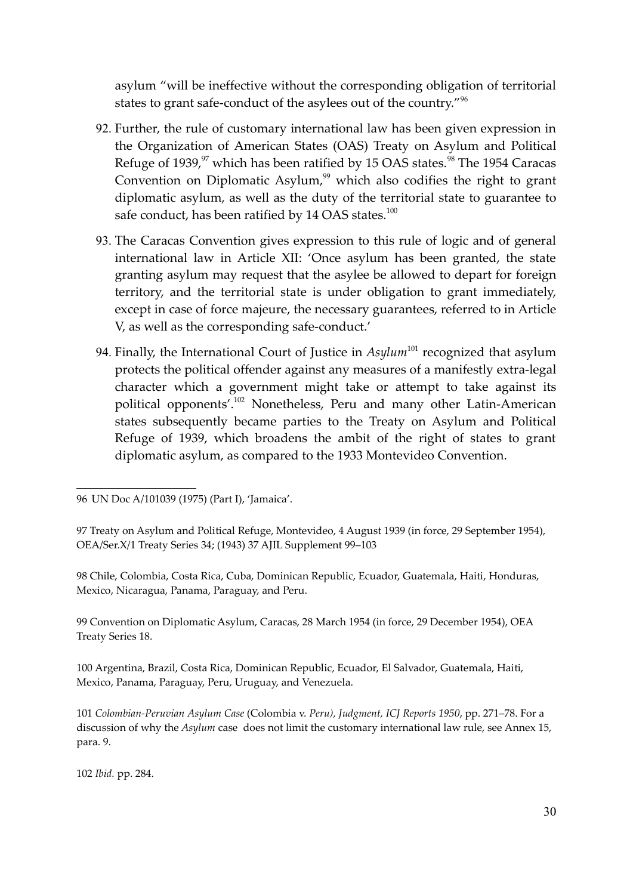asylum "will be ineffective without the corresponding obligation of territorial states to grant safe-conduct of the asylees out of the country."[96]

92. Further, the rule of customary international law has been given expression in the Organization of American States (OAS) Treaty on Asylum and Political Refuge of 1939,[97] which has been ratified by 15 OAS states.[98] The 1954 Caracas Convention on Diplomatic Asylum,[99] which also codifies the right to grant diplomatic asylum, as well as the duty of the territorial state to guarantee to safe conduct, has been ratified by 14 OAS states.[100]

93. The Caracas Convention gives expression to this rule of logic and of general international law in Article XII: 'Once asylum has been granted, the state granting asylum may request that the asylee be allowed to depart for foreign territory, and the territorial state is under obligation to grant immediately, except in case of force majeure, the necessary guarantees, referred to in Article V, as well as the corresponding safe-conduct.'

94. Finally, the International Court of Justice in *Asylum*[101] recognized that asylum protects the political offender against any measures of a manifestly extra-legal character which a government might take or attempt to take against its political opponents'.[102] Nonetheless, Peru and many other Latin-American states subsequently became parties to the Treaty on Asylum and Political Refuge of 1939, which broadens the ambit of the right of states to grant diplomatic asylum, as compared to the 1933 Montevideo Convention.

---

96 UN Doc A/101039 (1975) (Part I), 'Jamaica'.

97 Treaty on Asylum and Political Refuge, Montevideo, 4 August 1939 (in force, 29 September 1954), OEA/Ser.X/1 Treaty Series 34; (1943) 37 AJIL Supplement 99–103

98 Chile, Colombia, Costa Rica, Cuba, Dominican Republic, Ecuador, Guatemala, Haiti, Honduras, Mexico, Nicaragua, Panama, Paraguay, and Peru.

99 Convention on Diplomatic Asylum, Caracas, 28 March 1954 (in force, 29 December 1954), OEA Treaty Series 18.

100 Argentina, Brazil, Costa Rica, Dominican Republic, Ecuador, El Salvador, Guatemala, Haiti, Mexico, Panama, Paraguay, Peru, Uruguay, and Venezuela.

101 *Colombian-Peruvian Asylum Case* (Colombia v. *Peru), Judgment, ICJ Reports 1950*, pp. 271–78. For a discussion of why the *Asylum* case does not limit the customary international law rule, see Annex 15, para. 9.

102 *Ibid.* pp. 284.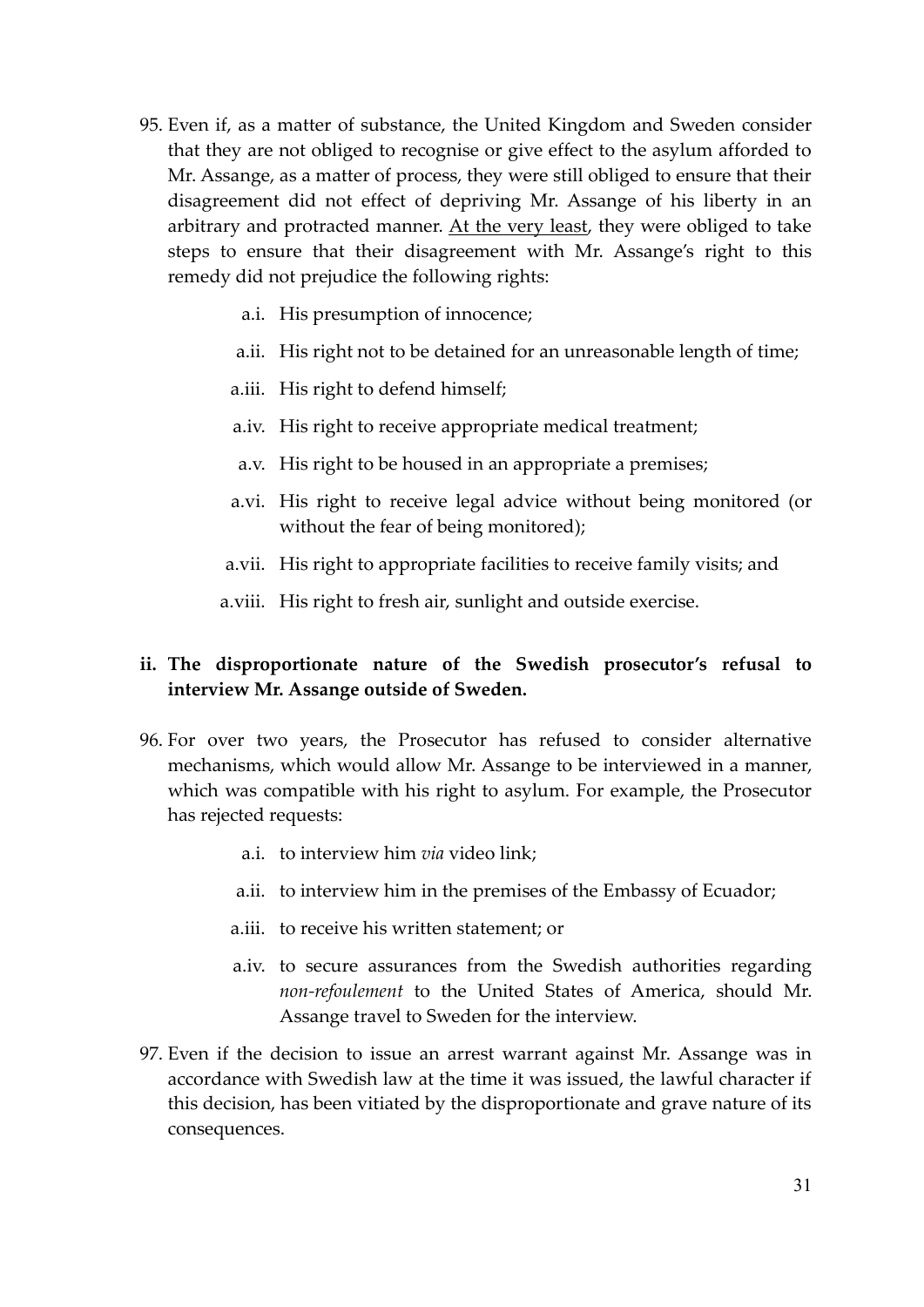95. Even if, as a matter of substance, the United Kingdom and Sweden consider that they are not obliged to recognise or give effect to the asylum afforded to Mr. Assange, as a matter of process, they were still obliged to ensure that their disagreement did not effect of depriving Mr. Assange of his liberty in an arbitrary and protracted manner. <u>At the very least</u>, they were obliged to take steps to ensure that their disagreement with Mr. Assange's right to this remedy did not prejudice the following rights:

    a.i. His presumption of innocence;

    a.ii. His right not to be detained for an unreasonable length of time;

    a.iii. His right to defend himself;

    a.iv. His right to receive appropriate medical treatment;

    a.v. His right to be housed in an appropriate a premises;

    a.vi. His right to receive legal advice without being monitored (or without the fear of being monitored);

    a.vii. His right to appropriate facilities to receive family visits; and

    a.viii. His right to fresh air, sunlight and outside exercise.

**ii. The disproportionate nature of the Swedish prosecutor's refusal to interview Mr. Assange outside of Sweden.**

96. For over two years, the Prosecutor has refused to consider alternative mechanisms, which would allow Mr. Assange to be interviewed in a manner, which was compatible with his right to asylum. For example, the Prosecutor has rejected requests:

    a.i. to interview him *via* video link;

    a.ii. to interview him in the premises of the Embassy of Ecuador;

    a.iii. to receive his written statement; or

    a.iv. to secure assurances from the Swedish authorities regarding *non-refoulement* to the United States of America, should Mr. Assange travel to Sweden for the interview.

97. Even if the decision to issue an arrest warrant against Mr. Assange was in accordance with Swedish law at the time it was issued, the lawful character if this decision, has been vitiated by the disproportionate and grave nature of its consequences.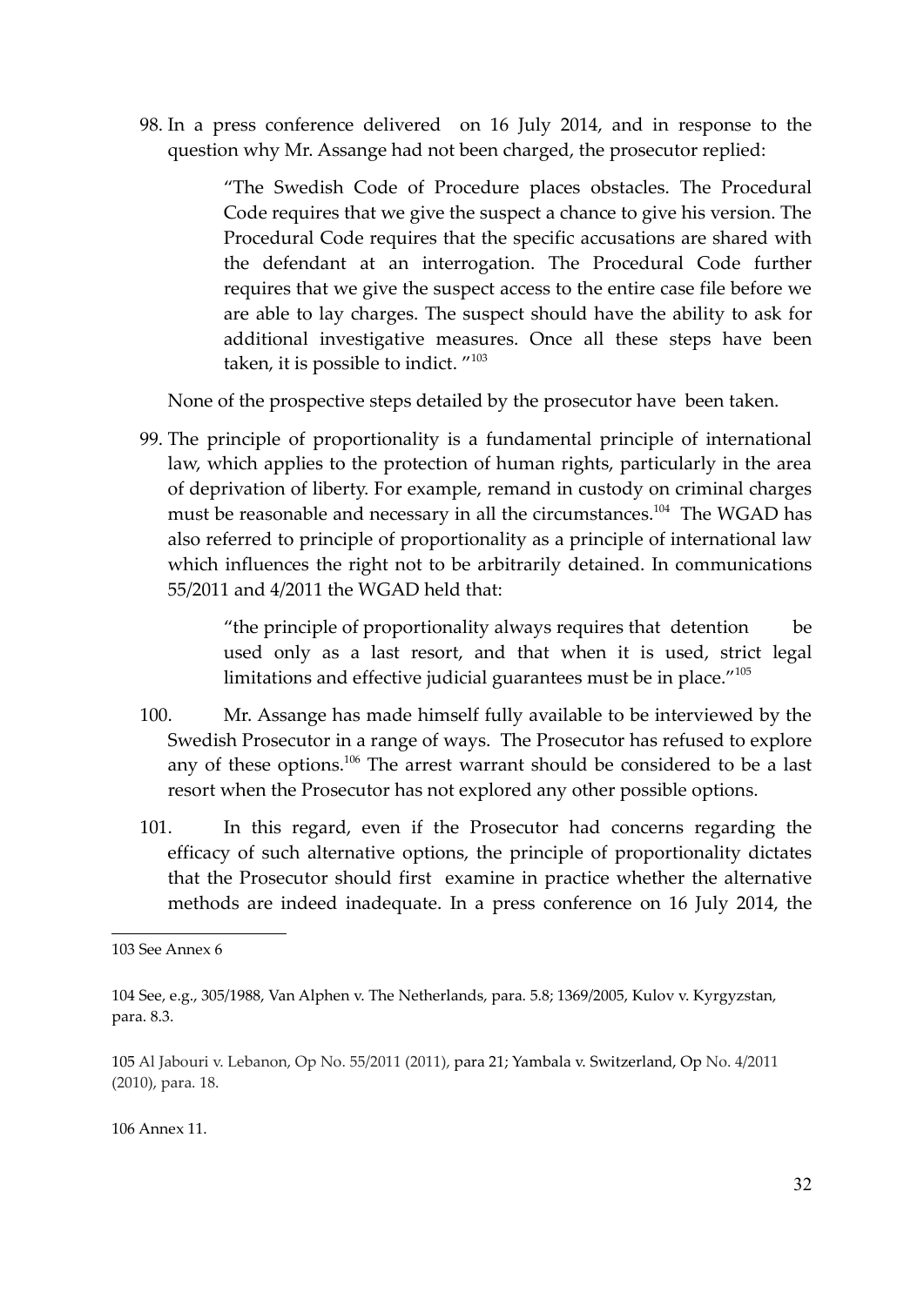98. In a press conference delivered on 16 July 2014, and in response to the question why Mr. Assange had not been charged, the prosecutor replied:

> "The Swedish Code of Procedure places obstacles. The Procedural Code requires that we give the suspect a chance to give his version. The Procedural Code requires that the specific accusations are shared with the defendant at an interrogation. The Procedural Code further requires that we give the suspect access to the entire case file before we are able to lay charges. The suspect should have the ability to ask for additional investigative measures. Once all these steps have been taken, it is possible to indict. "[103]

None of the prospective steps detailed by the prosecutor have been taken.

99. The principle of proportionality is a fundamental principle of international law, which applies to the protection of human rights, particularly in the area of deprivation of liberty. For example, remand in custody on criminal charges must be reasonable and necessary in all the circumstances.[104] The WGAD has also referred to principle of proportionality as a principle of international law which influences the right not to be arbitrarily detained. In communications 55/2011 and 4/2011 the WGAD held that:

> "the principle of proportionality always requires that detention be used only as a last resort, and that when it is used, strict legal limitations and effective judicial guarantees must be in place."[105]

100. Mr. Assange has made himself fully available to be interviewed by the Swedish Prosecutor in a range of ways. The Prosecutor has refused to explore any of these options.[106] The arrest warrant should be considered to be a last resort when the Prosecutor has not explored any other possible options.

101. In this regard, even if the Prosecutor had concerns regarding the efficacy of such alternative options, the principle of proportionality dictates that the Prosecutor should first examine in practice whether the alternative methods are indeed inadequate. In a press conference on 16 July 2014, the

---

103 See Annex 6

104 See, e.g., 305/1988, Van Alphen v. The Netherlands, para. 5.8; 1369/2005, Kulov v. Kyrgyzstan, para. 8.3.

105 Al Jabouri v. Lebanon, Op No. 55/2011 (2011), para 21; Yambala v. Switzerland, Op No. 4/2011 (2010), para. 18.

106 Annex 11.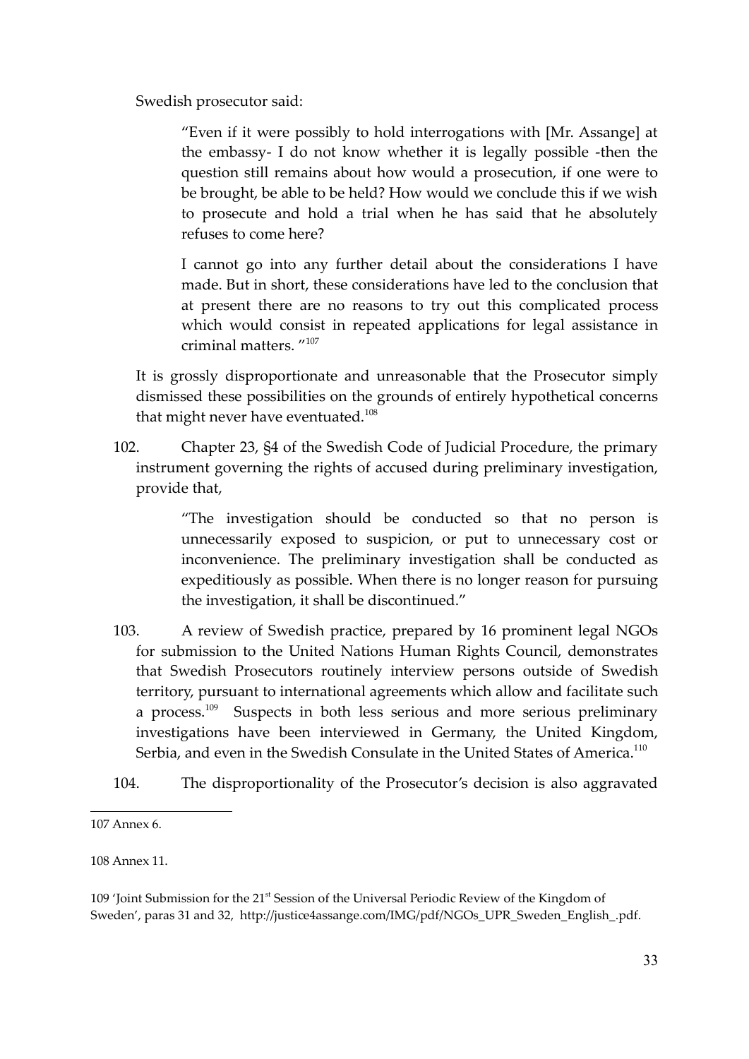Swedish prosecutor said:

> "Even if it were possibly to hold interrogations with [Mr. Assange] at the embassy- I do not know whether it is legally possible -then the question still remains about how would a prosecution, if one were to be brought, be able to be held? How would we conclude this if we wish to prosecute and hold a trial when he has said that he absolutely refuses to come here?
>
> I cannot go into any further detail about the considerations I have made. But in short, these considerations have led to the conclusion that at present there are no reasons to try out this complicated process which would consist in repeated applications for legal assistance in criminal matters. "[107]

It is grossly disproportionate and unreasonable that the Prosecutor simply dismissed these possibilities on the grounds of entirely hypothetical concerns that might never have eventuated.[108]

102. Chapter 23, §4 of the Swedish Code of Judicial Procedure, the primary instrument governing the rights of accused during preliminary investigation, provide that,

> "The investigation should be conducted so that no person is unnecessarily exposed to suspicion, or put to unnecessary cost or inconvenience. The preliminary investigation shall be conducted as expeditiously as possible. When there is no longer reason for pursuing the investigation, it shall be discontinued."

103. A review of Swedish practice, prepared by 16 prominent legal NGOs for submission to the United Nations Human Rights Council, demonstrates that Swedish Prosecutors routinely interview persons outside of Swedish territory, pursuant to international agreements which allow and facilitate such a process.[109] Suspects in both less serious and more serious preliminary investigations have been interviewed in Germany, the United Kingdom, Serbia, and even in the Swedish Consulate in the United States of America.[110]

104. The disproportionality of the Prosecutor's decision is also aggravated

---

107 Annex 6.

108 Annex 11.

109 'Joint Submission for the 21st Session of the Universal Periodic Review of the Kingdom of Sweden', paras 31 and 32, http://justice4assange.com/IMG/pdf/NGOs_UPR_Sweden_English_.pdf.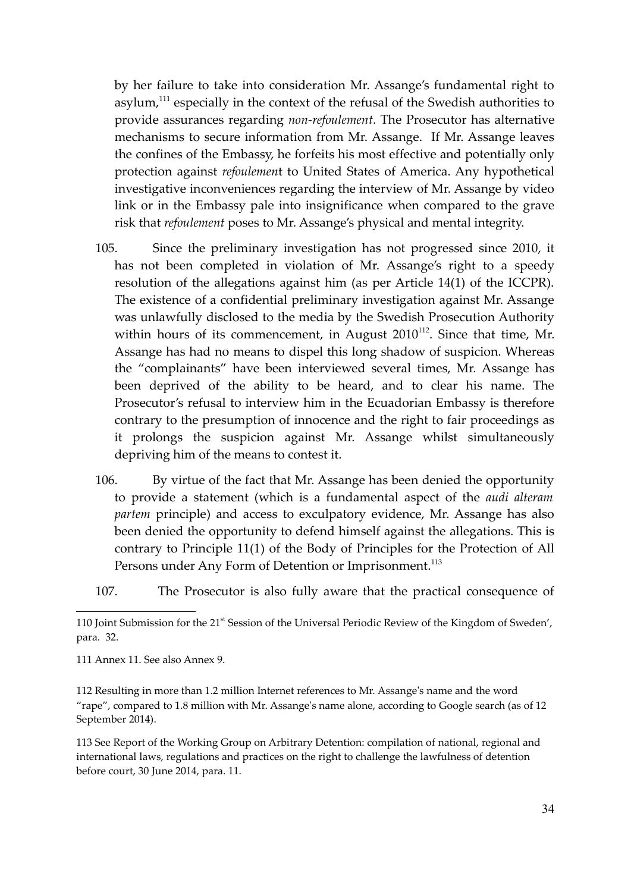by her failure to take into consideration Mr. Assange's fundamental right to asylum,[111] especially in the context of the refusal of the Swedish authorities to provide assurances regarding *non-refoulement*. The Prosecutor has alternative mechanisms to secure information from Mr. Assange. If Mr. Assange leaves the confines of the Embassy, he forfeits his most effective and potentially only protection against *refoulemen*t to United States of America. Any hypothetical investigative inconveniences regarding the interview of Mr. Assange by video link or in the Embassy pale into insignificance when compared to the grave risk that *refoulement* poses to Mr. Assange's physical and mental integrity.

105. Since the preliminary investigation has not progressed since 2010, it has not been completed in violation of Mr. Assange's right to a speedy resolution of the allegations against him (as per Article 14(1) of the ICCPR). The existence of a confidential preliminary investigation against Mr. Assange was unlawfully disclosed to the media by the Swedish Prosecution Authority within hours of its commencement, in August 2010[112]. Since that time, Mr. Assange has had no means to dispel this long shadow of suspicion. Whereas the "complainants" have been interviewed several times, Mr. Assange has been deprived of the ability to be heard, and to clear his name. The Prosecutor's refusal to interview him in the Ecuadorian Embassy is therefore contrary to the presumption of innocence and the right to fair proceedings as it prolongs the suspicion against Mr. Assange whilst simultaneously depriving him of the means to contest it.

106. By virtue of the fact that Mr. Assange has been denied the opportunity to provide a statement (which is a fundamental aspect of the *audi alteram partem* principle) and access to exculpatory evidence, Mr. Assange has also been denied the opportunity to defend himself against the allegations. This is contrary to Principle 11(1) of the Body of Principles for the Protection of All Persons under Any Form of Detention or Imprisonment.[113]

107. The Prosecutor is also fully aware that the practical consequence of

---

110 Joint Submission for the 21st Session of the Universal Periodic Review of the Kingdom of Sweden', para. 32.

111 Annex 11. See also Annex 9.

112 Resulting in more than 1.2 million Internet references to Mr. Assange's name and the word "rape", compared to 1.8 million with Mr. Assange's name alone, according to Google search (as of 12 September 2014).

113 See Report of the Working Group on Arbitrary Detention: compilation of national, regional and international laws, regulations and practices on the right to challenge the lawfulness of detention before court, 30 June 2014, para. 11.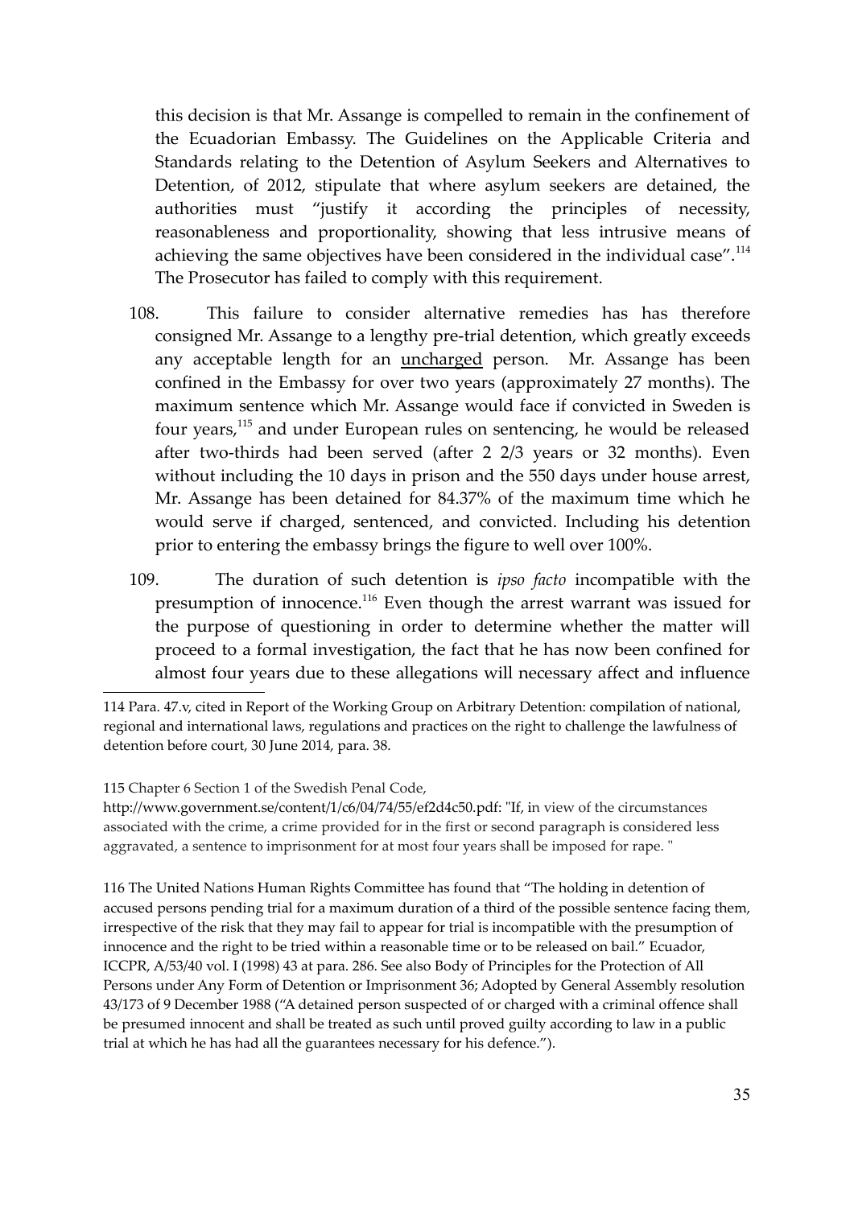this decision is that Mr. Assange is compelled to remain in the confinement of the Ecuadorian Embassy. The Guidelines on the Applicable Criteria and Standards relating to the Detention of Asylum Seekers and Alternatives to Detention, of 2012, stipulate that where asylum seekers are detained, the authorities must "justify it according the principles of necessity, reasonableness and proportionality, showing that less intrusive means of achieving the same objectives have been considered in the individual case".[114] The Prosecutor has failed to comply with this requirement.

108. This failure to consider alternative remedies has has therefore consigned Mr. Assange to a lengthy pre-trial detention, which greatly exceeds any acceptable length for an <u>uncharged</u> person. Mr. Assange has been confined in the Embassy for over two years (approximately 27 months). The maximum sentence which Mr. Assange would face if convicted in Sweden is four years,[115] and under European rules on sentencing, he would be released after two-thirds had been served (after 2 2/3 years or 32 months). Even without including the 10 days in prison and the 550 days under house arrest, Mr. Assange has been detained for 84.37% of the maximum time which he would serve if charged, sentenced, and convicted. Including his detention prior to entering the embassy brings the figure to well over 100%.

109. The duration of such detention is *ipso facto* incompatible with the presumption of innocence.[116] Even though the arrest warrant was issued for the purpose of questioning in order to determine whether the matter will proceed to a formal investigation, the fact that he has now been confined for almost four years due to these allegations will necessary affect and influence

---

114 Para. 47.v, cited in Report of the Working Group on Arbitrary Detention: compilation of national, regional and international laws, regulations and practices on the right to challenge the lawfulness of detention before court, 30 June 2014, para. 38.

115 Chapter 6 Section 1 of the Swedish Penal Code, http://www.government.se/content/1/c6/04/74/55/ef2d4c50.pdf: "If, in view of the circumstances associated with the crime, a crime provided for in the first or second paragraph is considered less aggravated, a sentence to imprisonment for at most four years shall be imposed for rape. "

116 The United Nations Human Rights Committee has found that "The holding in detention of accused persons pending trial for a maximum duration of a third of the possible sentence facing them, irrespective of the risk that they may fail to appear for trial is incompatible with the presumption of innocence and the right to be tried within a reasonable time or to be released on bail." Ecuador, ICCPR, A/53/40 vol. I (1998) 43 at para. 286. See also Body of Principles for the Protection of All Persons under Any Form of Detention or Imprisonment 36; Adopted by General Assembly resolution 43/173 of 9 December 1988 ("A detained person suspected of or charged with a criminal offence shall be presumed innocent and shall be treated as such until proved guilty according to law in a public trial at which he has had all the guarantees necessary for his defence.").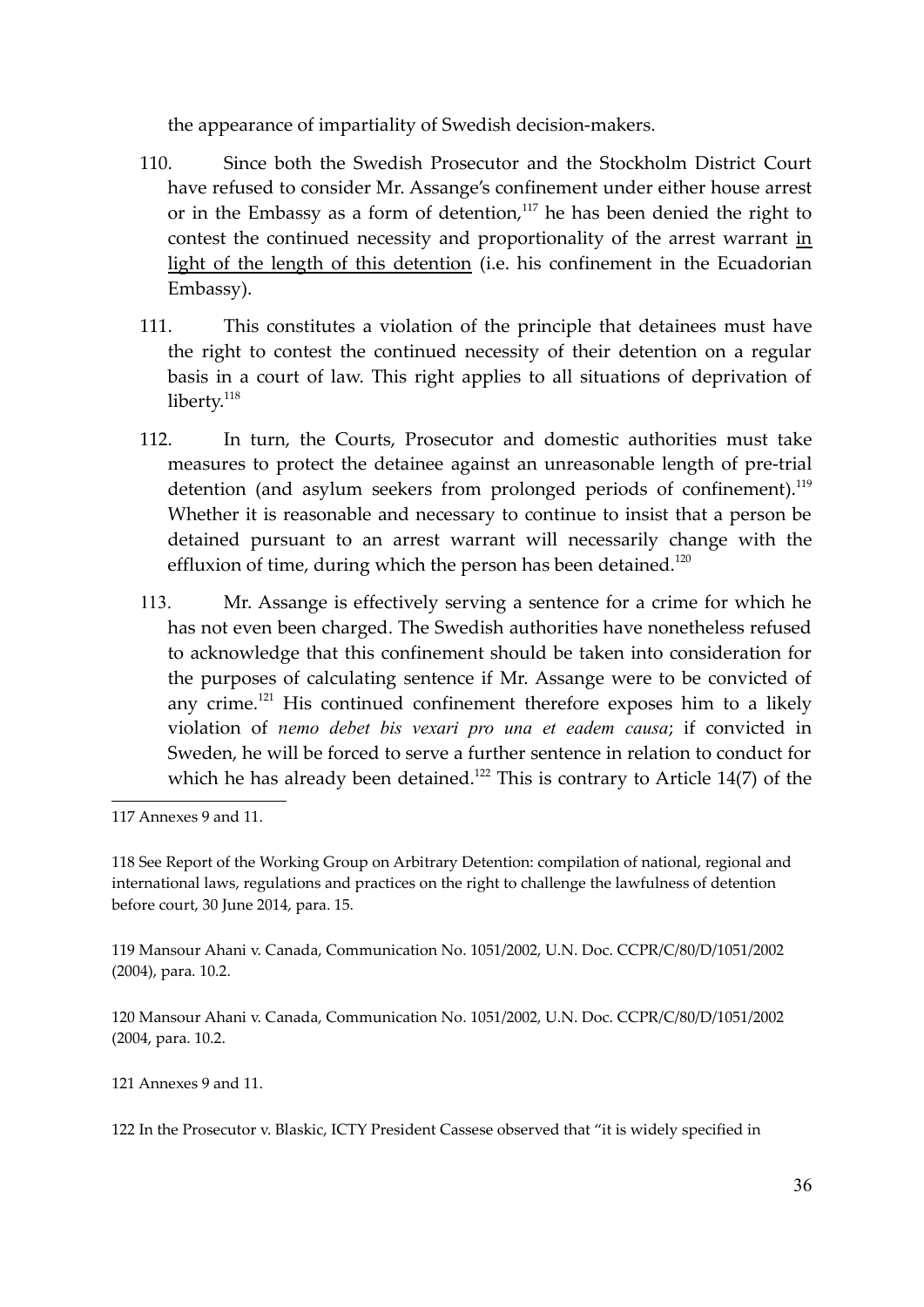the appearance of impartiality of Swedish decision-makers.

110. Since both the Swedish Prosecutor and the Stockholm District Court have refused to consider Mr. Assange's confinement under either house arrest or in the Embassy as a form of detention,[117] he has been denied the right to contest the continued necessity and proportionality of the arrest warrant <u>in light of the length of this detention</u> (i.e. his confinement in the Ecuadorian Embassy).

111. This constitutes a violation of the principle that detainees must have the right to contest the continued necessity of their detention on a regular basis in a court of law. This right applies to all situations of deprivation of liberty.[118]

112. In turn, the Courts, Prosecutor and domestic authorities must take measures to protect the detainee against an unreasonable length of pre-trial detention (and asylum seekers from prolonged periods of confinement).[119] Whether it is reasonable and necessary to continue to insist that a person be detained pursuant to an arrest warrant will necessarily change with the effluxion of time, during which the person has been detained.[120]

113. Mr. Assange is effectively serving a sentence for a crime for which he has not even been charged. The Swedish authorities have nonetheless refused to acknowledge that this confinement should be taken into consideration for the purposes of calculating sentence if Mr. Assange were to be convicted of any crime.[121] His continued confinement therefore exposes him to a likely violation of *nemo debet bis vexari pro una et eadem causa*; if convicted in Sweden, he will be forced to serve a further sentence in relation to conduct for which he has already been detained.[122] This is contrary to Article 14(7) of the

---

117 Annexes 9 and 11.

118 See Report of the Working Group on Arbitrary Detention: compilation of national, regional and international laws, regulations and practices on the right to challenge the lawfulness of detention before court, 30 June 2014, para. 15.

119 Mansour Ahani v. Canada, Communication No. 1051/2002, U.N. Doc. CCPR/C/80/D/1051/2002 (2004), para. 10.2.

120 Mansour Ahani v. Canada, Communication No. 1051/2002, U.N. Doc. CCPR/C/80/D/1051/2002 (2004, para. 10.2.

121 Annexes 9 and 11.

122 In the Prosecutor v. Blaskic, ICTY President Cassese observed that "it is widely specified in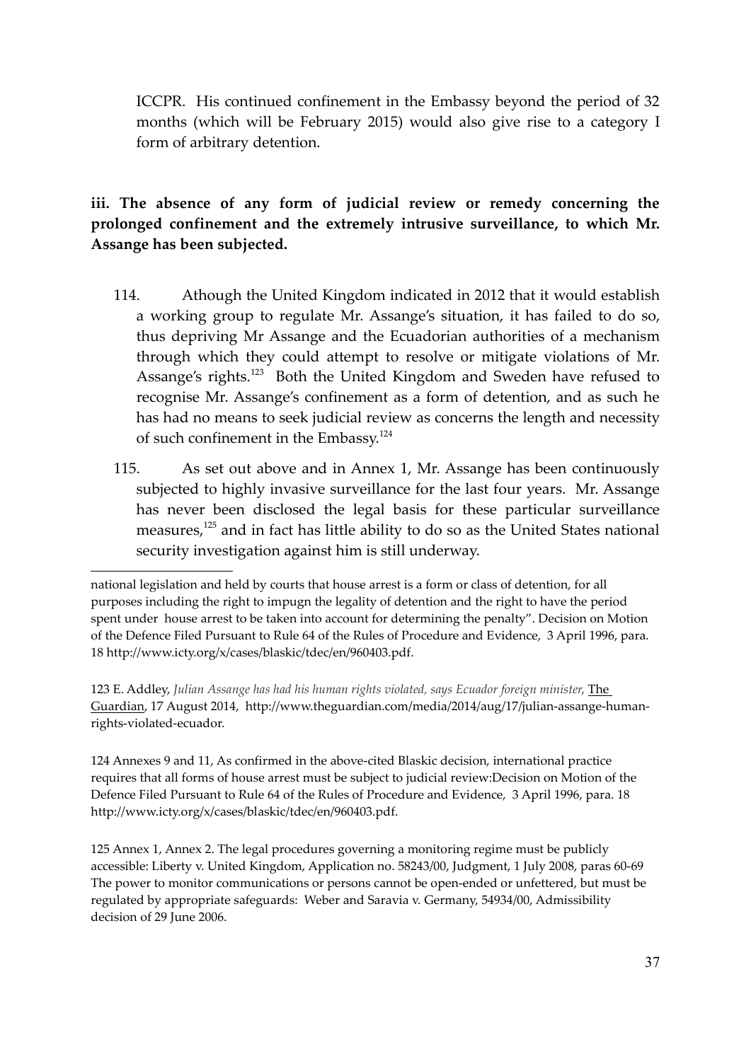ICCPR. His continued confinement in the Embassy beyond the period of 32 months (which will be February 2015) would also give rise to a category I form of arbitrary detention.

**iii. The absence of any form of judicial review or remedy concerning the prolonged confinement and the extremely intrusive surveillance, to which Mr. Assange has been subjected.**

114. Athough the United Kingdom indicated in 2012 that it would establish a working group to regulate Mr. Assange's situation, it has failed to do so, thus depriving Mr Assange and the Ecuadorian authorities of a mechanism through which they could attempt to resolve or mitigate violations of Mr. Assange's rights.[123] Both the United Kingdom and Sweden have refused to recognise Mr. Assange's confinement as a form of detention, and as such he has had no means to seek judicial review as concerns the length and necessity of such confinement in the Embassy.[124]

115. As set out above and in Annex 1, Mr. Assange has been continuously subjected to highly invasive surveillance for the last four years. Mr. Assange has never been disclosed the legal basis for these particular surveillance measures,[125] and in fact has little ability to do so as the United States national security investigation against him is still underway.

---

national legislation and held by courts that house arrest is a form or class of detention, for all purposes including the right to impugn the legality of detention and the right to have the period spent under house arrest to be taken into account for determining the penalty". Decision on Motion of the Defence Filed Pursuant to Rule 64 of the Rules of Procedure and Evidence, 3 April 1996, para. 18 http://www.icty.org/x/cases/blaskic/tdec/en/960403.pdf.

123 E. Addley, *Julian Assange has had his human rights violated, says Ecuador foreign minister*, The Guardian, 17 August 2014, http://www.theguardian.com/media/2014/aug/17/julian-assange-human-rights-violated-ecuador.

124 Annexes 9 and 11, As confirmed in the above-cited Blaskic decision, international practice requires that all forms of house arrest must be subject to judicial review:Decision on Motion of the Defence Filed Pursuant to Rule 64 of the Rules of Procedure and Evidence, 3 April 1996, para. 18 http://www.icty.org/x/cases/blaskic/tdec/en/960403.pdf.

125 Annex 1, Annex 2. The legal procedures governing a monitoring regime must be publicly accessible: Liberty v. United Kingdom, Application no. 58243/00, Judgment, 1 July 2008, paras 60-69 The power to monitor communications or persons cannot be open-ended or unfettered, but must be regulated by appropriate safeguards: Weber and Saravia v. Germany, 54934/00, Admissibility decision of 29 June 2006.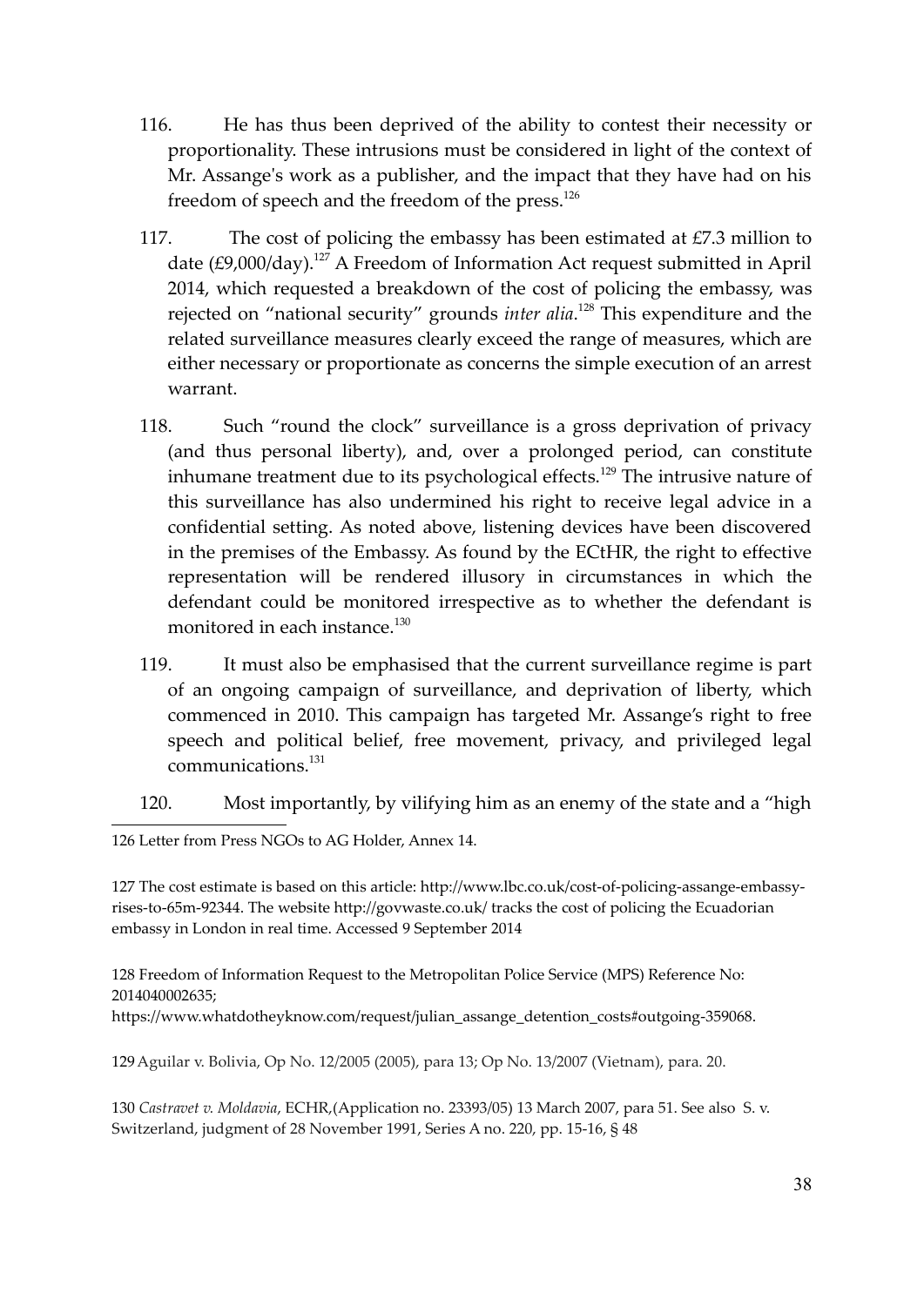116. He has thus been deprived of the ability to contest their necessity or proportionality. These intrusions must be considered in light of the context of Mr. Assange's work as a publisher, and the impact that they have had on his freedom of speech and the freedom of the press.[126]

117. The cost of policing the embassy has been estimated at £7.3 million to date (£9,000/day).[127] A Freedom of Information Act request submitted in April 2014, which requested a breakdown of the cost of policing the embassy, was rejected on "national security" grounds *inter alia*.[128] This expenditure and the related surveillance measures clearly exceed the range of measures, which are either necessary or proportionate as concerns the simple execution of an arrest warrant.

118. Such "round the clock" surveillance is a gross deprivation of privacy (and thus personal liberty), and, over a prolonged period, can constitute inhumane treatment due to its psychological effects.[129] The intrusive nature of this surveillance has also undermined his right to receive legal advice in a confidential setting. As noted above, listening devices have been discovered in the premises of the Embassy. As found by the ECtHR, the right to effective representation will be rendered illusory in circumstances in which the defendant could be monitored irrespective as to whether the defendant is monitored in each instance.[130]

119. It must also be emphasised that the current surveillance regime is part of an ongoing campaign of surveillance, and deprivation of liberty, which commenced in 2010. This campaign has targeted Mr. Assange's right to free speech and political belief, free movement, privacy, and privileged legal communications.[131]

120. Most importantly, by vilifying him as an enemy of the state and a "high

---

126 Letter from Press NGOs to AG Holder, Annex 14.

127 The cost estimate is based on this article: http://www.lbc.co.uk/cost-of-policing-assange-embassy-rises-to-65m-92344. The website http://govwaste.co.uk/ tracks the cost of policing the Ecuadorian embassy in London in real time. Accessed 9 September 2014

128 Freedom of Information Request to the Metropolitan Police Service (MPS) Reference No: 2014040002635; https://www.whatdotheyknow.com/request/julian_assange_detention_costs#outgoing-359068.

129 Aguilar v. Bolivia, Op No. 12/2005 (2005), para 13; Op No. 13/2007 (Vietnam), para. 20.

130 *Castravet v. Moldavia*, ECHR,(Application no. 23393/05) 13 March 2007, para 51. See also S. v. Switzerland, judgment of 28 November 1991, Series A no. 220, pp. 15-16, § 48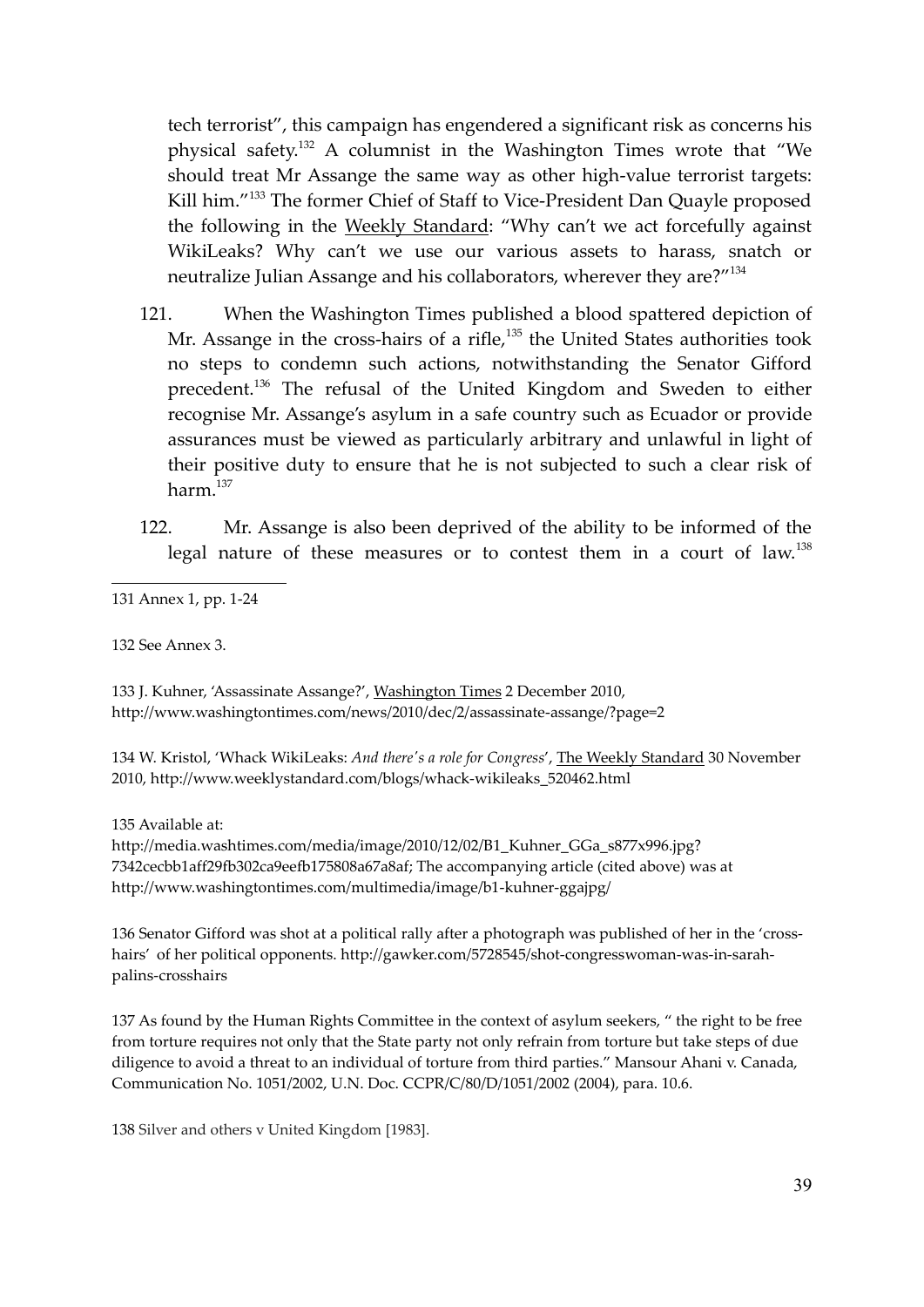tech terrorist", this campaign has engendered a significant risk as concerns his physical safety.[132] A columnist in the Washington Times wrote that "We should treat Mr Assange the same way as other high-value terrorist targets: Kill him."[133] The former Chief of Staff to Vice-President Dan Quayle proposed the following in the Weekly Standard: "Why can't we act forcefully against WikiLeaks? Why can't we use our various assets to harass, snatch or neutralize Julian Assange and his collaborators, wherever they are?"[134]

121. When the Washington Times published a blood spattered depiction of Mr. Assange in the cross-hairs of a rifle,[135] the United States authorities took no steps to condemn such actions, notwithstanding the Senator Gifford precedent.[136] The refusal of the United Kingdom and Sweden to either recognise Mr. Assange's asylum in a safe country such as Ecuador or provide assurances must be viewed as particularly arbitrary and unlawful in light of their positive duty to ensure that he is not subjected to such a clear risk of harm.[137]

122. Mr. Assange is also been deprived of the ability to be informed of the legal nature of these measures or to contest them in a court of law.[138]

---

131 Annex 1, pp. 1-24

132 See Annex 3.

133 J. Kuhner, 'Assassinate Assange?', Washington Times 2 December 2010, http://www.washingtontimes.com/news/2010/dec/2/assassinate-assange/?page=2

134 W. Kristol, 'Whack WikiLeaks: *And there's a role for Congress*', The Weekly Standard 30 November 2010, http://www.weeklystandard.com/blogs/whack-wikileaks_520462.html

135 Available at: http://media.washtimes.com/media/image/2010/12/02/B1_Kuhner_GGa_s877x996.jpg?7342cecbb1aff29fb302ca9eefb175808a67a8af; The accompanying article (cited above) was at http://www.washingtontimes.com/multimedia/image/b1-kuhner-ggajpg/

136 Senator Gifford was shot at a political rally after a photograph was published of her in the 'cross-hairs' of her political opponents. http://gawker.com/5728545/shot-congresswoman-was-in-sarah-palins-crosshairs

137 As found by the Human Rights Committee in the context of asylum seekers, " the right to be free from torture requires not only that the State party not only refrain from torture but take steps of due diligence to avoid a threat to an individual of torture from third parties." Mansour Ahani v. Canada, Communication No. 1051/2002, U.N. Doc. CCPR/C/80/D/1051/2002 (2004), para. 10.6.

138 Silver and others v United Kingdom [1983].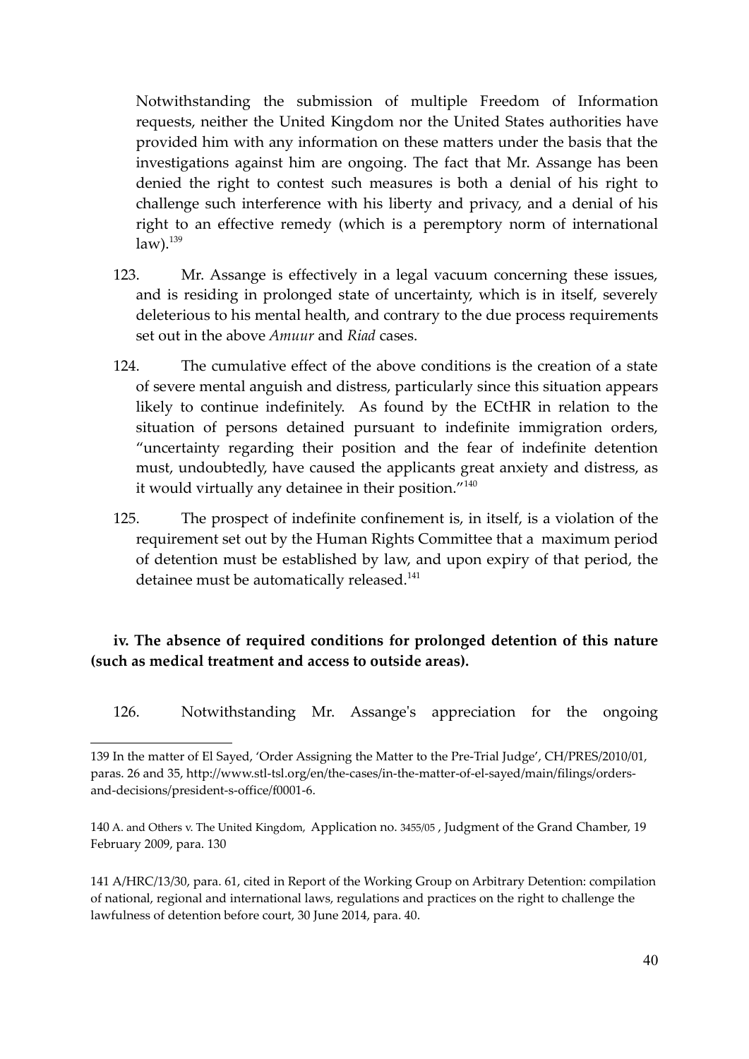Notwithstanding the submission of multiple Freedom of Information requests, neither the United Kingdom nor the United States authorities have provided him with any information on these matters under the basis that the investigations against him are ongoing. The fact that Mr. Assange has been denied the right to contest such measures is both a denial of his right to challenge such interference with his liberty and privacy, and a denial of his right to an effective remedy (which is a peremptory norm of international law).[139]

123. Mr. Assange is effectively in a legal vacuum concerning these issues, and is residing in prolonged state of uncertainty, which is in itself, severely deleterious to his mental health, and contrary to the due process requirements set out in the above *Amuur* and *Riad* cases.

124. The cumulative effect of the above conditions is the creation of a state of severe mental anguish and distress, particularly since this situation appears likely to continue indefinitely. As found by the ECtHR in relation to the situation of persons detained pursuant to indefinite immigration orders, "uncertainty regarding their position and the fear of indefinite detention must, undoubtedly, have caused the applicants great anxiety and distress, as it would virtually any detainee in their position."[140]

125. The prospect of indefinite confinement is, in itself, is a violation of the requirement set out by the Human Rights Committee that a maximum period of detention must be established by law, and upon expiry of that period, the detainee must be automatically released.[141]

**iv. The absence of required conditions for prolonged detention of this nature (such as medical treatment and access to outside areas).**

126. Notwithstanding Mr. Assange's appreciation for the ongoing

---

139 In the matter of El Sayed, 'Order Assigning the Matter to the Pre-Trial Judge', CH/PRES/2010/01, paras. 26 and 35, http://www.stl-tsl.org/en/the-cases/in-the-matter-of-el-sayed/main/filings/orders-and-decisions/president-s-office/f0001-6.

140 A. and Others v. The United Kingdom, Application no. 3455/05 , Judgment of the Grand Chamber, 19 February 2009, para. 130

141 A/HRC/13/30, para. 61, cited in Report of the Working Group on Arbitrary Detention: compilation of national, regional and international laws, regulations and practices on the right to challenge the lawfulness of detention before court, 30 June 2014, para. 40.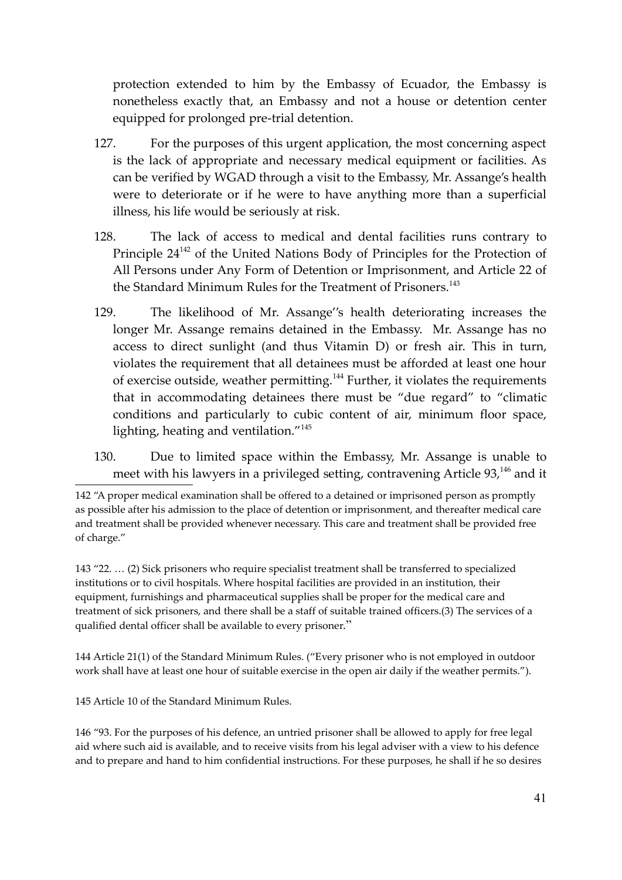protection extended to him by the Embassy of Ecuador, the Embassy is nonetheless exactly that, an Embassy and not a house or detention center equipped for prolonged pre-trial detention.

127. For the purposes of this urgent application, the most concerning aspect is the lack of appropriate and necessary medical equipment or facilities. As can be verified by WGAD through a visit to the Embassy, Mr. Assange's health were to deteriorate or if he were to have anything more than a superficial illness, his life would be seriously at risk.

128. The lack of access to medical and dental facilities runs contrary to Principle 24[142] of the United Nations Body of Principles for the Protection of All Persons under Any Form of Detention or Imprisonment, and Article 22 of the Standard Minimum Rules for the Treatment of Prisoners.[143]

129. The likelihood of Mr. Assange''s health deteriorating increases the longer Mr. Assange remains detained in the Embassy. Mr. Assange has no access to direct sunlight (and thus Vitamin D) or fresh air. This in turn, violates the requirement that all detainees must be afforded at least one hour of exercise outside, weather permitting.[144] Further, it violates the requirements that in accommodating detainees there must be "due regard" to "climatic conditions and particularly to cubic content of air, minimum floor space, lighting, heating and ventilation."[145]

130. Due to limited space within the Embassy, Mr. Assange is unable to meet with his lawyers in a privileged setting, contravening Article 93,[146] and it

---

142 "A proper medical examination shall be offered to a detained or imprisoned person as promptly as possible after his admission to the place of detention or imprisonment, and thereafter medical care and treatment shall be provided whenever necessary. This care and treatment shall be provided free of charge."

143 "22. … (2) Sick prisoners who require specialist treatment shall be transferred to specialized institutions or to civil hospitals. Where hospital facilities are provided in an institution, their equipment, furnishings and pharmaceutical supplies shall be proper for the medical care and treatment of sick prisoners, and there shall be a staff of suitable trained officers.(3) The services of a qualified dental officer shall be available to every prisoner."

144 Article 21(1) of the Standard Minimum Rules. ("Every prisoner who is not employed in outdoor work shall have at least one hour of suitable exercise in the open air daily if the weather permits.").

145 Article 10 of the Standard Minimum Rules.

146 "93. For the purposes of his defence, an untried prisoner shall be allowed to apply for free legal aid where such aid is available, and to receive visits from his legal adviser with a view to his defence and to prepare and hand to him confidential instructions. For these purposes, he shall if he so desires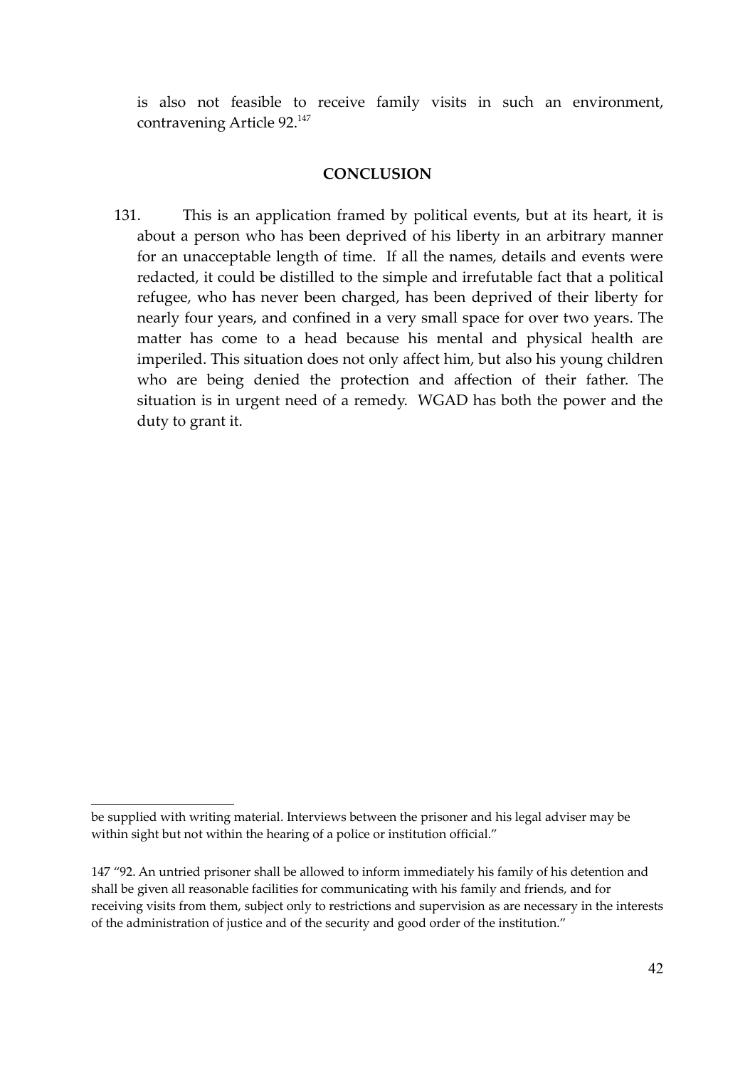is also not feasible to receive family visits in such an environment, contravening Article 92.[147]

## CONCLUSION

131. This is an application framed by political events, but at its heart, it is about a person who has been deprived of his liberty in an arbitrary manner for an unacceptable length of time. If all the names, details and events were redacted, it could be distilled to the simple and irrefutable fact that a political refugee, who has never been charged, has been deprived of their liberty for nearly four years, and confined in a very small space for over two years. The matter has come to a head because his mental and physical health are imperiled. This situation does not only affect him, but also his young children who are being denied the protection and affection of their father. The situation is in urgent need of a remedy. WGAD has both the power and the duty to grant it.

---

be supplied with writing material. Interviews between the prisoner and his legal adviser may be within sight but not within the hearing of a police or institution official."

147 "92. An untried prisoner shall be allowed to inform immediately his family of his detention and shall be given all reasonable facilities for communicating with his family and friends, and for receiving visits from them, subject only to restrictions and supervision as are necessary in the interests of the administration of justice and of the security and good order of the institution."